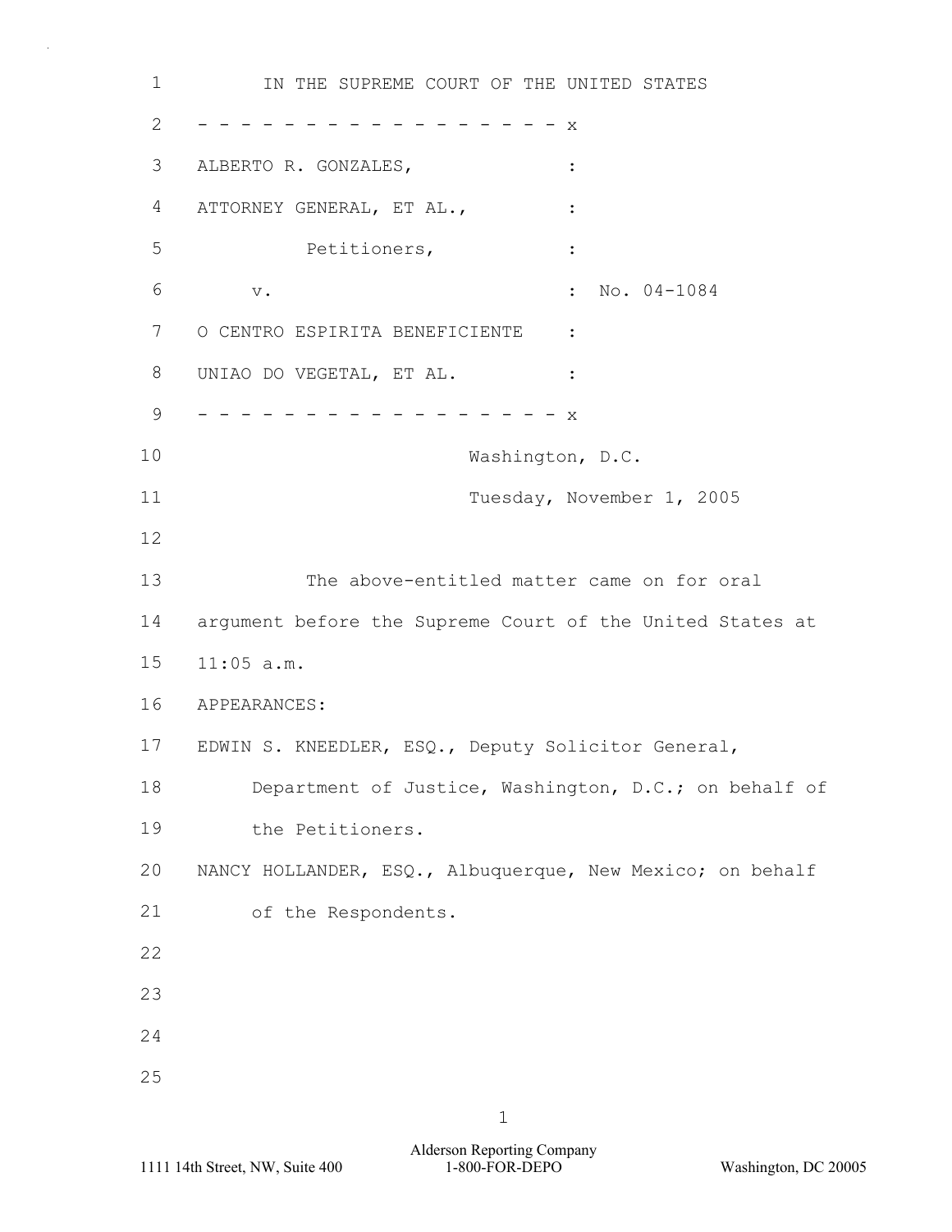IN THE SUPREME COURT OF THE UNITED STATES

- - - - - - - - - - - - - - - - - - x

ALBERTO R. GONZALES, :

ATTORNEY GENERAL, ET AL., :

Petitioners, :

v. : No. 04-1084

O CENTRO ESPIRITA BENEFICIENTE :

UNIAO DO VEGETAL, ET AL. :

- - - - - - - - - - - - - - - - - - x

Washington, D.C.

Tuesday, November 1, 2005

The above-entitled matter came on for oral argument before the Supreme Court of the United States at 11:05 a.m.

APPEARANCES:

EDWIN S. KNEEDLER, ESQ., Deputy Solicitor General, Department of Justice, Washington, D.C.; on behalf of the Petitioners.

NANCY HOLLANDER, ESQ., Albuquerque, New Mexico; on behalf of the Respondents.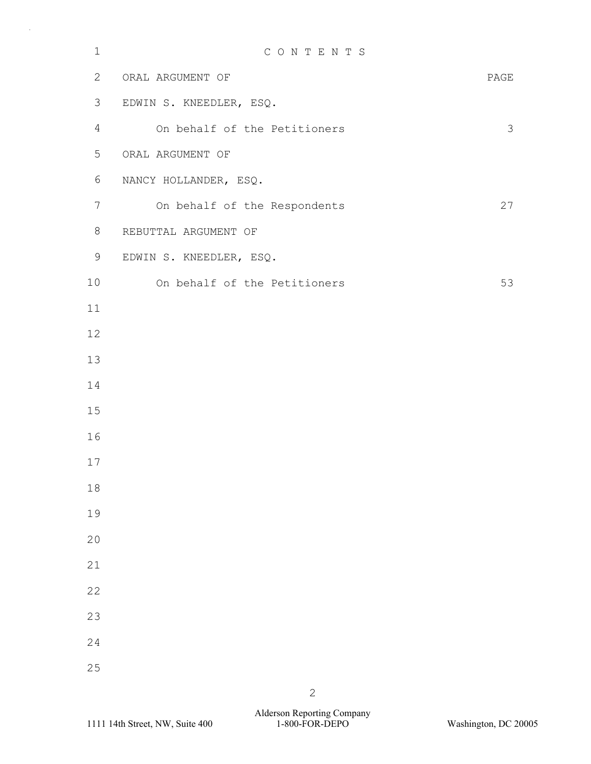# C O N T E N T S

| ORAL ARGUMENT OF | PAGE |
|---|---|
| EDWIN S. KNEEDLER, ESQ. | |
| On behalf of the Petitioners | 3 |
| ORAL ARGUMENT OF | |
| NANCY HOLLANDER, ESQ. | |
| On behalf of the Respondents | 27 |
| REBUTTAL ARGUMENT OF | |
| EDWIN S. KNEEDLER, ESQ. | |
| On behalf of the Petitioners | 53 |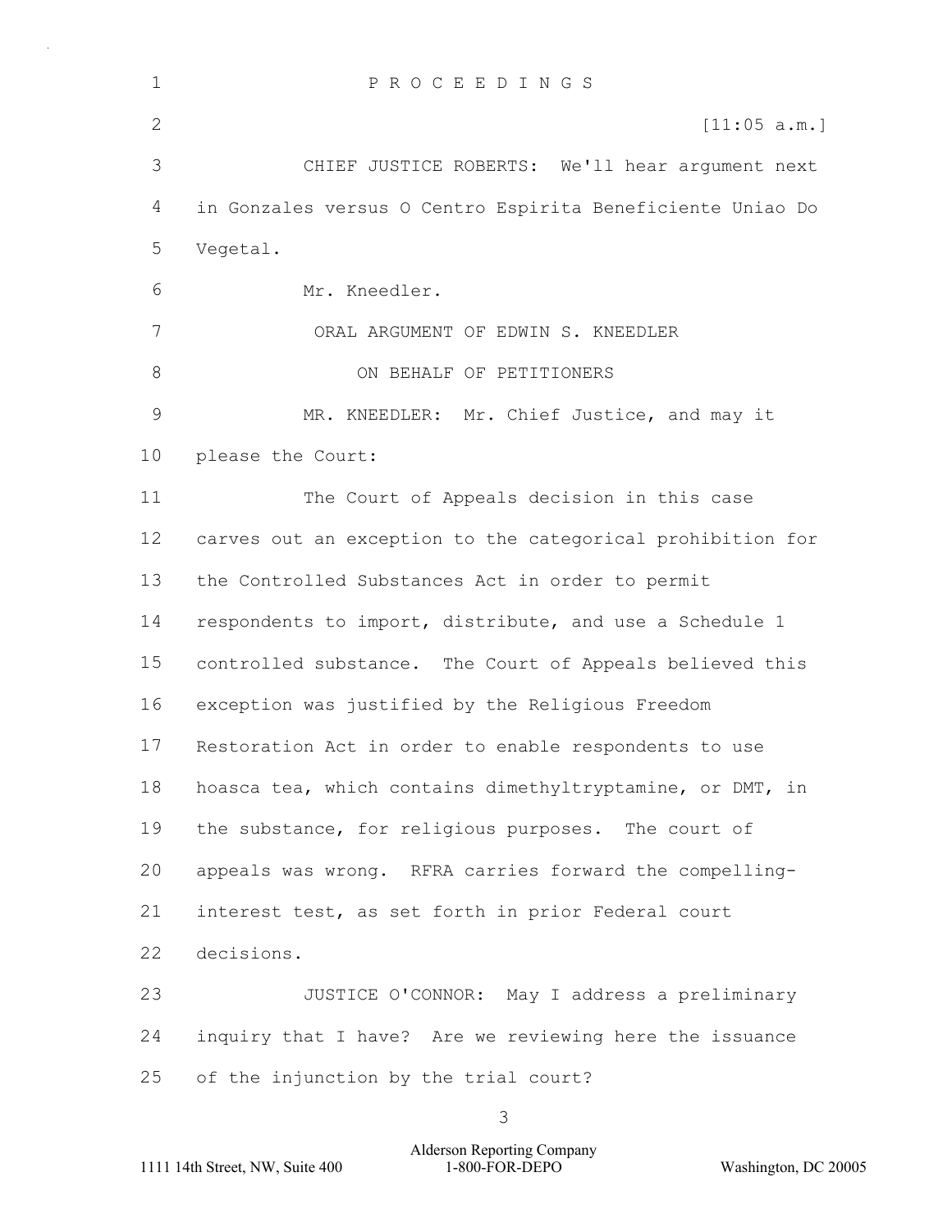P R O C E E D I N G S

[11:05 a.m.]

CHIEF JUSTICE ROBERTS: We'll hear argument next in Gonzales versus O Centro Espirita Beneficiente Uniao Do Vegetal.

Mr. Kneedler.

ORAL ARGUMENT OF EDWIN S. KNEEDLER

ON BEHALF OF PETITIONERS

MR. KNEEDLER: Mr. Chief Justice, and may it please the Court:

The Court of Appeals decision in this case carves out an exception to the categorical prohibition for the Controlled Substances Act in order to permit respondents to import, distribute, and use a Schedule 1 controlled substance. The Court of Appeals believed this exception was justified by the Religious Freedom Restoration Act in order to enable respondents to use hoasca tea, which contains dimethyltryptamine, or DMT, in the substance, for religious purposes. The court of appeals was wrong. RFRA carries forward the compelling-interest test, as set forth in prior Federal court decisions.

JUSTICE O'CONNOR: May I address a preliminary inquiry that I have? Are we reviewing here the issuance of the injunction by the trial court?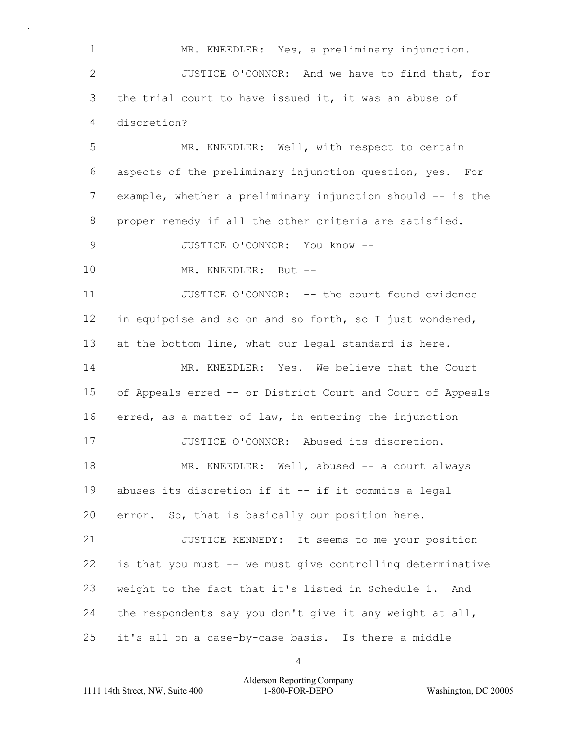MR. KNEEDLER: Yes, a preliminary injunction.

JUSTICE O'CONNOR: And we have to find that, for the trial court to have issued it, it was an abuse of discretion?

MR. KNEEDLER: Well, with respect to certain aspects of the preliminary injunction question, yes. For example, whether a preliminary injunction should -- is the proper remedy if all the other criteria are satisfied.

JUSTICE O'CONNOR: You know --

MR. KNEEDLER: But --

JUSTICE O'CONNOR: -- the court found evidence in equipoise and so on and so forth, so I just wondered, at the bottom line, what our legal standard is here.

MR. KNEEDLER: Yes. We believe that the Court of Appeals erred -- or District Court and Court of Appeals erred, as a matter of law, in entering the injunction --

JUSTICE O'CONNOR: Abused its discretion.

MR. KNEEDLER: Well, abused -- a court always abuses its discretion if it -- if it commits a legal error. So, that is basically our position here.

JUSTICE KENNEDY: It seems to me your position is that you must -- we must give controlling determinative weight to the fact that it's listed in Schedule 1. And the respondents say you don't give it any weight at all, it's all on a case-by-case basis. Is there a middle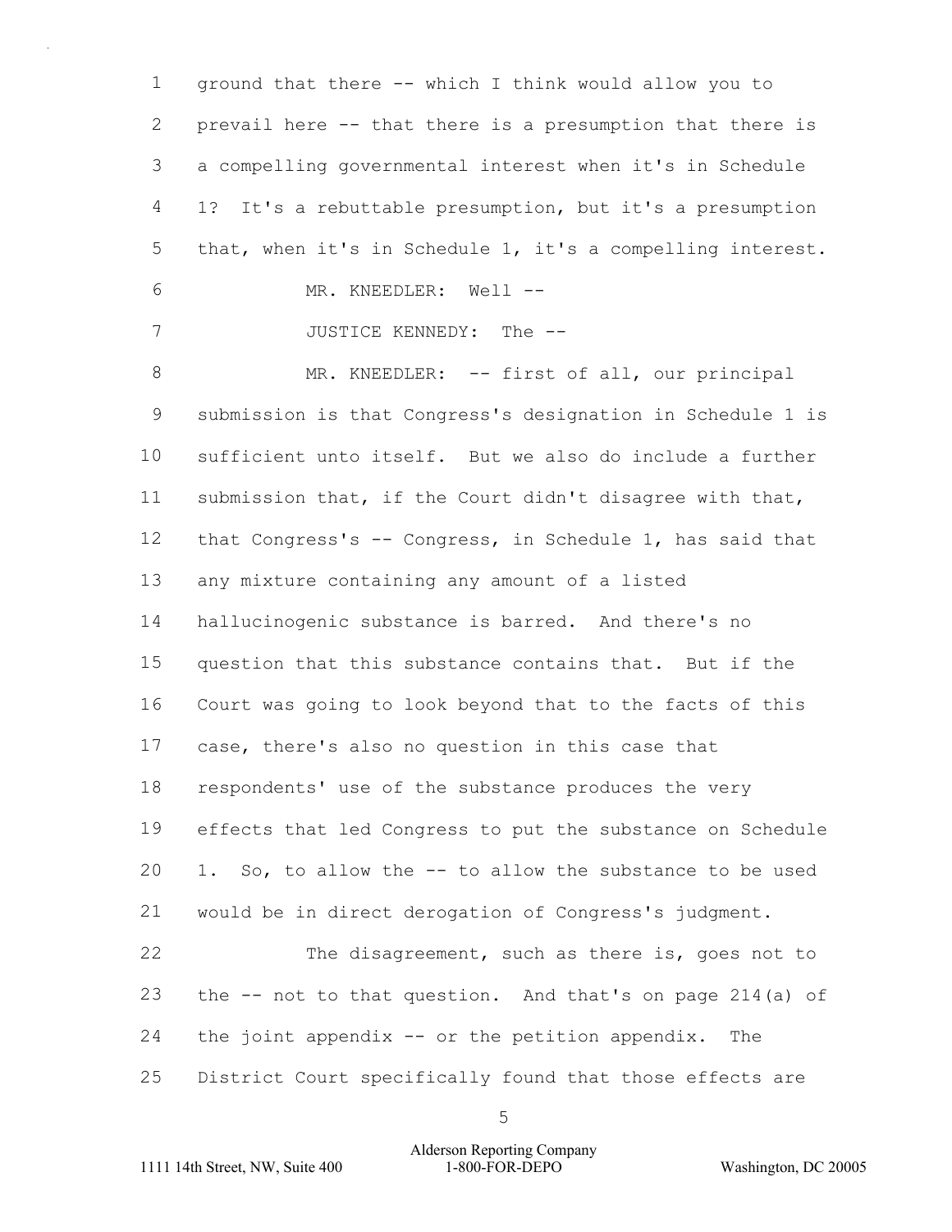ground that there -- which I think would allow you to prevail here -- that there is a presumption that there is a compelling governmental interest when it's in Schedule 1? It's a rebuttable presumption, but it's a presumption that, when it's in Schedule 1, it's a compelling interest.

MR. KNEEDLER: Well --

JUSTICE KENNEDY: The --

MR. KNEEDLER: -- first of all, our principal submission is that Congress's designation in Schedule 1 is sufficient unto itself. But we also do include a further submission that, if the Court didn't disagree with that, that Congress's -- Congress, in Schedule 1, has said that any mixture containing any amount of a listed hallucinogenic substance is barred. And there's no question that this substance contains that. But if the Court was going to look beyond that to the facts of this case, there's also no question in this case that respondents' use of the substance produces the very effects that led Congress to put the substance on Schedule 1. So, to allow the -- to allow the substance to be used would be in direct derogation of Congress's judgment.

The disagreement, such as there is, goes not to the -- not to that question. And that's on page 214(a) of the joint appendix -- or the petition appendix. The District Court specifically found that those effects are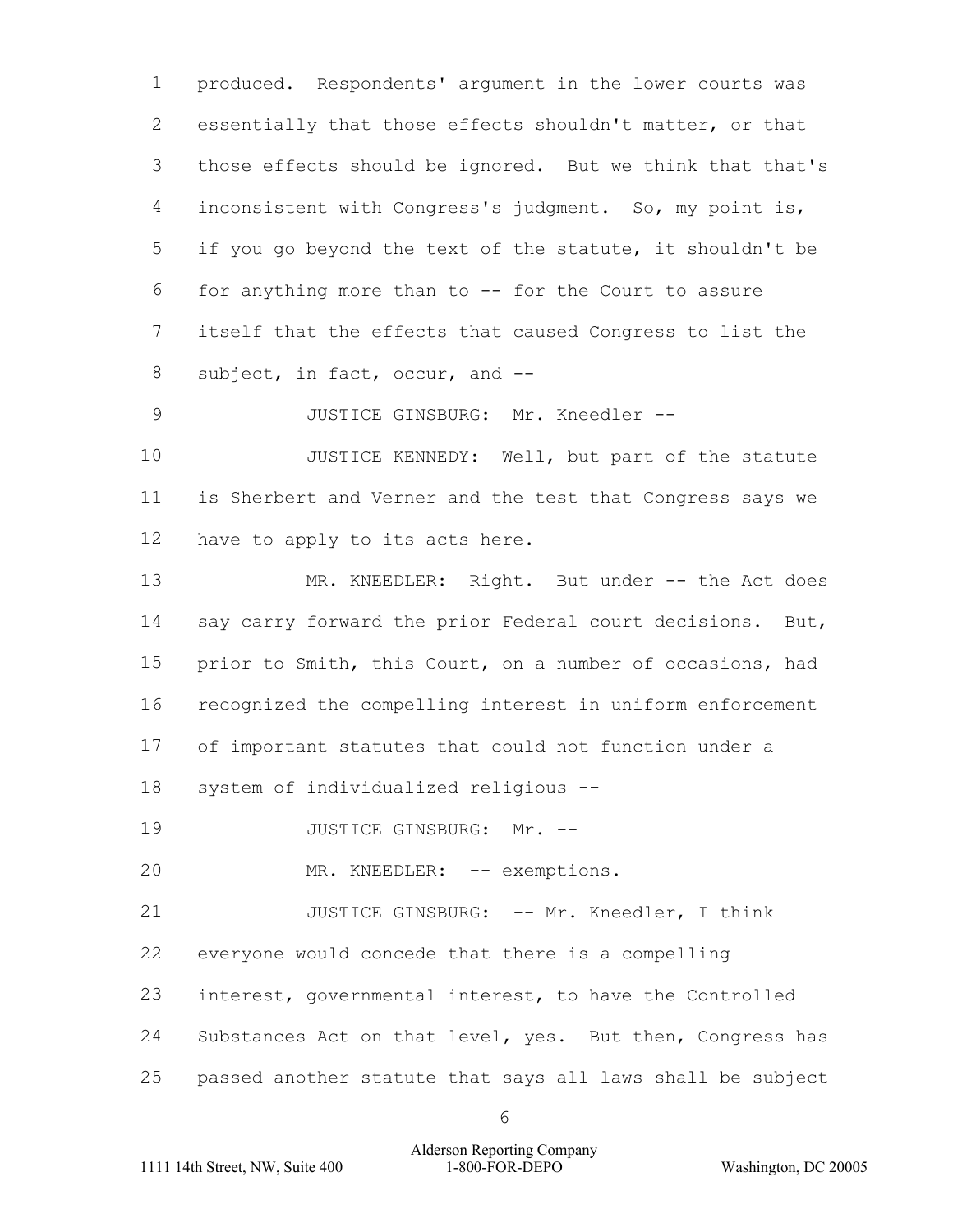1 produced. Respondents' argument in the lower courts was
2 essentially that those effects shouldn't matter, or that
3 those effects should be ignored. But we think that that's
4 inconsistent with Congress's judgment. So, my point is,
5 if you go beyond the text of the statute, it shouldn't be
6 for anything more than to -- for the Court to assure
7 itself that the effects that caused Congress to list the
8 subject, in fact, occur, and --

9 JUSTICE GINSBURG: Mr. Kneedler --

10 JUSTICE KENNEDY: Well, but part of the statute
11 is Sherbert and Verner and the test that Congress says we
12 have to apply to its acts here.

13 MR. KNEEDLER: Right. But under -- the Act does
14 say carry forward the prior Federal court decisions. But,
15 prior to Smith, this Court, on a number of occasions, had
16 recognized the compelling interest in uniform enforcement
17 of important statutes that could not function under a
18 system of individualized religious --

19 JUSTICE GINSBURG: Mr. --

20 MR. KNEEDLER: -- exemptions.

21 JUSTICE GINSBURG: -- Mr. Kneedler, I think
22 everyone would concede that there is a compelling
23 interest, governmental interest, to have the Controlled
24 Substances Act on that level, yes. But then, Congress has
25 passed another statute that says all laws shall be subject

Alderson Reporting Company
1111 14th Street, NW, Suite 400 1-800-FOR-DEPO Washington, DC 20005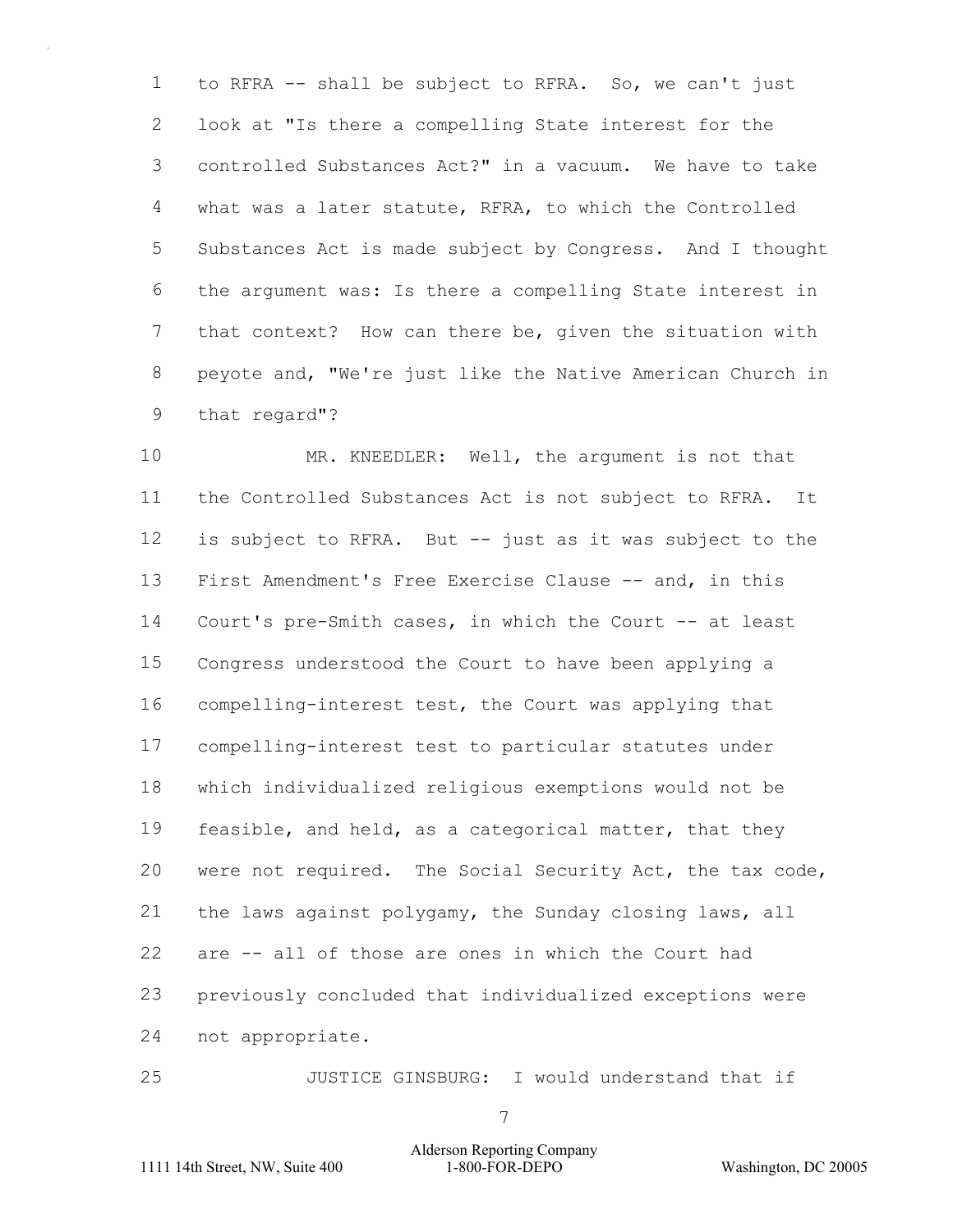to RFRA -- shall be subject to RFRA. So, we can't just look at "Is there a compelling State interest for the controlled Substances Act?" in a vacuum. We have to take what was a later statute, RFRA, to which the Controlled Substances Act is made subject by Congress. And I thought the argument was: Is there a compelling State interest in that context? How can there be, given the situation with peyote and, "We're just like the Native American Church in that regard"?

MR. KNEEDLER: Well, the argument is not that the Controlled Substances Act is not subject to RFRA. It is subject to RFRA. But -- just as it was subject to the First Amendment's Free Exercise Clause -- and, in this Court's pre-Smith cases, in which the Court -- at least Congress understood the Court to have been applying a compelling-interest test, the Court was applying that compelling-interest test to particular statutes under which individualized religious exemptions would not be feasible, and held, as a categorical matter, that they were not required. The Social Security Act, the tax code, the laws against polygamy, the Sunday closing laws, all are -- all of those are ones in which the Court had previously concluded that individualized exceptions were not appropriate.

JUSTICE GINSBURG: I would understand that if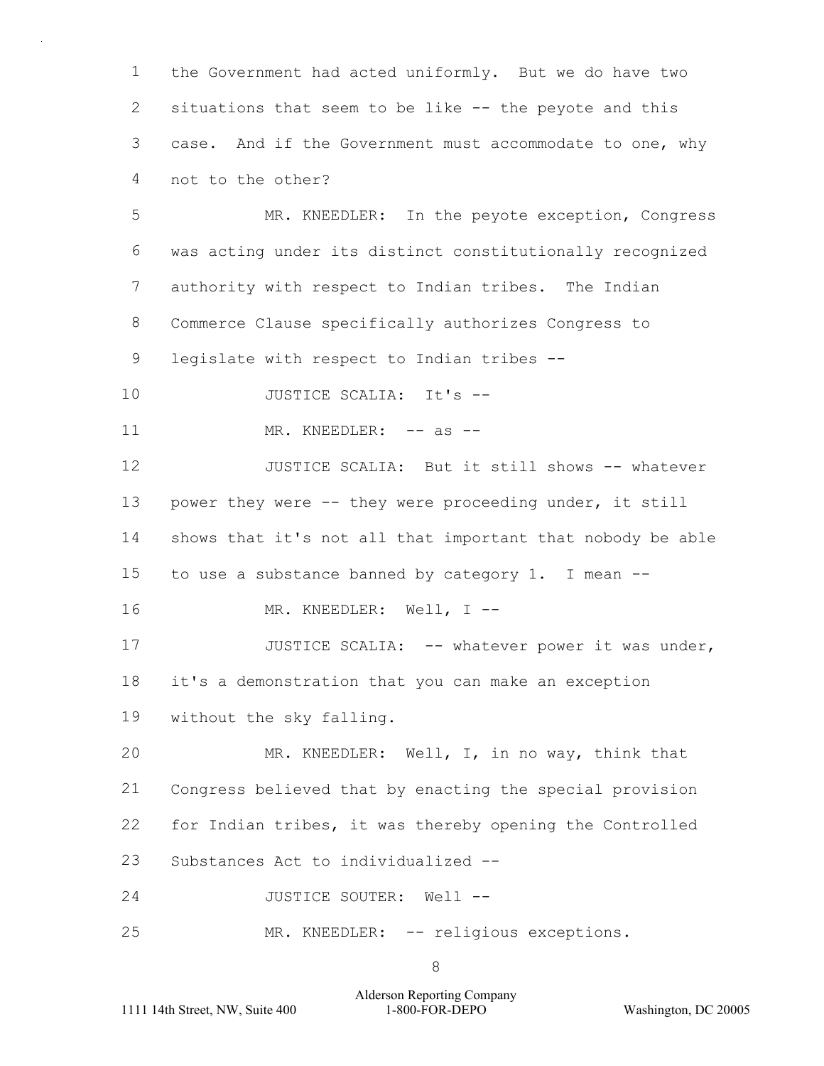the Government had acted uniformly. But we do have two situations that seem to be like -- the peyote and this case. And if the Government must accommodate to one, why not to the other?

MR. KNEEDLER: In the peyote exception, Congress was acting under its distinct constitutionally recognized authority with respect to Indian tribes. The Indian Commerce Clause specifically authorizes Congress to legislate with respect to Indian tribes --

JUSTICE SCALIA: It's --

MR. KNEEDLER: -- as --

JUSTICE SCALIA: But it still shows -- whatever power they were -- they were proceeding under, it still shows that it's not all that important that nobody be able to use a substance banned by category 1. I mean --

MR. KNEEDLER: Well, I --

JUSTICE SCALIA: -- whatever power it was under, it's a demonstration that you can make an exception without the sky falling.

MR. KNEEDLER: Well, I, in no way, think that Congress believed that by enacting the special provision for Indian tribes, it was thereby opening the Controlled Substances Act to individualized --

JUSTICE SOUTER: Well --

MR. KNEEDLER: -- religious exceptions.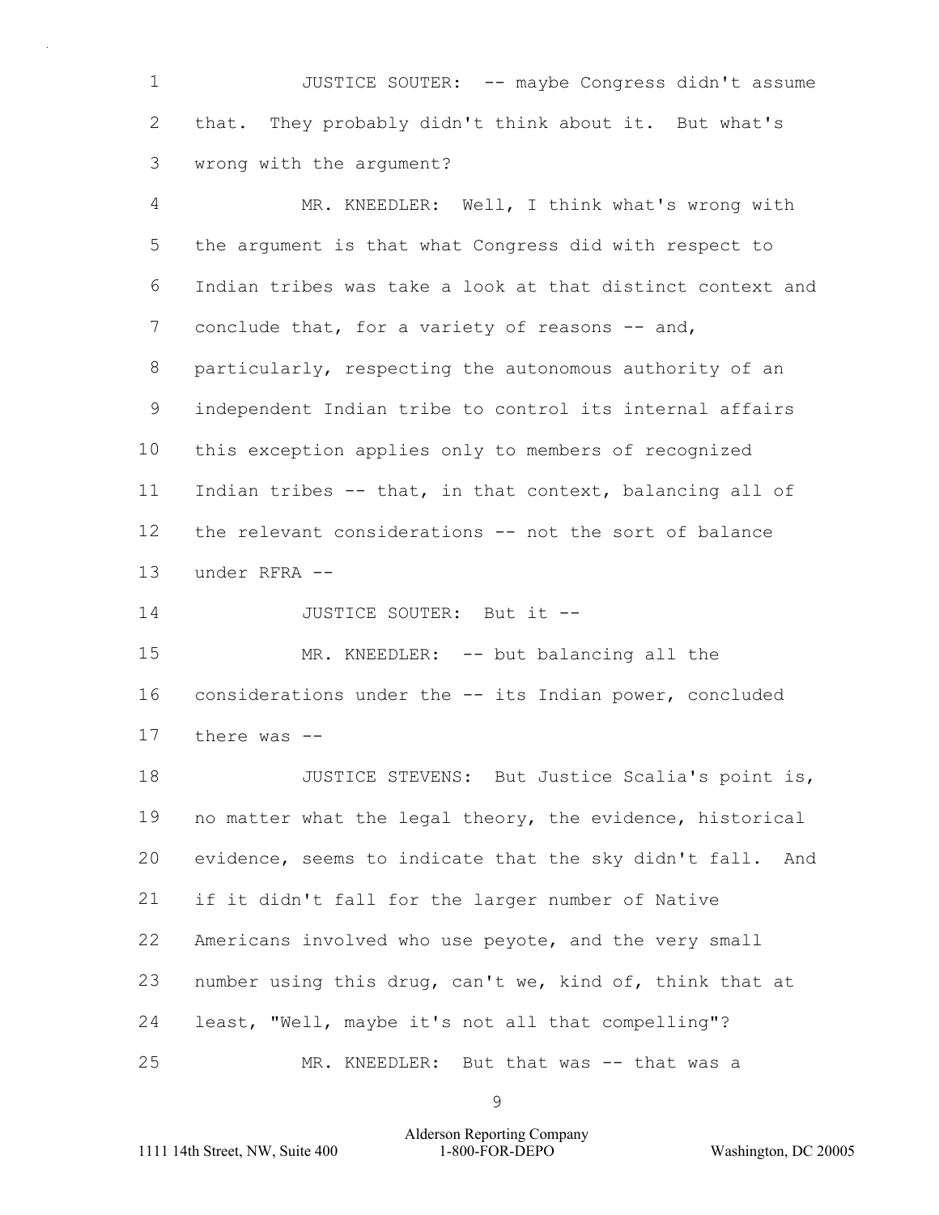JUSTICE SOUTER: -- maybe Congress didn't assume that. They probably didn't think about it. But what's wrong with the argument?

MR. KNEEDLER: Well, I think what's wrong with the argument is that what Congress did with respect to Indian tribes was take a look at that distinct context and conclude that, for a variety of reasons -- and, particularly, respecting the autonomous authority of an independent Indian tribe to control its internal affairs this exception applies only to members of recognized Indian tribes -- that, in that context, balancing all of the relevant considerations -- not the sort of balance under RFRA --

JUSTICE SOUTER: But it --

MR. KNEEDLER: -- but balancing all the considerations under the -- its Indian power, concluded there was --

JUSTICE STEVENS: But Justice Scalia's point is, no matter what the legal theory, the evidence, historical evidence, seems to indicate that the sky didn't fall. And if it didn't fall for the larger number of Native Americans involved who use peyote, and the very small number using this drug, can't we, kind of, think that at least, "Well, maybe it's not all that compelling"?

MR. KNEEDLER: But that was -- that was a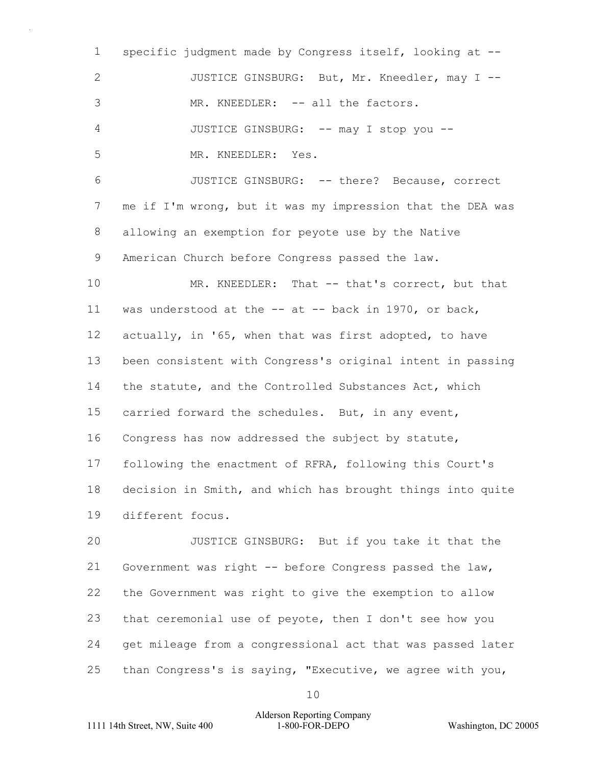1 specific judgment made by Congress itself, looking at --

2 JUSTICE GINSBURG: But, Mr. Kneedler, may I --

3 MR. KNEEDLER: -- all the factors.

4 JUSTICE GINSBURG: -- may I stop you --

5 MR. KNEEDLER: Yes.

6 JUSTICE GINSBURG: -- there? Because, correct

7 me if I'm wrong, but it was my impression that the DEA was

8 allowing an exemption for peyote use by the Native

9 American Church before Congress passed the law.

10 MR. KNEEDLER: That -- that's correct, but that

11 was understood at the -- at -- back in 1970, or back,

12 actually, in '65, when that was first adopted, to have

13 been consistent with Congress's original intent in passing

14 the statute, and the Controlled Substances Act, which

15 carried forward the schedules. But, in any event,

16 Congress has now addressed the subject by statute,

17 following the enactment of RFRA, following this Court's

18 decision in Smith, and which has brought things into quite

19 different focus.

20 JUSTICE GINSBURG: But if you take it that the

21 Government was right -- before Congress passed the law,

22 the Government was right to give the exemption to allow

23 that ceremonial use of peyote, then I don't see how you

24 get mileage from a congressional act that was passed later

25 than Congress's is saying, "Executive, we agree with you,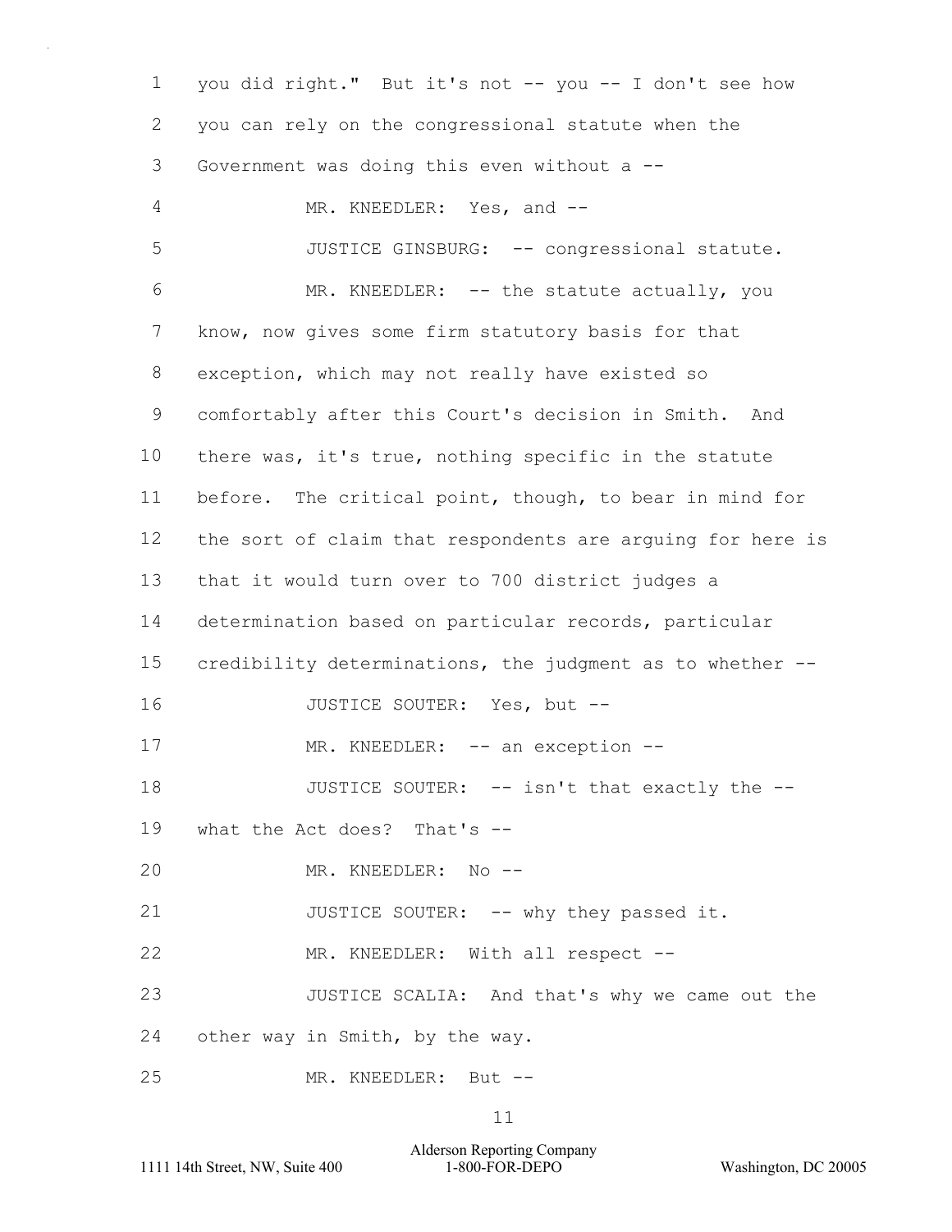you did right." But it's not -- you -- I don't see how you can rely on the congressional statute when the Government was doing this even without a --

MR. KNEEDLER: Yes, and --

JUSTICE GINSBURG: -- congressional statute.

MR. KNEEDLER: -- the statute actually, you know, now gives some firm statutory basis for that exception, which may not really have existed so comfortably after this Court's decision in Smith. And there was, it's true, nothing specific in the statute before. The critical point, though, to bear in mind for the sort of claim that respondents are arguing for here is that it would turn over to 700 district judges a determination based on particular records, particular credibility determinations, the judgment as to whether --

JUSTICE SOUTER: Yes, but --

MR. KNEEDLER: -- an exception --

JUSTICE SOUTER: -- isn't that exactly the -- what the Act does? That's --

MR. KNEEDLER: No --

JUSTICE SOUTER: -- why they passed it.

MR. KNEEDLER: With all respect --

JUSTICE SCALIA: And that's why we came out the other way in Smith, by the way.

MR. KNEEDLER: But --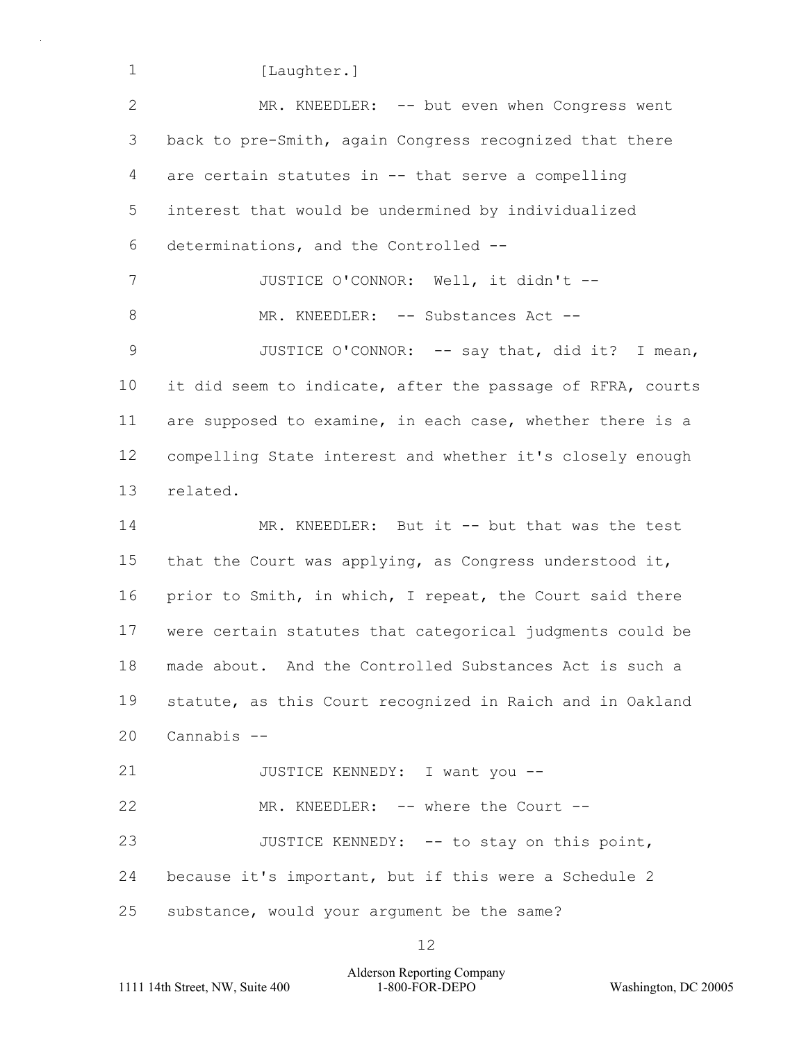[Laughter.]

MR. KNEEDLER: -- but even when Congress went back to pre-Smith, again Congress recognized that there are certain statutes in -- that serve a compelling interest that would be undermined by individualized determinations, and the Controlled --

JUSTICE O'CONNOR: Well, it didn't --

MR. KNEEDLER: -- Substances Act --

JUSTICE O'CONNOR: -- say that, did it? I mean, it did seem to indicate, after the passage of RFRA, courts are supposed to examine, in each case, whether there is a compelling State interest and whether it's closely enough related.

MR. KNEEDLER: But it -- but that was the test that the Court was applying, as Congress understood it, prior to Smith, in which, I repeat, the Court said there were certain statutes that categorical judgments could be made about. And the Controlled Substances Act is such a statute, as this Court recognized in Raich and in Oakland Cannabis --

JUSTICE KENNEDY: I want you --

MR. KNEEDLER: -- where the Court --

JUSTICE KENNEDY: -- to stay on this point, because it's important, but if this were a Schedule 2 substance, would your argument be the same?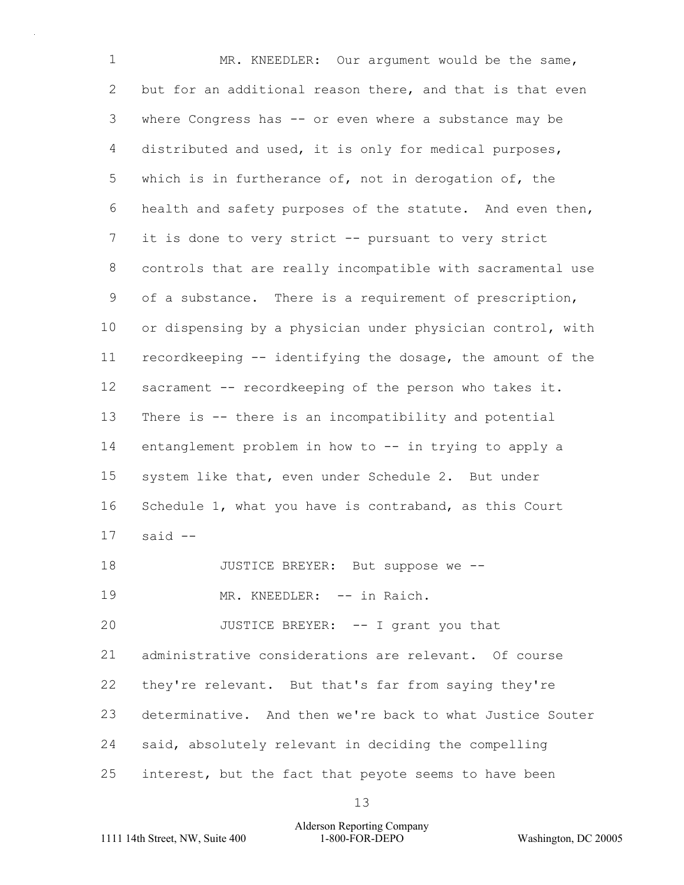MR. KNEEDLER: Our argument would be the same, but for an additional reason there, and that is that even where Congress has -- or even where a substance may be distributed and used, it is only for medical purposes, which is in furtherance of, not in derogation of, the health and safety purposes of the statute. And even then, it is done to very strict -- pursuant to very strict controls that are really incompatible with sacramental use of a substance. There is a requirement of prescription, or dispensing by a physician under physician control, with recordkeeping -- identifying the dosage, the amount of the sacrament -- recordkeeping of the person who takes it. There is -- there is an incompatibility and potential entanglement problem in how to -- in trying to apply a system like that, even under Schedule 2. But under Schedule 1, what you have is contraband, as this Court said --

JUSTICE BREYER: But suppose we --

MR. KNEEDLER: -- in Raich.

JUSTICE BREYER: -- I grant you that administrative considerations are relevant. Of course they're relevant. But that's far from saying they're determinative. And then we're back to what Justice Souter said, absolutely relevant in deciding the compelling interest, but the fact that peyote seems to have been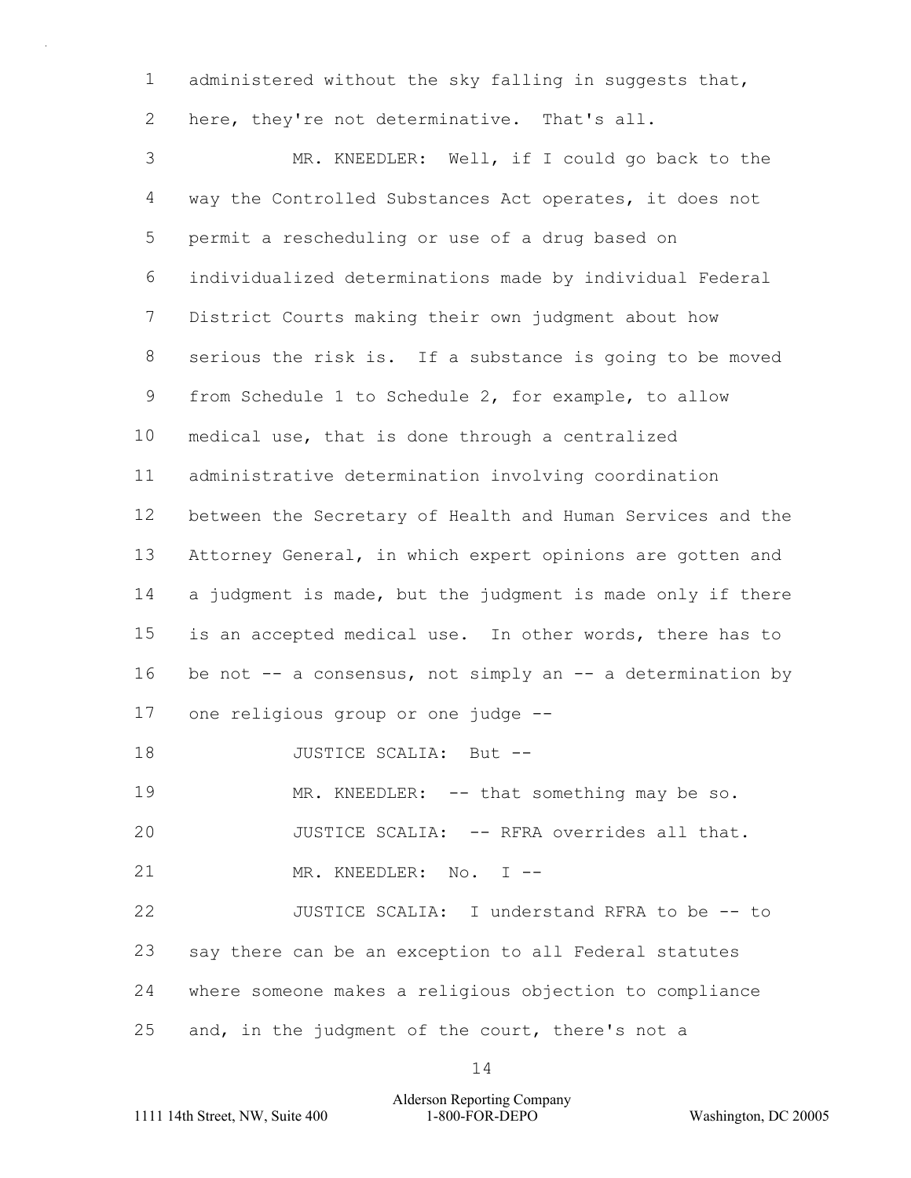administered without the sky falling in suggests that, here, they're not determinative. That's all.

MR. KNEEDLER: Well, if I could go back to the way the Controlled Substances Act operates, it does not permit a rescheduling or use of a drug based on individualized determinations made by individual Federal District Courts making their own judgment about how serious the risk is. If a substance is going to be moved from Schedule 1 to Schedule 2, for example, to allow medical use, that is done through a centralized administrative determination involving coordination between the Secretary of Health and Human Services and the Attorney General, in which expert opinions are gotten and a judgment is made, but the judgment is made only if there is an accepted medical use. In other words, there has to be not -- a consensus, not simply an -- a determination by one religious group or one judge --

JUSTICE SCALIA: But --

MR. KNEEDLER: -- that something may be so.

JUSTICE SCALIA: -- RFRA overrides all that.

MR. KNEEDLER: No. I --

JUSTICE SCALIA: I understand RFRA to be -- to say there can be an exception to all Federal statutes where someone makes a religious objection to compliance and, in the judgment of the court, there's not a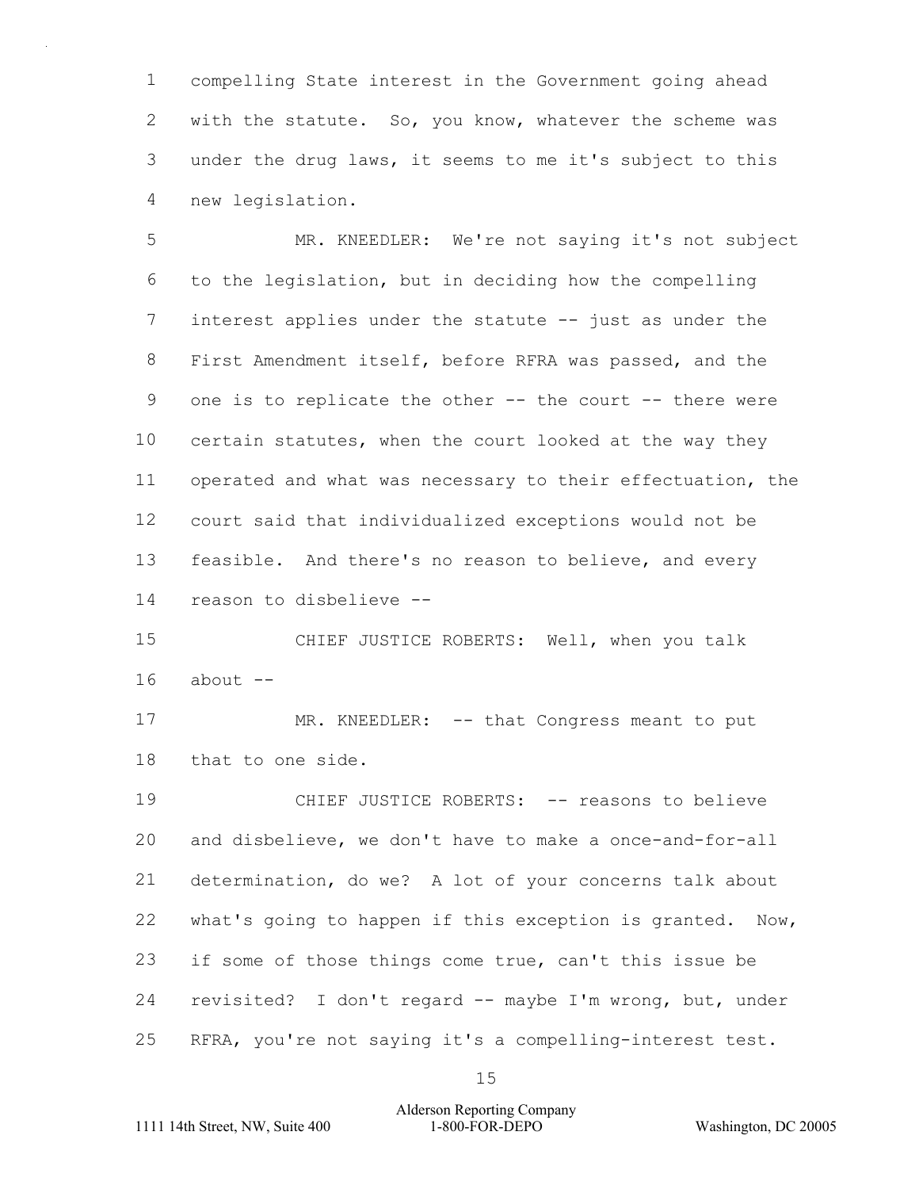compelling State interest in the Government going ahead with the statute. So, you know, whatever the scheme was under the drug laws, it seems to me it's subject to this new legislation.

MR. KNEEDLER: We're not saying it's not subject to the legislation, but in deciding how the compelling interest applies under the statute -- just as under the First Amendment itself, before RFRA was passed, and the one is to replicate the other -- the court -- there were certain statutes, when the court looked at the way they operated and what was necessary to their effectuation, the court said that individualized exceptions would not be feasible. And there's no reason to believe, and every reason to disbelieve --

CHIEF JUSTICE ROBERTS: Well, when you talk about --

MR. KNEEDLER: -- that Congress meant to put that to one side.

CHIEF JUSTICE ROBERTS: -- reasons to believe and disbelieve, we don't have to make a once-and-for-all determination, do we? A lot of your concerns talk about what's going to happen if this exception is granted. Now, if some of those things come true, can't this issue be revisited? I don't regard -- maybe I'm wrong, but, under RFRA, you're not saying it's a compelling-interest test.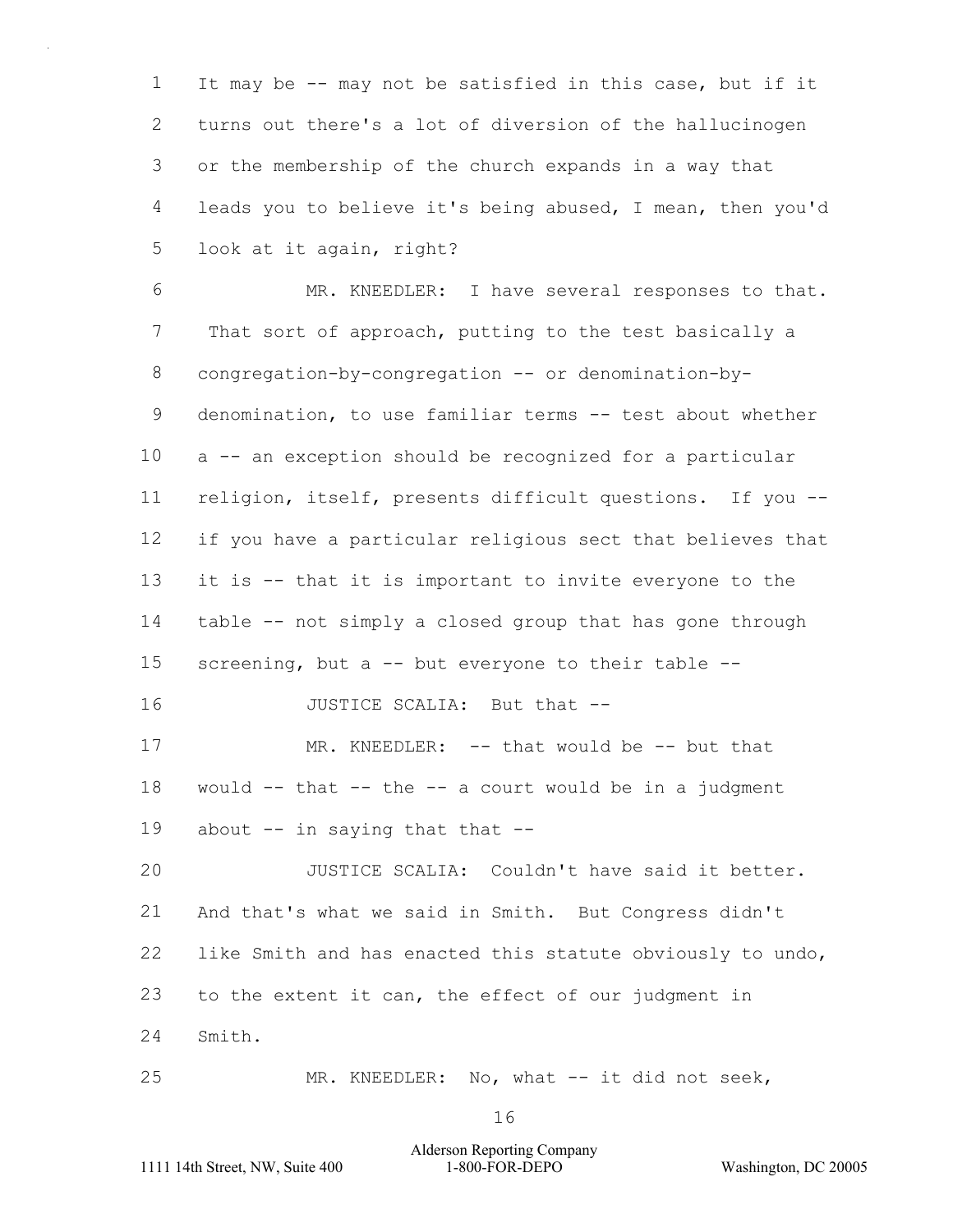It may be -- may not be satisfied in this case, but if it turns out there's a lot of diversion of the hallucinogen or the membership of the church expands in a way that leads you to believe it's being abused, I mean, then you'd look at it again, right?

MR. KNEEDLER: I have several responses to that. That sort of approach, putting to the test basically a congregation-by-congregation -- or denomination-by-denomination, to use familiar terms -- test about whether a -- an exception should be recognized for a particular religion, itself, presents difficult questions. If you -- if you have a particular religious sect that believes that it is -- that it is important to invite everyone to the table -- not simply a closed group that has gone through screening, but a -- but everyone to their table --

JUSTICE SCALIA: But that --

MR. KNEEDLER: -- that would be -- but that would -- that -- the -- a court would be in a judgment about -- in saying that that --

JUSTICE SCALIA: Couldn't have said it better. And that's what we said in Smith. But Congress didn't like Smith and has enacted this statute obviously to undo, to the extent it can, the effect of our judgment in Smith.

MR. KNEEDLER: No, what -- it did not seek,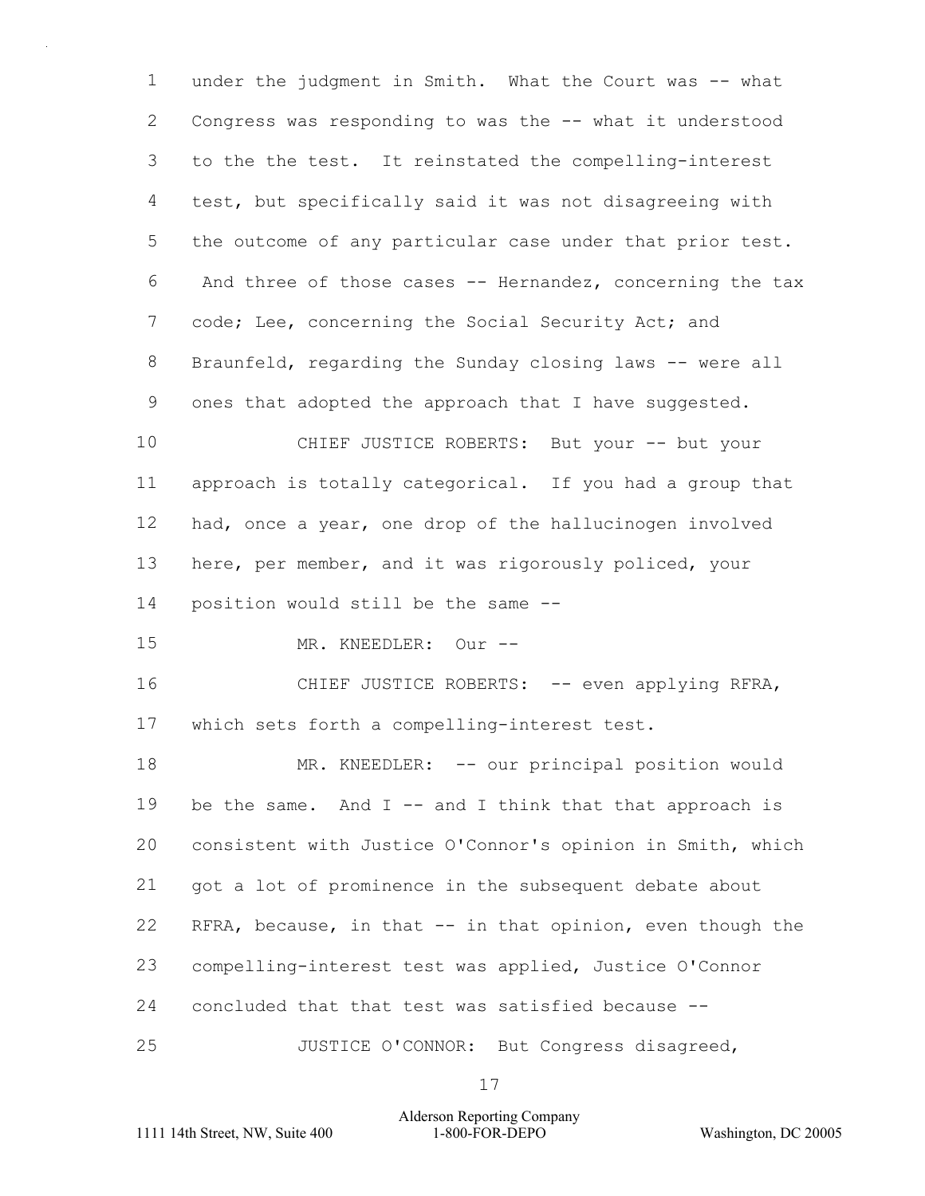1 under the judgment in Smith. What the Court was -- what
2 Congress was responding to was the -- what it understood
3 to the the test. It reinstated the compelling-interest
4 test, but specifically said it was not disagreeing with
5 the outcome of any particular case under that prior test.
6 And three of those cases -- Hernandez, concerning the tax
7 code; Lee, concerning the Social Security Act; and
8 Braunfeld, regarding the Sunday closing laws -- were all
9 ones that adopted the approach that I have suggested.
10 CHIEF JUSTICE ROBERTS: But your -- but your
11 approach is totally categorical. If you had a group that
12 had, once a year, one drop of the hallucinogen involved
13 here, per member, and it was rigorously policed, your
14 position would still be the same --
15 MR. KNEEDLER: Our --
16 CHIEF JUSTICE ROBERTS: -- even applying RFRA,
17 which sets forth a compelling-interest test.
18 MR. KNEEDLER: -- our principal position would
19 be the same. And I -- and I think that that approach is
20 consistent with Justice O'Connor's opinion in Smith, which
21 got a lot of prominence in the subsequent debate about
22 RFRA, because, in that -- in that opinion, even though the
23 compelling-interest test was applied, Justice O'Connor
24 concluded that that test was satisfied because --
25 JUSTICE O'CONNOR: But Congress disagreed,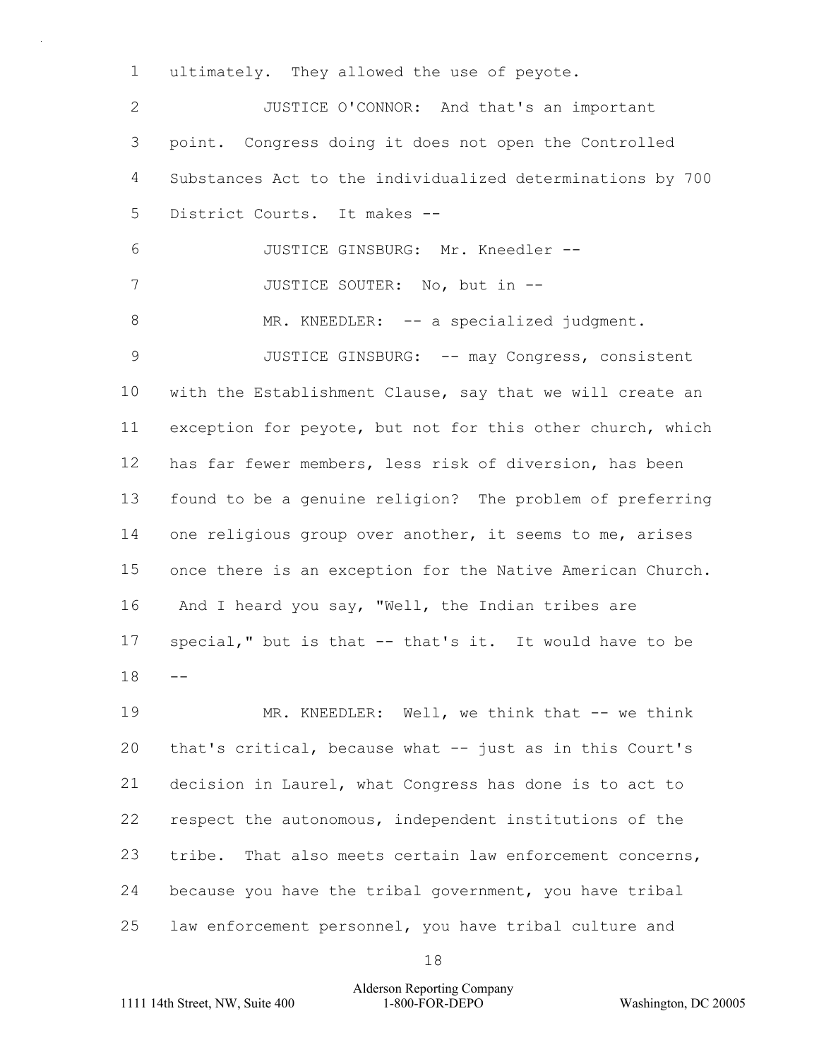ultimately. They allowed the use of peyote.

JUSTICE O'CONNOR: And that's an important point. Congress doing it does not open the Controlled Substances Act to the individualized determinations by 700 District Courts. It makes --

JUSTICE GINSBURG: Mr. Kneedler --

JUSTICE SOUTER: No, but in --

MR. KNEEDLER: -- a specialized judgment.

JUSTICE GINSBURG: -- may Congress, consistent with the Establishment Clause, say that we will create an exception for peyote, but not for this other church, which has far fewer members, less risk of diversion, has been found to be a genuine religion? The problem of preferring one religious group over another, it seems to me, arises once there is an exception for the Native American Church. And I heard you say, "Well, the Indian tribes are special," but is that -- that's it. It would have to be --

MR. KNEEDLER: Well, we think that -- we think that's critical, because what -- just as in this Court's decision in Laurel, what Congress has done is to act to respect the autonomous, independent institutions of the tribe. That also meets certain law enforcement concerns, because you have the tribal government, you have tribal law enforcement personnel, you have tribal culture and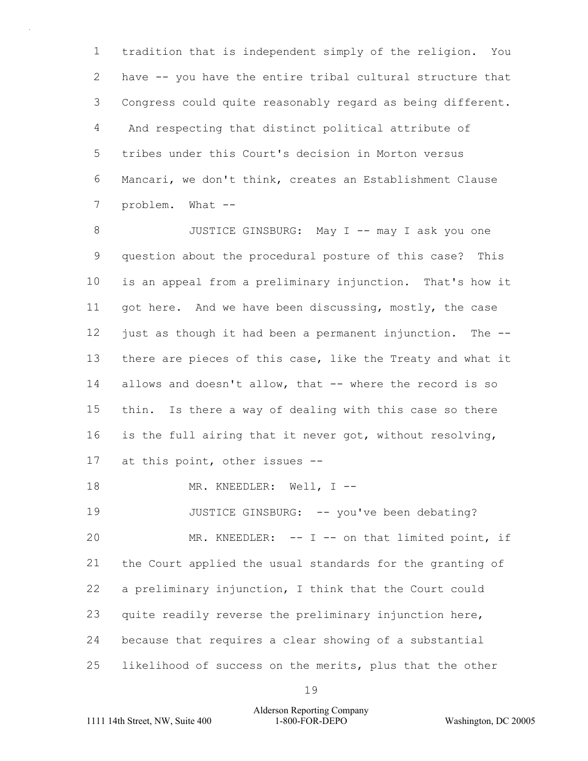1 tradition that is independent simply of the religion. You
2 have -- you have the entire tribal cultural structure that
3 Congress could quite reasonably regard as being different.
4 And respecting that distinct political attribute of
5 tribes under this Court's decision in Morton versus
6 Mancari, we don't think, creates an Establishment Clause
7 problem. What --

8 JUSTICE GINSBURG: May I -- may I ask you one
9 question about the procedural posture of this case? This
10 is an appeal from a preliminary injunction. That's how it
11 got here. And we have been discussing, mostly, the case
12 just as though it had been a permanent injunction. The --
13 there are pieces of this case, like the Treaty and what it
14 allows and doesn't allow, that -- where the record is so
15 thin. Is there a way of dealing with this case so there
16 is the full airing that it never got, without resolving,
17 at this point, other issues --

18 MR. KNEEDLER: Well, I --

19 JUSTICE GINSBURG: -- you've been debating?

20 MR. KNEEDLER: -- I -- on that limited point, if
21 the Court applied the usual standards for the granting of
22 a preliminary injunction, I think that the Court could
23 quite readily reverse the preliminary injunction here,
24 because that requires a clear showing of a substantial
25 likelihood of success on the merits, plus that the other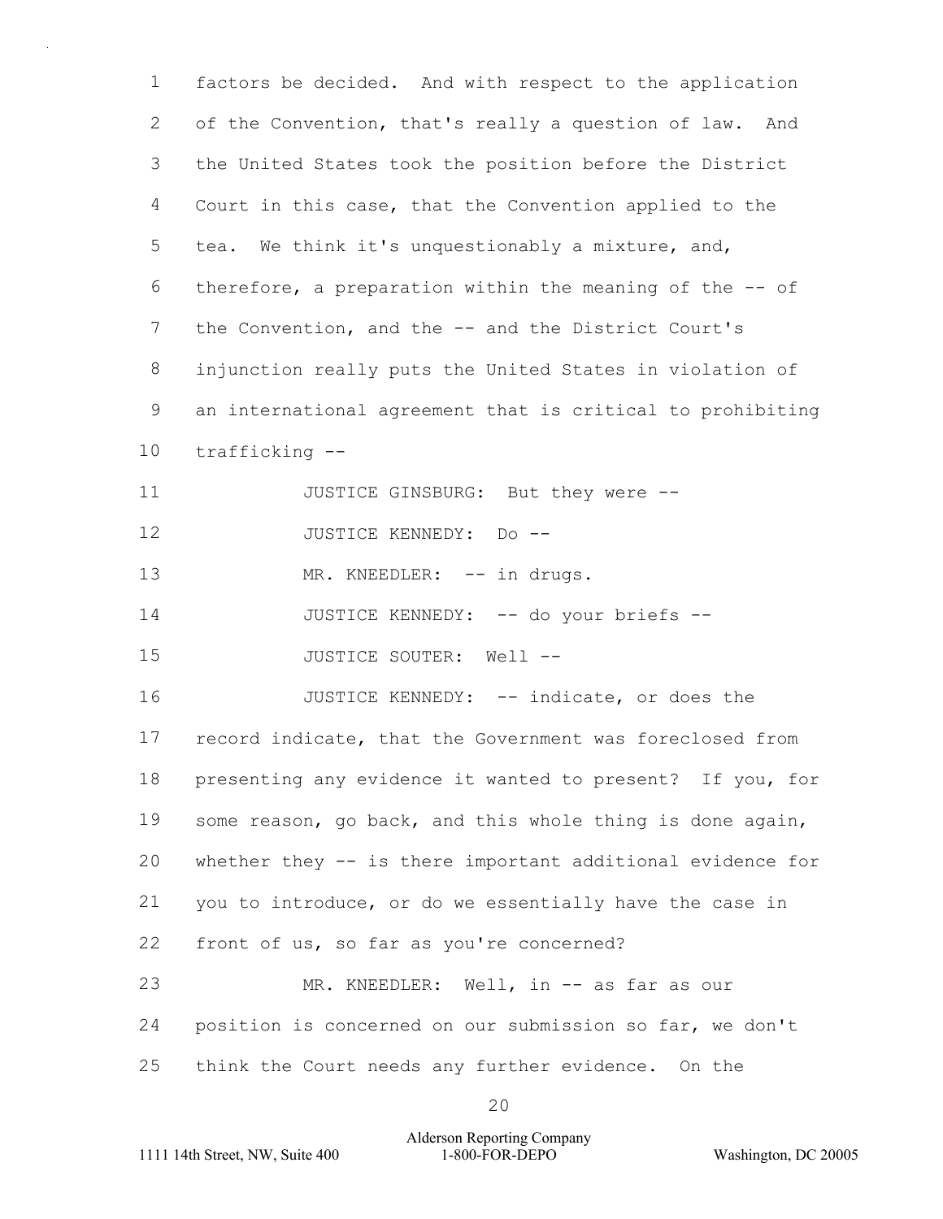factors be decided. And with respect to the application of the Convention, that's really a question of law. And the United States took the position before the District Court in this case, that the Convention applied to the tea. We think it's unquestionably a mixture, and, therefore, a preparation within the meaning of the -- of the Convention, and the -- and the District Court's injunction really puts the United States in violation of an international agreement that is critical to prohibiting trafficking --

JUSTICE GINSBURG: But they were --

JUSTICE KENNEDY: Do --

MR. KNEEDLER: -- in drugs.

JUSTICE KENNEDY: -- do your briefs --

JUSTICE SOUTER: Well --

JUSTICE KENNEDY: -- indicate, or does the record indicate, that the Government was foreclosed from presenting any evidence it wanted to present? If you, for some reason, go back, and this whole thing is done again, whether they -- is there important additional evidence for you to introduce, or do we essentially have the case in front of us, so far as you're concerned?

MR. KNEEDLER: Well, in -- as far as our position is concerned on our submission so far, we don't think the Court needs any further evidence. On the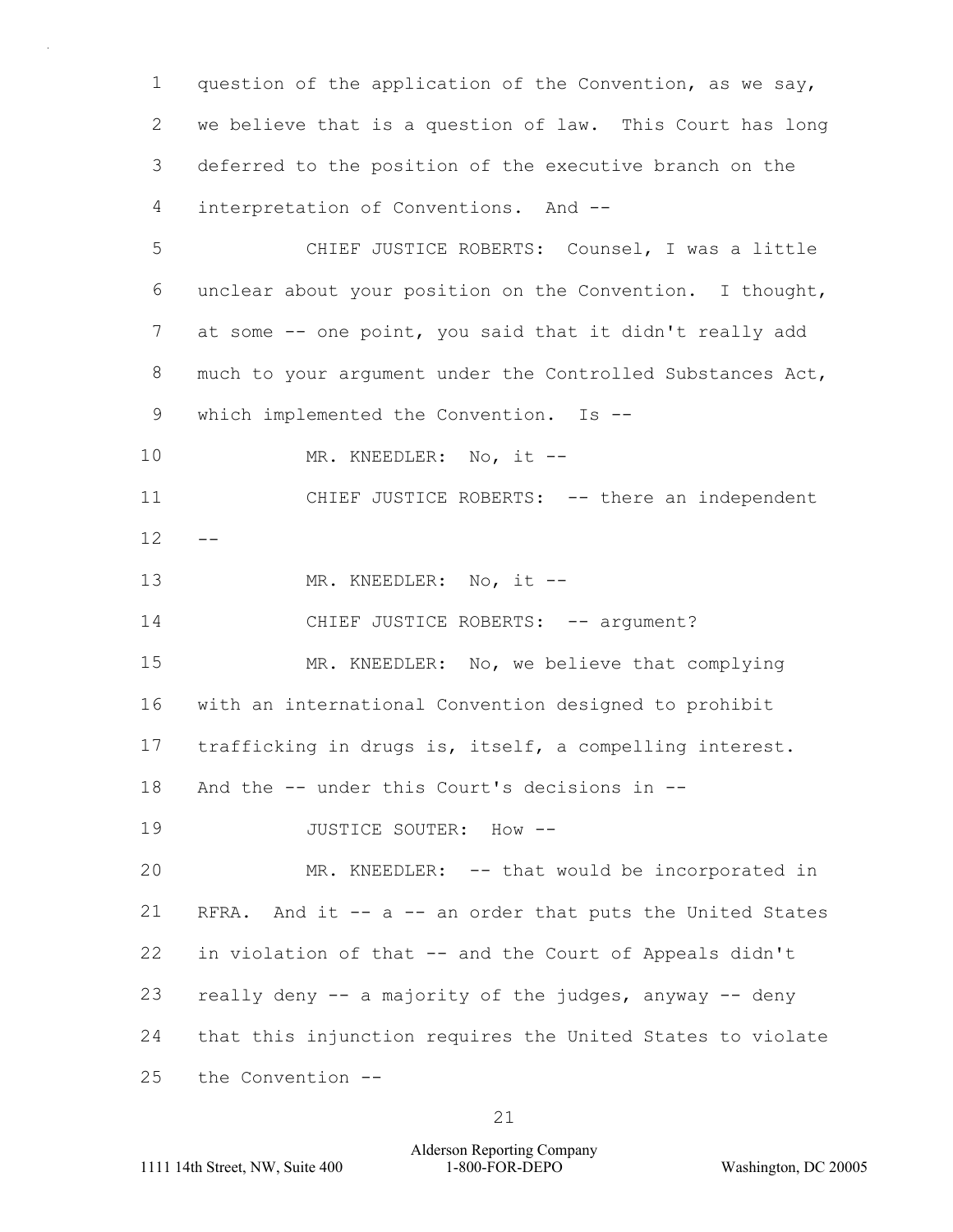question of the application of the Convention, as we say, we believe that is a question of law. This Court has long deferred to the position of the executive branch on the interpretation of Conventions. And --

CHIEF JUSTICE ROBERTS: Counsel, I was a little unclear about your position on the Convention. I thought, at some -- one point, you said that it didn't really add much to your argument under the Controlled Substances Act, which implemented the Convention. Is --

MR. KNEEDLER: No, it --

CHIEF JUSTICE ROBERTS: -- there an independent --

MR. KNEEDLER: No, it --

CHIEF JUSTICE ROBERTS: -- argument?

MR. KNEEDLER: No, we believe that complying with an international Convention designed to prohibit trafficking in drugs is, itself, a compelling interest. And the -- under this Court's decisions in --

JUSTICE SOUTER: How --

MR. KNEEDLER: -- that would be incorporated in RFRA. And it -- a -- an order that puts the United States in violation of that -- and the Court of Appeals didn't really deny -- a majority of the judges, anyway -- deny that this injunction requires the United States to violate the Convention --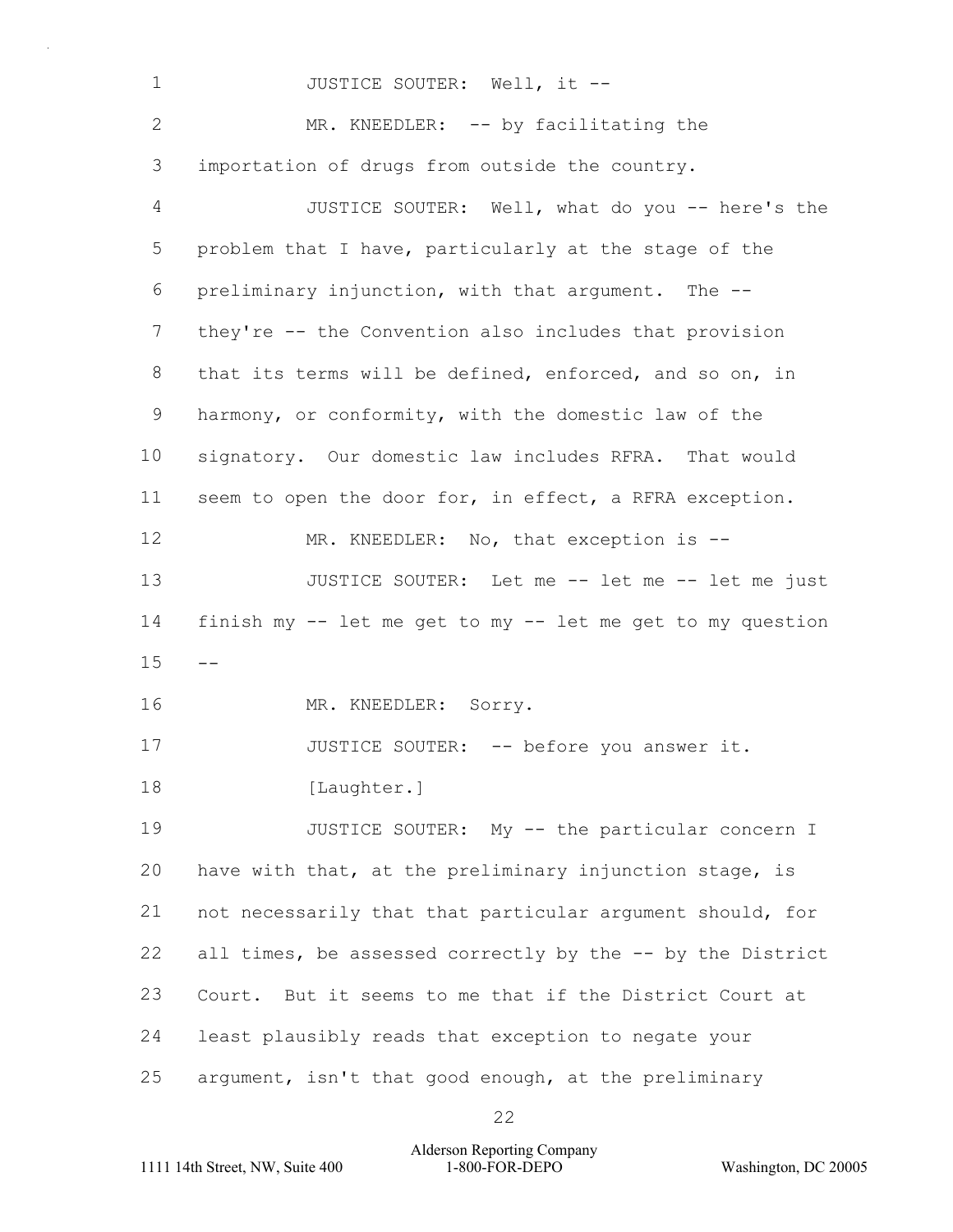JUSTICE SOUTER: Well, it --

MR. KNEEDLER: -- by facilitating the importation of drugs from outside the country.

JUSTICE SOUTER: Well, what do you -- here's the problem that I have, particularly at the stage of the preliminary injunction, with that argument. The -- they're -- the Convention also includes that provision that its terms will be defined, enforced, and so on, in harmony, or conformity, with the domestic law of the signatory. Our domestic law includes RFRA. That would seem to open the door for, in effect, a RFRA exception.

MR. KNEEDLER: No, that exception is --

JUSTICE SOUTER: Let me -- let me -- let me just finish my -- let me get to my -- let me get to my question --

MR. KNEEDLER: Sorry.

JUSTICE SOUTER: -- before you answer it.

[Laughter.]

JUSTICE SOUTER: My -- the particular concern I have with that, at the preliminary injunction stage, is not necessarily that that particular argument should, for all times, be assessed correctly by the -- by the District Court. But it seems to me that if the District Court at least plausibly reads that exception to negate your argument, isn't that good enough, at the preliminary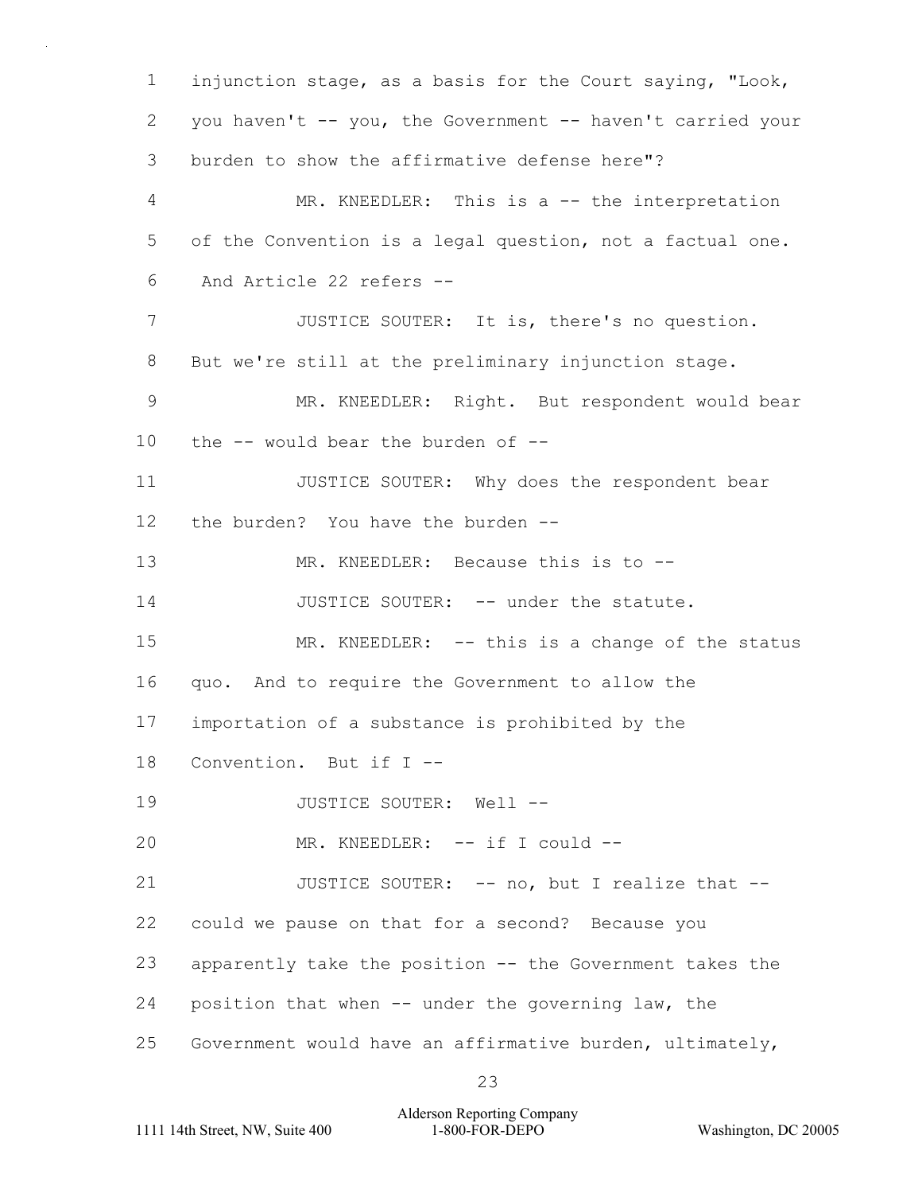injunction stage, as a basis for the Court saying, "Look, you haven't -- you, the Government -- haven't carried your burden to show the affirmative defense here"?

MR. KNEEDLER: This is a -- the interpretation of the Convention is a legal question, not a factual one. And Article 22 refers --

JUSTICE SOUTER: It is, there's no question. But we're still at the preliminary injunction stage.

MR. KNEEDLER: Right. But respondent would bear the -- would bear the burden of --

JUSTICE SOUTER: Why does the respondent bear the burden? You have the burden --

MR. KNEEDLER: Because this is to --

JUSTICE SOUTER: -- under the statute.

MR. KNEEDLER: -- this is a change of the status quo. And to require the Government to allow the importation of a substance is prohibited by the Convention. But if I --

JUSTICE SOUTER: Well --

MR. KNEEDLER: -- if I could --

JUSTICE SOUTER: -- no, but I realize that -- could we pause on that for a second? Because you apparently take the position -- the Government takes the position that when -- under the governing law, the Government would have an affirmative burden, ultimately,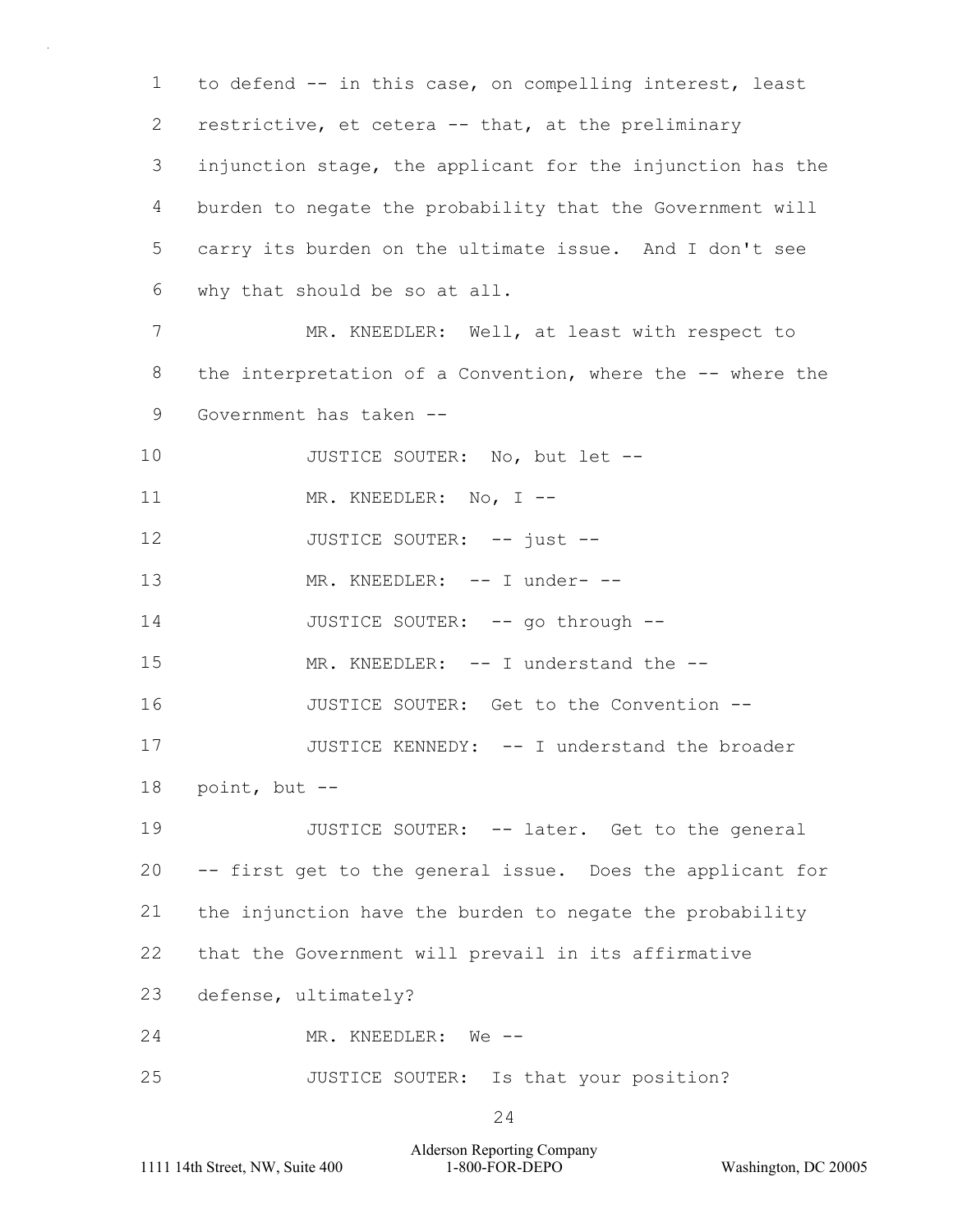1 to defend -- in this case, on compelling interest, least
2 restrictive, et cetera -- that, at the preliminary
3 injunction stage, the applicant for the injunction has the
4 burden to negate the probability that the Government will
5 carry its burden on the ultimate issue. And I don't see
6 why that should be so at all.

7 MR. KNEEDLER: Well, at least with respect to
8 the interpretation of a Convention, where the -- where the
9 Government has taken --

10 JUSTICE SOUTER: No, but let --

11 MR. KNEEDLER: No, I --

12 JUSTICE SOUTER: -- just --

13 MR. KNEEDLER: -- I under- --

14 JUSTICE SOUTER: -- go through --

15 MR. KNEEDLER: -- I understand the --

16 JUSTICE SOUTER: Get to the Convention --

17 JUSTICE KENNEDY: -- I understand the broader
18 point, but --

19 JUSTICE SOUTER: -- later. Get to the general
20 -- first get to the general issue. Does the applicant for
21 the injunction have the burden to negate the probability
22 that the Government will prevail in its affirmative
23 defense, ultimately?

24 MR. KNEEDLER: We --

25 JUSTICE SOUTER: Is that your position?

Alderson Reporting Company
1111 14th Street, NW, Suite 400 1-800-FOR-DEPO Washington, DC 20005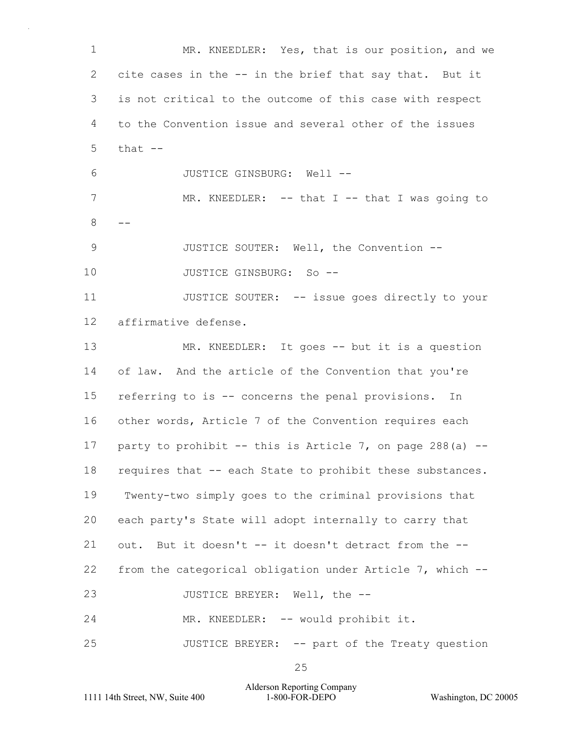MR. KNEEDLER: Yes, that is our position, and we cite cases in the -- in the brief that say that. But it is not critical to the outcome of this case with respect to the Convention issue and several other of the issues that --

JUSTICE GINSBURG: Well --

MR. KNEEDLER: -- that I -- that I was going to --

JUSTICE SOUTER: Well, the Convention --

JUSTICE GINSBURG: So --

JUSTICE SOUTER: -- issue goes directly to your affirmative defense.

MR. KNEEDLER: It goes -- but it is a question of law. And the article of the Convention that you're referring to is -- concerns the penal provisions. In other words, Article 7 of the Convention requires each party to prohibit -- this is Article 7, on page 288(a) -- requires that -- each State to prohibit these substances. Twenty-two simply goes to the criminal provisions that each party's State will adopt internally to carry that out. But it doesn't -- it doesn't detract from the -- from the categorical obligation under Article 7, which --

JUSTICE BREYER: Well, the --

MR. KNEEDLER: -- would prohibit it.

JUSTICE BREYER: -- part of the Treaty question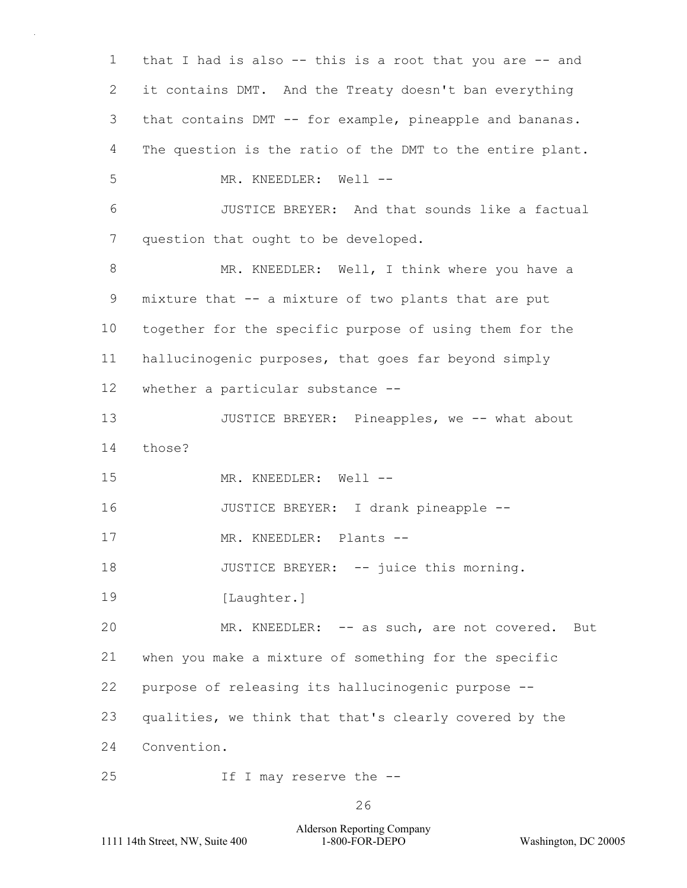that I had is also -- this is a root that you are -- and it contains DMT. And the Treaty doesn't ban everything that contains DMT -- for example, pineapple and bananas. The question is the ratio of the DMT to the entire plant.

MR. KNEEDLER: Well --

JUSTICE BREYER: And that sounds like a factual question that ought to be developed.

MR. KNEEDLER: Well, I think where you have a mixture that -- a mixture of two plants that are put together for the specific purpose of using them for the hallucinogenic purposes, that goes far beyond simply whether a particular substance --

JUSTICE BREYER: Pineapples, we -- what about those?

MR. KNEEDLER: Well --

JUSTICE BREYER: I drank pineapple --

MR. KNEEDLER: Plants --

JUSTICE BREYER: -- juice this morning.

[Laughter.]

MR. KNEEDLER: -- as such, are not covered. But when you make a mixture of something for the specific purpose of releasing its hallucinogenic purpose -- qualities, we think that that's clearly covered by the Convention.

If I may reserve the --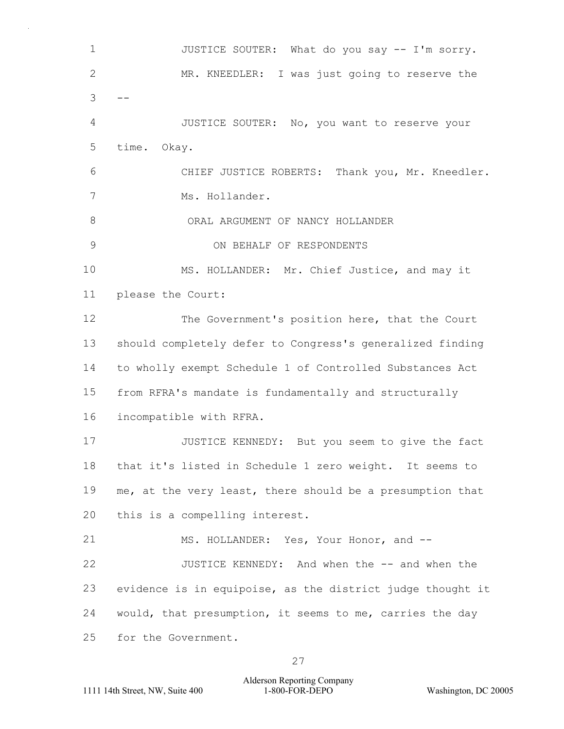JUSTICE SOUTER: What do you say -- I'm sorry.

MR. KNEEDLER: I was just going to reserve the --

JUSTICE SOUTER: No, you want to reserve your time. Okay.

CHIEF JUSTICE ROBERTS: Thank you, Mr. Kneedler. Ms. Hollander.

ORAL ARGUMENT OF NANCY HOLLANDER

ON BEHALF OF RESPONDENTS

MS. HOLLANDER: Mr. Chief Justice, and may it please the Court:

The Government's position here, that the Court should completely defer to Congress's generalized finding to wholly exempt Schedule 1 of Controlled Substances Act from RFRA's mandate is fundamentally and structurally incompatible with RFRA.

JUSTICE KENNEDY: But you seem to give the fact that it's listed in Schedule 1 zero weight. It seems to me, at the very least, there should be a presumption that this is a compelling interest.

MS. HOLLANDER: Yes, Your Honor, and --

JUSTICE KENNEDY: And when the -- and when the evidence is in equipoise, as the district judge thought it would, that presumption, it seems to me, carries the day for the Government.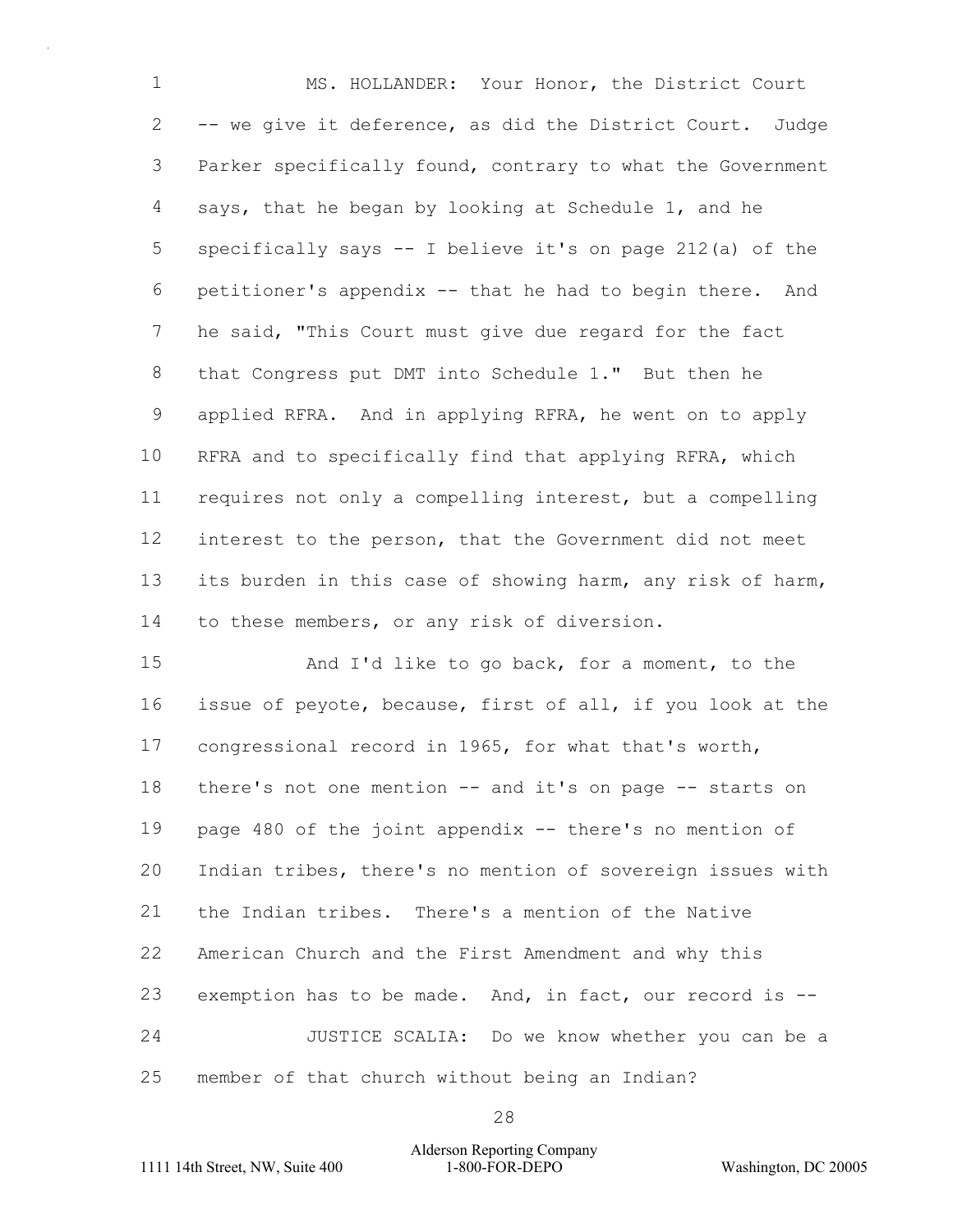MS. HOLLANDER: Your Honor, the District Court -- we give it deference, as did the District Court. Judge Parker specifically found, contrary to what the Government says, that he began by looking at Schedule 1, and he specifically says -- I believe it's on page 212(a) of the petitioner's appendix -- that he had to begin there. And he said, "This Court must give due regard for the fact that Congress put DMT into Schedule 1." But then he applied RFRA. And in applying RFRA, he went on to apply RFRA and to specifically find that applying RFRA, which requires not only a compelling interest, but a compelling interest to the person, that the Government did not meet its burden in this case of showing harm, any risk of harm, to these members, or any risk of diversion.

And I'd like to go back, for a moment, to the issue of peyote, because, first of all, if you look at the congressional record in 1965, for what that's worth, there's not one mention -- and it's on page -- starts on page 480 of the joint appendix -- there's no mention of Indian tribes, there's no mention of sovereign issues with the Indian tribes. There's a mention of the Native American Church and the First Amendment and why this exemption has to be made. And, in fact, our record is --

JUSTICE SCALIA: Do we know whether you can be a member of that church without being an Indian?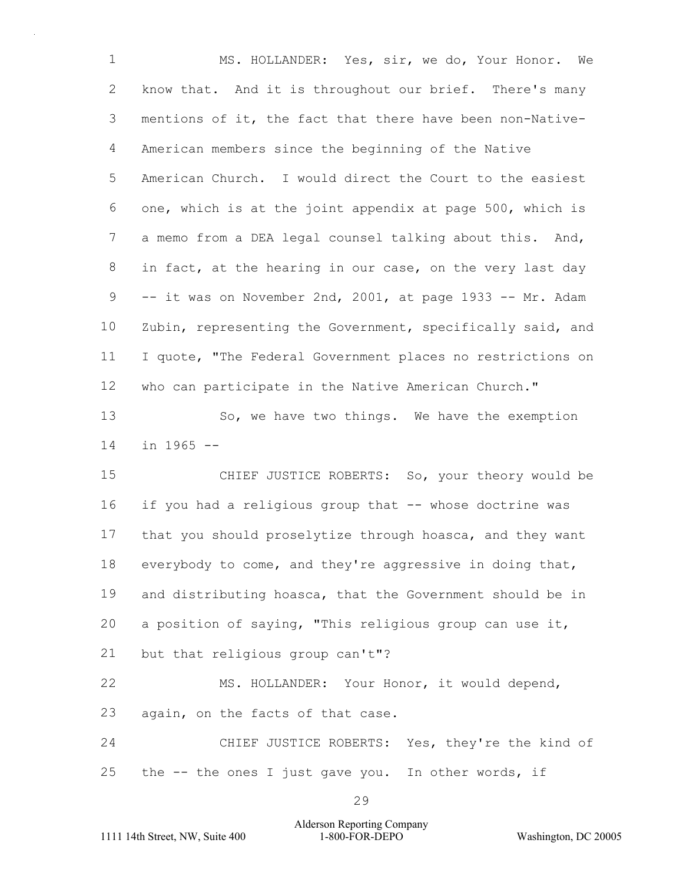MS. HOLLANDER: Yes, sir, we do, Your Honor. We know that. And it is throughout our brief. There's many mentions of it, the fact that there have been non-Native-American members since the beginning of the Native American Church. I would direct the Court to the easiest one, which is at the joint appendix at page 500, which is a memo from a DEA legal counsel talking about this. And, in fact, at the hearing in our case, on the very last day -- it was on November 2nd, 2001, at page 1933 -- Mr. Adam Zubin, representing the Government, specifically said, and I quote, "The Federal Government places no restrictions on who can participate in the Native American Church."

So, we have two things. We have the exemption in 1965 --

CHIEF JUSTICE ROBERTS: So, your theory would be if you had a religious group that -- whose doctrine was that you should proselytize through hoasca, and they want everybody to come, and they're aggressive in doing that, and distributing hoasca, that the Government should be in a position of saying, "This religious group can use it, but that religious group can't"?

MS. HOLLANDER: Your Honor, it would depend, again, on the facts of that case.

CHIEF JUSTICE ROBERTS: Yes, they're the kind of the -- the ones I just gave you. In other words, if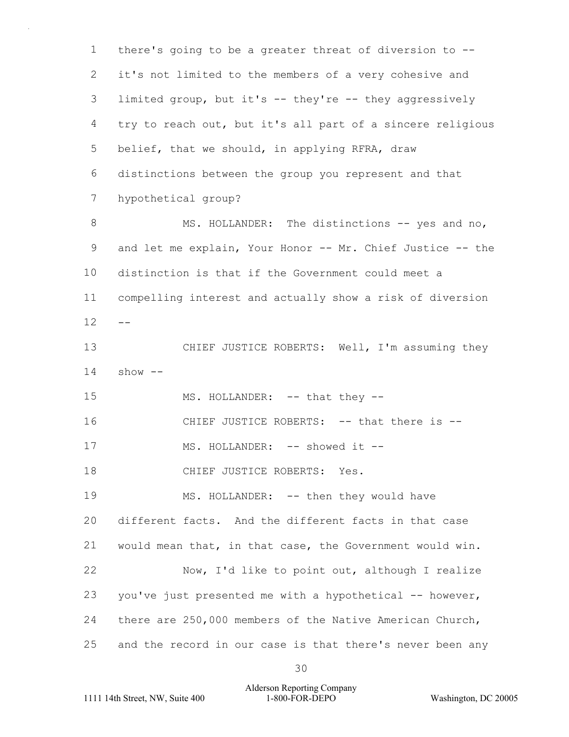there's going to be a greater threat of diversion to -- it's not limited to the members of a very cohesive and limited group, but it's -- they're -- they aggressively try to reach out, but it's all part of a sincere religious belief, that we should, in applying RFRA, draw distinctions between the group you represent and that hypothetical group?

MS. HOLLANDER: The distinctions -- yes and no, and let me explain, Your Honor -- Mr. Chief Justice -- the distinction is that if the Government could meet a compelling interest and actually show a risk of diversion --

CHIEF JUSTICE ROBERTS: Well, I'm assuming they show --

MS. HOLLANDER: -- that they --

CHIEF JUSTICE ROBERTS: -- that there is --

MS. HOLLANDER: -- showed it --

CHIEF JUSTICE ROBERTS: Yes.

MS. HOLLANDER: -- then they would have different facts. And the different facts in that case would mean that, in that case, the Government would win.

Now, I'd like to point out, although I realize you've just presented me with a hypothetical -- however, there are 250,000 members of the Native American Church, and the record in our case is that there's never been any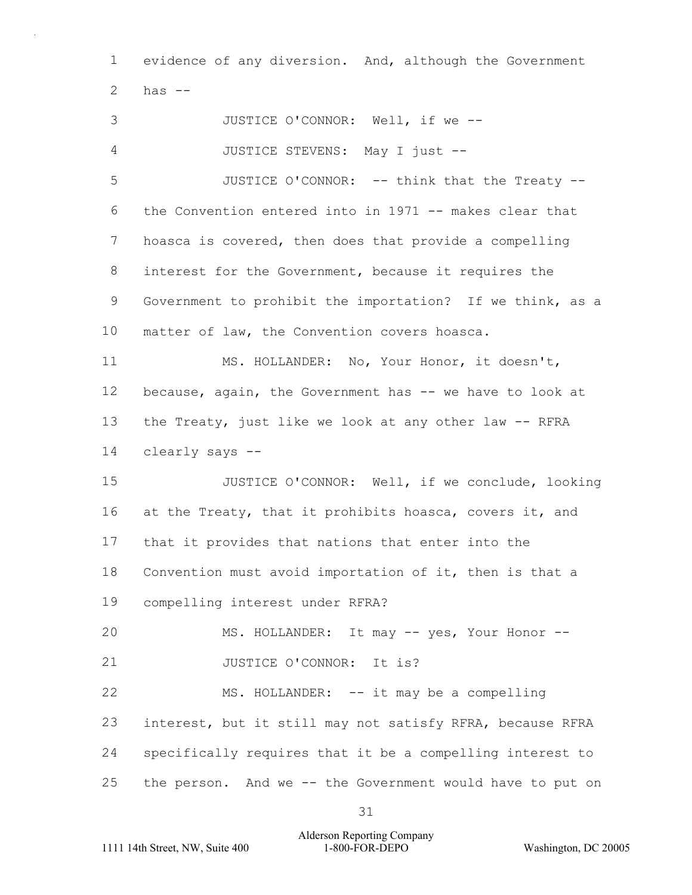evidence of any diversion. And, although the Government has --

JUSTICE O'CONNOR: Well, if we --

JUSTICE STEVENS: May I just --

JUSTICE O'CONNOR: -- think that the Treaty -- the Convention entered into in 1971 -- makes clear that hoasca is covered, then does that provide a compelling interest for the Government, because it requires the Government to prohibit the importation? If we think, as a matter of law, the Convention covers hoasca.

MS. HOLLANDER: No, Your Honor, it doesn't, because, again, the Government has -- we have to look at the Treaty, just like we look at any other law -- RFRA clearly says --

JUSTICE O'CONNOR: Well, if we conclude, looking at the Treaty, that it prohibits hoasca, covers it, and that it provides that nations that enter into the Convention must avoid importation of it, then is that a compelling interest under RFRA?

MS. HOLLANDER: It may -- yes, Your Honor --

JUSTICE O'CONNOR: It is?

MS. HOLLANDER: -- it may be a compelling interest, but it still may not satisfy RFRA, because RFRA specifically requires that it be a compelling interest to the person. And we -- the Government would have to put on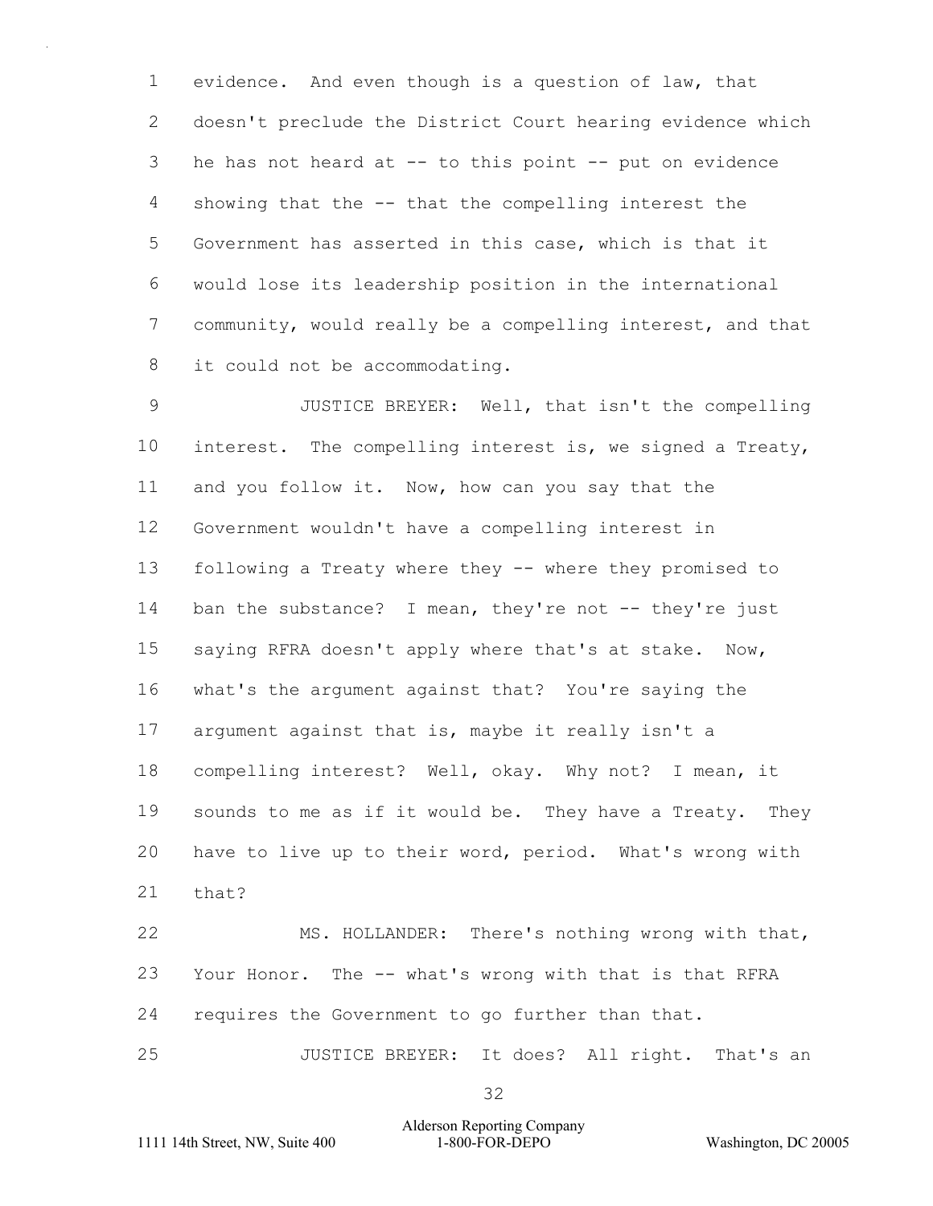1 evidence. And even though is a question of law, that
2 doesn't preclude the District Court hearing evidence which
3 he has not heard at -- to this point -- put on evidence
4 showing that the -- that the compelling interest the
5 Government has asserted in this case, which is that it
6 would lose its leadership position in the international
7 community, would really be a compelling interest, and that
8 it could not be accommodating.

9 JUSTICE BREYER: Well, that isn't the compelling
10 interest. The compelling interest is, we signed a Treaty,
11 and you follow it. Now, how can you say that the
12 Government wouldn't have a compelling interest in
13 following a Treaty where they -- where they promised to
14 ban the substance? I mean, they're not -- they're just
15 saying RFRA doesn't apply where that's at stake. Now,
16 what's the argument against that? You're saying the
17 argument against that is, maybe it really isn't a
18 compelling interest? Well, okay. Why not? I mean, it
19 sounds to me as if it would be. They have a Treaty. They
20 have to live up to their word, period. What's wrong with
21 that?

22 MS. HOLLANDER: There's nothing wrong with that,
23 Your Honor. The -- what's wrong with that is that RFRA
24 requires the Government to go further than that.

25 JUSTICE BREYER: It does? All right. That's an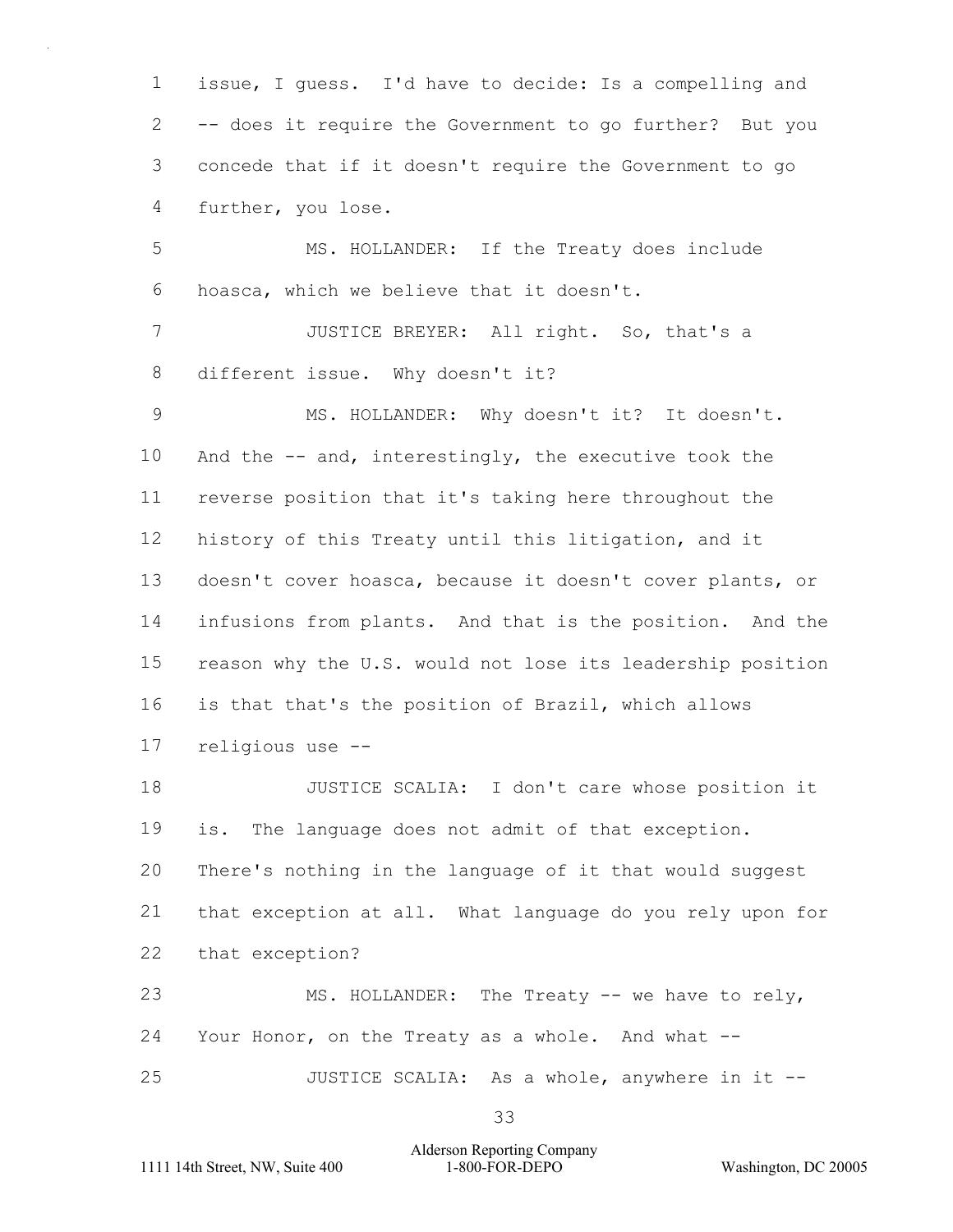issue, I guess. I'd have to decide: Is a compelling and -- does it require the Government to go further? But you concede that if it doesn't require the Government to go further, you lose.

MS. HOLLANDER: If the Treaty does include hoasca, which we believe that it doesn't.

JUSTICE BREYER: All right. So, that's a different issue. Why doesn't it?

MS. HOLLANDER: Why doesn't it? It doesn't. And the -- and, interestingly, the executive took the reverse position that it's taking here throughout the history of this Treaty until this litigation, and it doesn't cover hoasca, because it doesn't cover plants, or infusions from plants. And that is the position. And the reason why the U.S. would not lose its leadership position is that that's the position of Brazil, which allows religious use --

JUSTICE SCALIA: I don't care whose position it is. The language does not admit of that exception. There's nothing in the language of it that would suggest that exception at all. What language do you rely upon for that exception?

MS. HOLLANDER: The Treaty -- we have to rely, Your Honor, on the Treaty as a whole. And what --

JUSTICE SCALIA: As a whole, anywhere in it --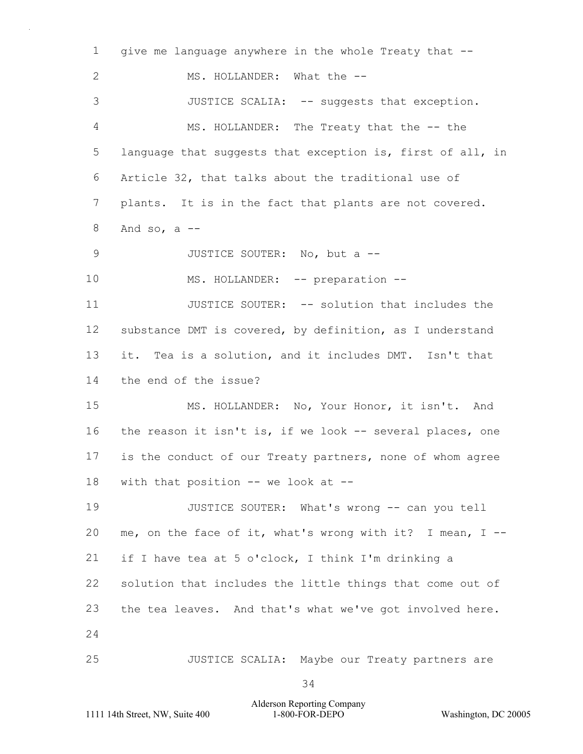give me language anywhere in the whole Treaty that --

MS. HOLLANDER: What the --

JUSTICE SCALIA: -- suggests that exception.

MS. HOLLANDER: The Treaty that the -- the language that suggests that exception is, first of all, in Article 32, that talks about the traditional use of plants. It is in the fact that plants are not covered. And so, a --

JUSTICE SOUTER: No, but a --

MS. HOLLANDER: -- preparation --

JUSTICE SOUTER: -- solution that includes the substance DMT is covered, by definition, as I understand it. Tea is a solution, and it includes DMT. Isn't that the end of the issue?

MS. HOLLANDER: No, Your Honor, it isn't. And the reason it isn't is, if we look -- several places, one is the conduct of our Treaty partners, none of whom agree with that position -- we look at --

JUSTICE SOUTER: What's wrong -- can you tell me, on the face of it, what's wrong with it? I mean, I -- if I have tea at 5 o'clock, I think I'm drinking a solution that includes the little things that come out of the tea leaves. And that's what we've got involved here.

JUSTICE SCALIA: Maybe our Treaty partners are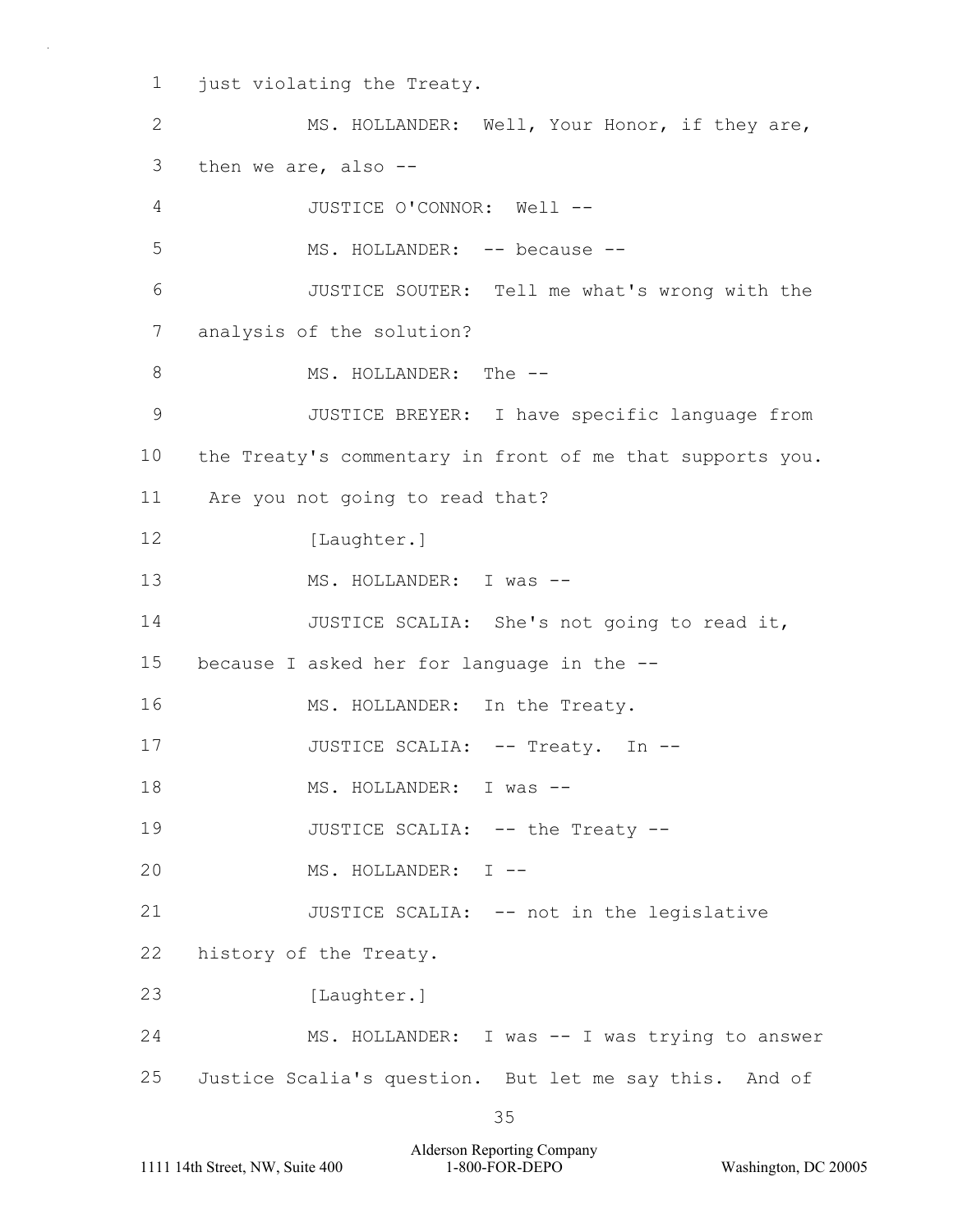1 just violating the Treaty.

2 MS. HOLLANDER: Well, Your Honor, if they are,

3 then we are, also --

4 JUSTICE O'CONNOR: Well --

5 MS. HOLLANDER: -- because --

6 JUSTICE SOUTER: Tell me what's wrong with the

7 analysis of the solution?

8 MS. HOLLANDER: The --

9 JUSTICE BREYER: I have specific language from

10 the Treaty's commentary in front of me that supports you.

11 Are you not going to read that?

12 [Laughter.]

13 MS. HOLLANDER: I was --

14 JUSTICE SCALIA: She's not going to read it,

15 because I asked her for language in the --

16 MS. HOLLANDER: In the Treaty.

17 JUSTICE SCALIA: -- Treaty. In --

18 MS. HOLLANDER: I was --

19 JUSTICE SCALIA: -- the Treaty --

20 MS. HOLLANDER: I --

21 JUSTICE SCALIA: -- not in the legislative

22 history of the Treaty.

23 [Laughter.]

24 MS. HOLLANDER: I was -- I was trying to answer

25 Justice Scalia's question. But let me say this. And of

Alderson Reporting Company
1111 14th Street, NW, Suite 400 1-800-FOR-DEPO Washington, DC 20005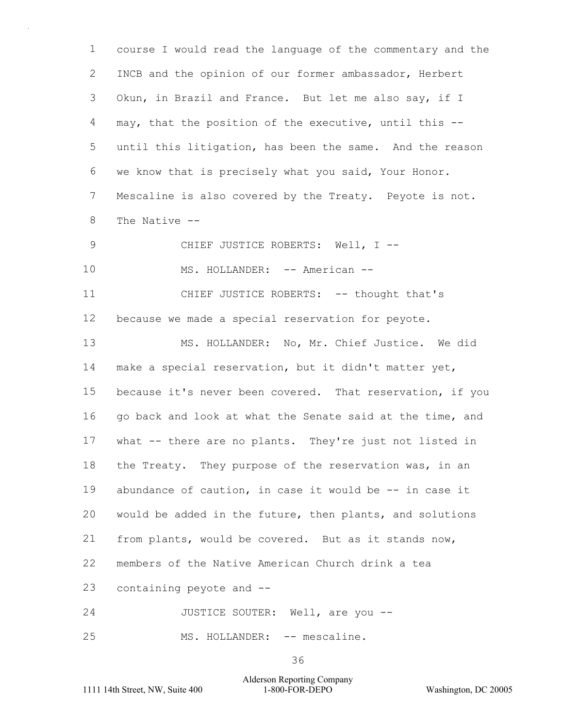course I would read the language of the commentary and the INCB and the opinion of our former ambassador, Herbert Okun, in Brazil and France. But let me also say, if I may, that the position of the executive, until this -- until this litigation, has been the same. And the reason we know that is precisely what you said, Your Honor. Mescaline is also covered by the Treaty. Peyote is not. The Native --

CHIEF JUSTICE ROBERTS: Well, I --

MS. HOLLANDER: -- American --

CHIEF JUSTICE ROBERTS: -- thought that's because we made a special reservation for peyote.

MS. HOLLANDER: No, Mr. Chief Justice. We did make a special reservation, but it didn't matter yet, because it's never been covered. That reservation, if you go back and look at what the Senate said at the time, and what -- there are no plants. They're just not listed in the Treaty. They purpose of the reservation was, in an abundance of caution, in case it would be -- in case it would be added in the future, then plants, and solutions from plants, would be covered. But as it stands now, members of the Native American Church drink a tea containing peyote and --

JUSTICE SOUTER: Well, are you --

MS. HOLLANDER: -- mescaline.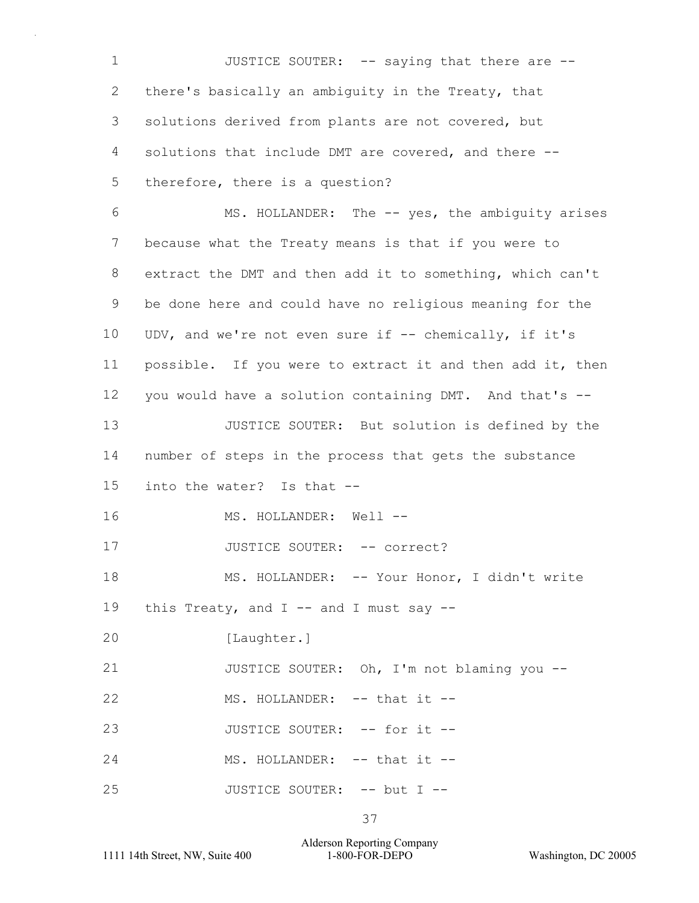JUSTICE SOUTER: -- saying that there are -- there's basically an ambiguity in the Treaty, that solutions derived from plants are not covered, but solutions that include DMT are covered, and there -- therefore, there is a question?

MS. HOLLANDER: The -- yes, the ambiguity arises because what the Treaty means is that if you were to extract the DMT and then add it to something, which can't be done here and could have no religious meaning for the UDV, and we're not even sure if -- chemically, if it's possible. If you were to extract it and then add it, then you would have a solution containing DMT. And that's --

JUSTICE SOUTER: But solution is defined by the number of steps in the process that gets the substance into the water? Is that --

MS. HOLLANDER: Well --

JUSTICE SOUTER: -- correct?

MS. HOLLANDER: -- Your Honor, I didn't write this Treaty, and I -- and I must say --

[Laughter.]

JUSTICE SOUTER: Oh, I'm not blaming you --

MS. HOLLANDER: -- that it --

JUSTICE SOUTER: -- for it --

MS. HOLLANDER: -- that it --

JUSTICE SOUTER: -- but I --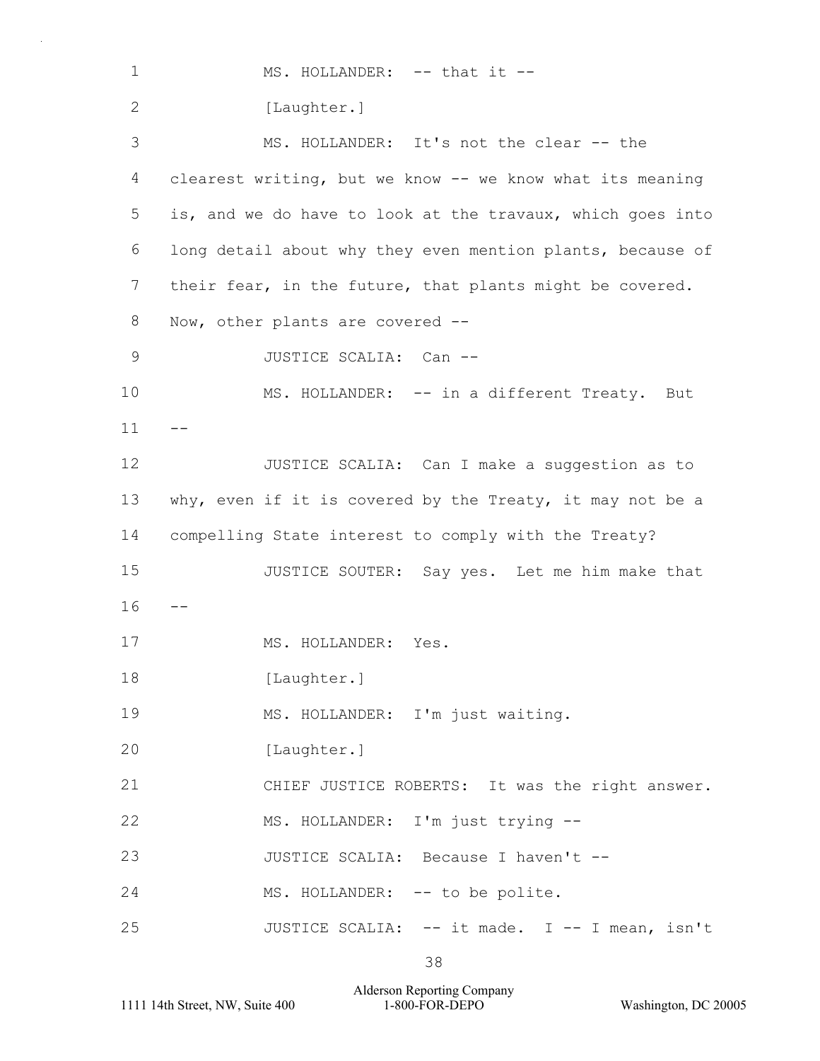MS. HOLLANDER: -- that it --

[Laughter.]

MS. HOLLANDER: It's not the clear -- the clearest writing, but we know -- we know what its meaning is, and we do have to look at the travaux, which goes into long detail about why they even mention plants, because of their fear, in the future, that plants might be covered. Now, other plants are covered --

JUSTICE SCALIA: Can --

MS. HOLLANDER: -- in a different Treaty. But --

JUSTICE SCALIA: Can I make a suggestion as to why, even if it is covered by the Treaty, it may not be a compelling State interest to comply with the Treaty?

JUSTICE SOUTER: Say yes. Let me him make that --

MS. HOLLANDER: Yes.

[Laughter.]

MS. HOLLANDER: I'm just waiting.

[Laughter.]

CHIEF JUSTICE ROBERTS: It was the right answer.

MS. HOLLANDER: I'm just trying --

JUSTICE SCALIA: Because I haven't --

MS. HOLLANDER: -- to be polite.

JUSTICE SCALIA: -- it made. I -- I mean, isn't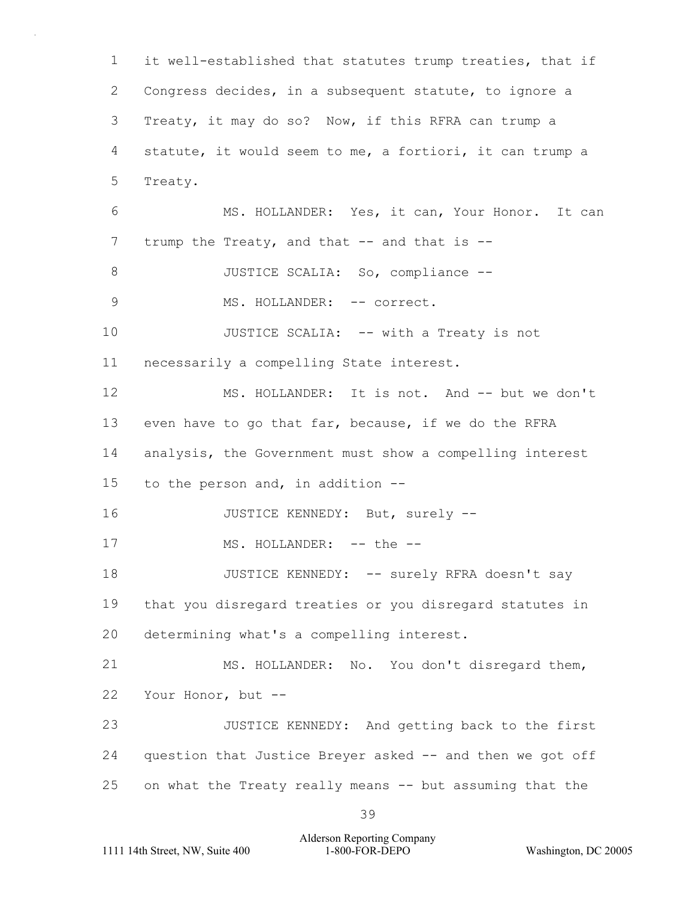it well-established that statutes trump treaties, that if Congress decides, in a subsequent statute, to ignore a Treaty, it may do so? Now, if this RFRA can trump a statute, it would seem to me, a fortiori, it can trump a Treaty.

MS. HOLLANDER: Yes, it can, Your Honor. It can trump the Treaty, and that -- and that is --

JUSTICE SCALIA: So, compliance --

MS. HOLLANDER: -- correct.

JUSTICE SCALIA: -- with a Treaty is not necessarily a compelling State interest.

MS. HOLLANDER: It is not. And -- but we don't even have to go that far, because, if we do the RFRA analysis, the Government must show a compelling interest to the person and, in addition --

JUSTICE KENNEDY: But, surely --

MS. HOLLANDER: -- the --

JUSTICE KENNEDY: -- surely RFRA doesn't say that you disregard treaties or you disregard statutes in determining what's a compelling interest.

MS. HOLLANDER: No. You don't disregard them, Your Honor, but --

JUSTICE KENNEDY: And getting back to the first question that Justice Breyer asked -- and then we got off on what the Treaty really means -- but assuming that the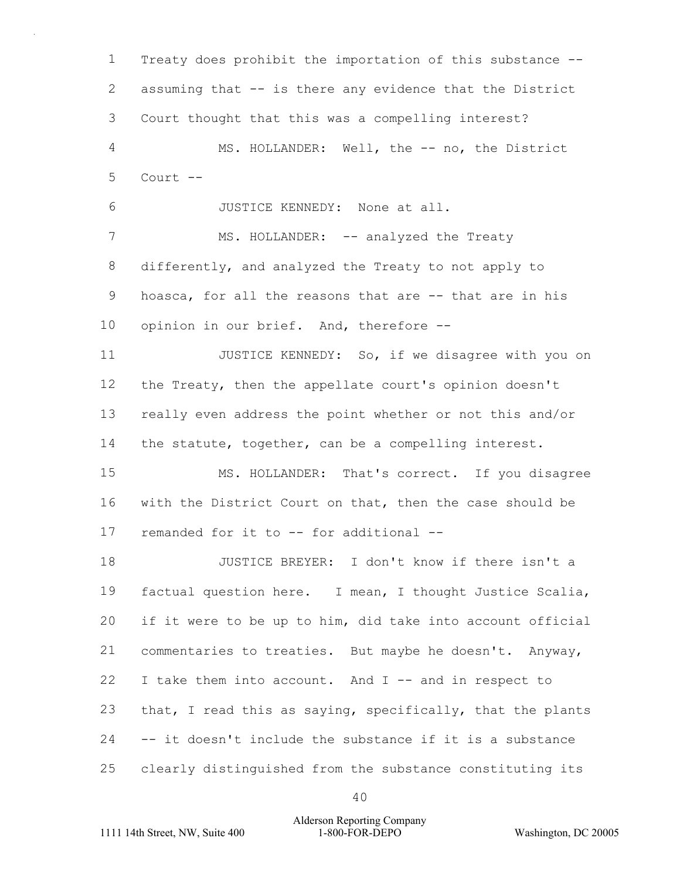Treaty does prohibit the importation of this substance -- assuming that -- is there any evidence that the District Court thought that this was a compelling interest?

MS. HOLLANDER: Well, the -- no, the District Court --

JUSTICE KENNEDY: None at all.

MS. HOLLANDER: -- analyzed the Treaty differently, and analyzed the Treaty to not apply to hoasca, for all the reasons that are -- that are in his opinion in our brief. And, therefore --

JUSTICE KENNEDY: So, if we disagree with you on the Treaty, then the appellate court's opinion doesn't really even address the point whether or not this and/or the statute, together, can be a compelling interest.

MS. HOLLANDER: That's correct. If you disagree with the District Court on that, then the case should be remanded for it to -- for additional --

JUSTICE BREYER: I don't know if there isn't a factual question here. I mean, I thought Justice Scalia, if it were to be up to him, did take into account official commentaries to treaties. But maybe he doesn't. Anyway, I take them into account. And I -- and in respect to that, I read this as saying, specifically, that the plants -- it doesn't include the substance if it is a substance clearly distinguished from the substance constituting its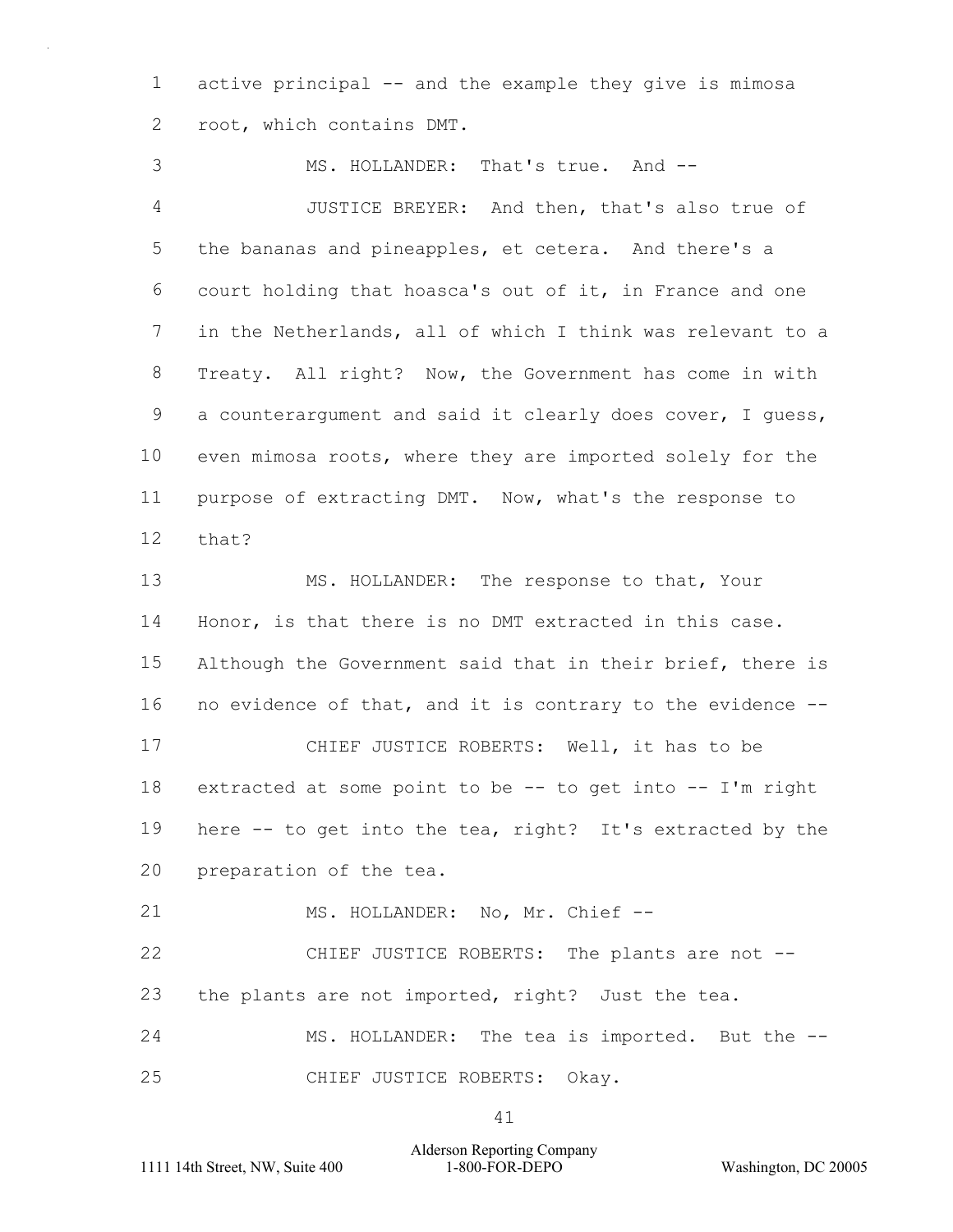1 active principal -- and the example they give is mimosa
2 root, which contains DMT.

3 MS. HOLLANDER: That's true. And --

4 JUSTICE BREYER: And then, that's also true of
5 the bananas and pineapples, et cetera. And there's a
6 court holding that hoasca's out of it, in France and one
7 in the Netherlands, all of which I think was relevant to a
8 Treaty. All right? Now, the Government has come in with
9 a counterargument and said it clearly does cover, I guess,
10 even mimosa roots, where they are imported solely for the
11 purpose of extracting DMT. Now, what's the response to
12 that?

13 MS. HOLLANDER: The response to that, Your
14 Honor, is that there is no DMT extracted in this case.
15 Although the Government said that in their brief, there is
16 no evidence of that, and it is contrary to the evidence --

17 CHIEF JUSTICE ROBERTS: Well, it has to be
18 extracted at some point to be -- to get into -- I'm right
19 here -- to get into the tea, right? It's extracted by the
20 preparation of the tea.

21 MS. HOLLANDER: No, Mr. Chief --

22 CHIEF JUSTICE ROBERTS: The plants are not --
23 the plants are not imported, right? Just the tea.

24 MS. HOLLANDER: The tea is imported. But the --

25 CHIEF JUSTICE ROBERTS: Okay.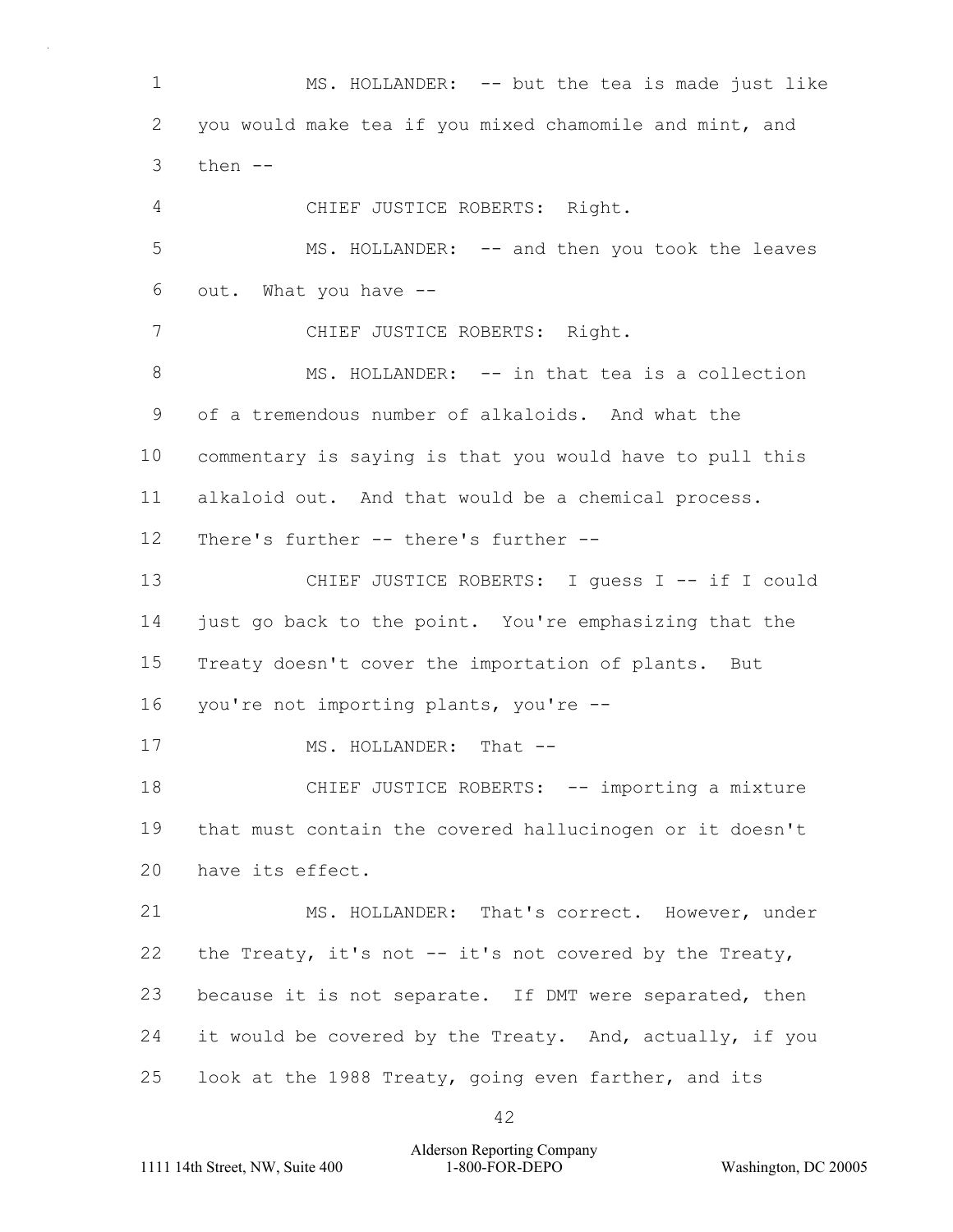MS. HOLLANDER: -- but the tea is made just like you would make tea if you mixed chamomile and mint, and then --

CHIEF JUSTICE ROBERTS: Right.

MS. HOLLANDER: -- and then you took the leaves out. What you have --

CHIEF JUSTICE ROBERTS: Right.

MS. HOLLANDER: -- in that tea is a collection of a tremendous number of alkaloids. And what the commentary is saying is that you would have to pull this alkaloid out. And that would be a chemical process. There's further -- there's further --

CHIEF JUSTICE ROBERTS: I guess I -- if I could just go back to the point. You're emphasizing that the Treaty doesn't cover the importation of plants. But you're not importing plants, you're --

MS. HOLLANDER: That --

CHIEF JUSTICE ROBERTS: -- importing a mixture that must contain the covered hallucinogen or it doesn't have its effect.

MS. HOLLANDER: That's correct. However, under the Treaty, it's not -- it's not covered by the Treaty, because it is not separate. If DMT were separated, then it would be covered by the Treaty. And, actually, if you look at the 1988 Treaty, going even farther, and its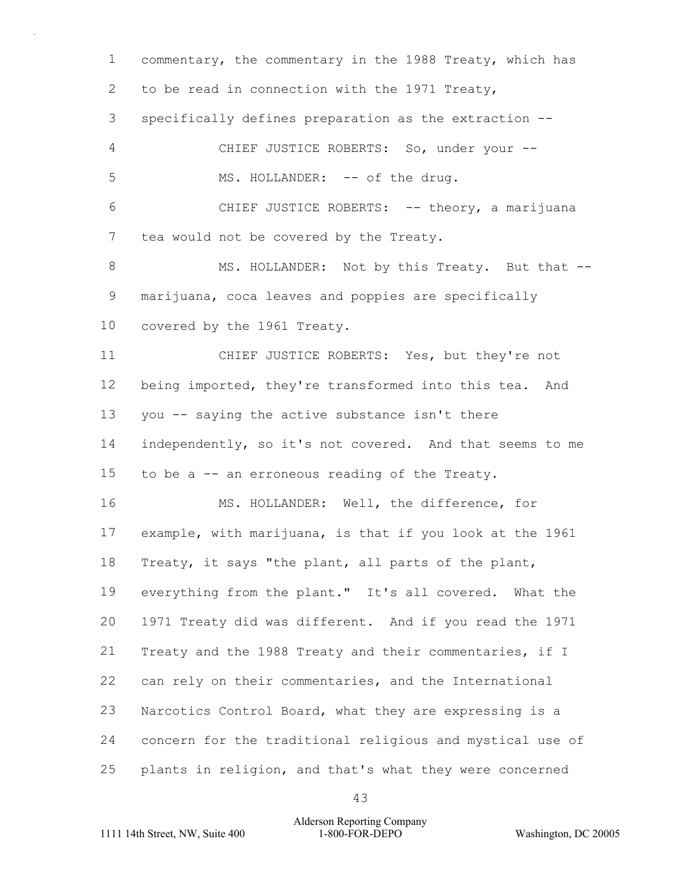commentary, the commentary in the 1988 Treaty, which has to be read in connection with the 1971 Treaty, specifically defines preparation as the extraction --

CHIEF JUSTICE ROBERTS: So, under your --

MS. HOLLANDER: -- of the drug.

CHIEF JUSTICE ROBERTS: -- theory, a marijuana tea would not be covered by the Treaty.

MS. HOLLANDER: Not by this Treaty. But that -- marijuana, coca leaves and poppies are specifically covered by the 1961 Treaty.

CHIEF JUSTICE ROBERTS: Yes, but they're not being imported, they're transformed into this tea. And you -- saying the active substance isn't there independently, so it's not covered. And that seems to me to be a -- an erroneous reading of the Treaty.

MS. HOLLANDER: Well, the difference, for example, with marijuana, is that if you look at the 1961 Treaty, it says "the plant, all parts of the plant, everything from the plant." It's all covered. What the 1971 Treaty did was different. And if you read the 1971 Treaty and the 1988 Treaty and their commentaries, if I can rely on their commentaries, and the International Narcotics Control Board, what they are expressing is a concern for the traditional religious and mystical use of plants in religion, and that's what they were concerned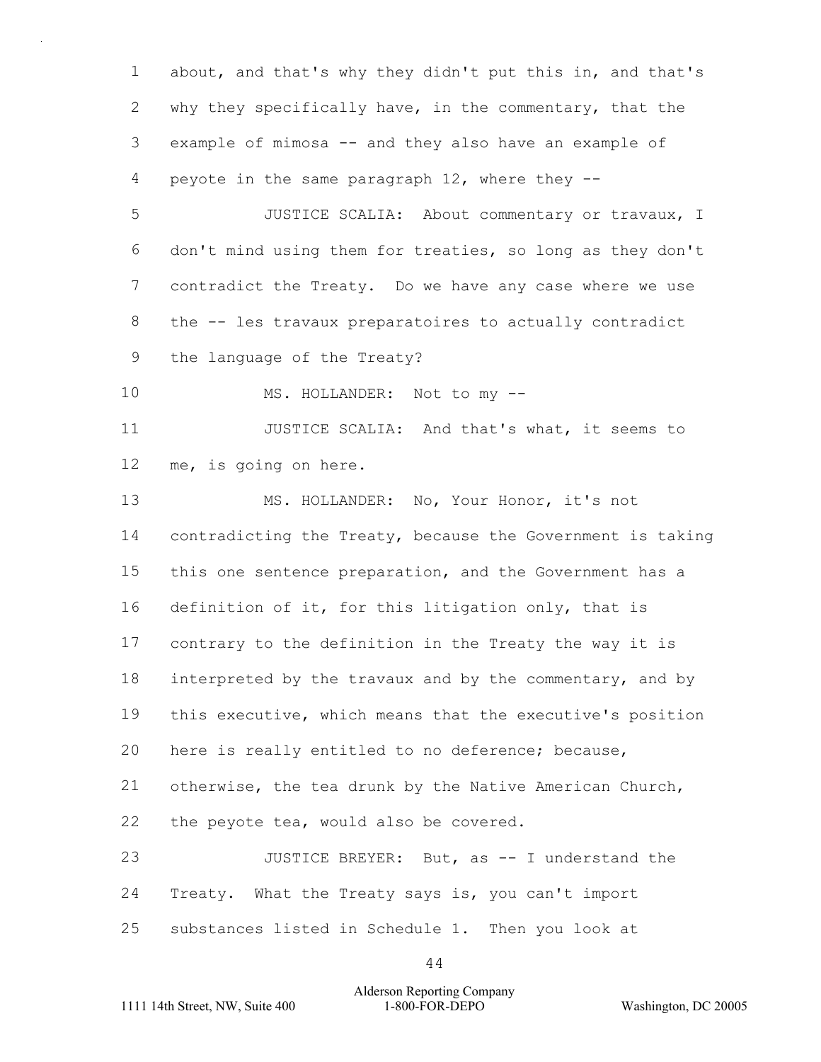1 about, and that's why they didn't put this in, and that's
2 why they specifically have, in the commentary, that the
3 example of mimosa -- and they also have an example of
4 peyote in the same paragraph 12, where they --
5 JUSTICE SCALIA: About commentary or travaux, I
6 don't mind using them for treaties, so long as they don't
7 contradict the Treaty. Do we have any case where we use
8 the -- les travaux preparatoires to actually contradict
9 the language of the Treaty?
10 MS. HOLLANDER: Not to my --
11 JUSTICE SCALIA: And that's what, it seems to
12 me, is going on here.
13 MS. HOLLANDER: No, Your Honor, it's not
14 contradicting the Treaty, because the Government is taking
15 this one sentence preparation, and the Government has a
16 definition of it, for this litigation only, that is
17 contrary to the definition in the Treaty the way it is
18 interpreted by the travaux and by the commentary, and by
19 this executive, which means that the executive's position
20 here is really entitled to no deference; because,
21 otherwise, the tea drunk by the Native American Church,
22 the peyote tea, would also be covered.
23 JUSTICE BREYER: But, as -- I understand the
24 Treaty. What the Treaty says is, you can't import
25 substances listed in Schedule 1. Then you look at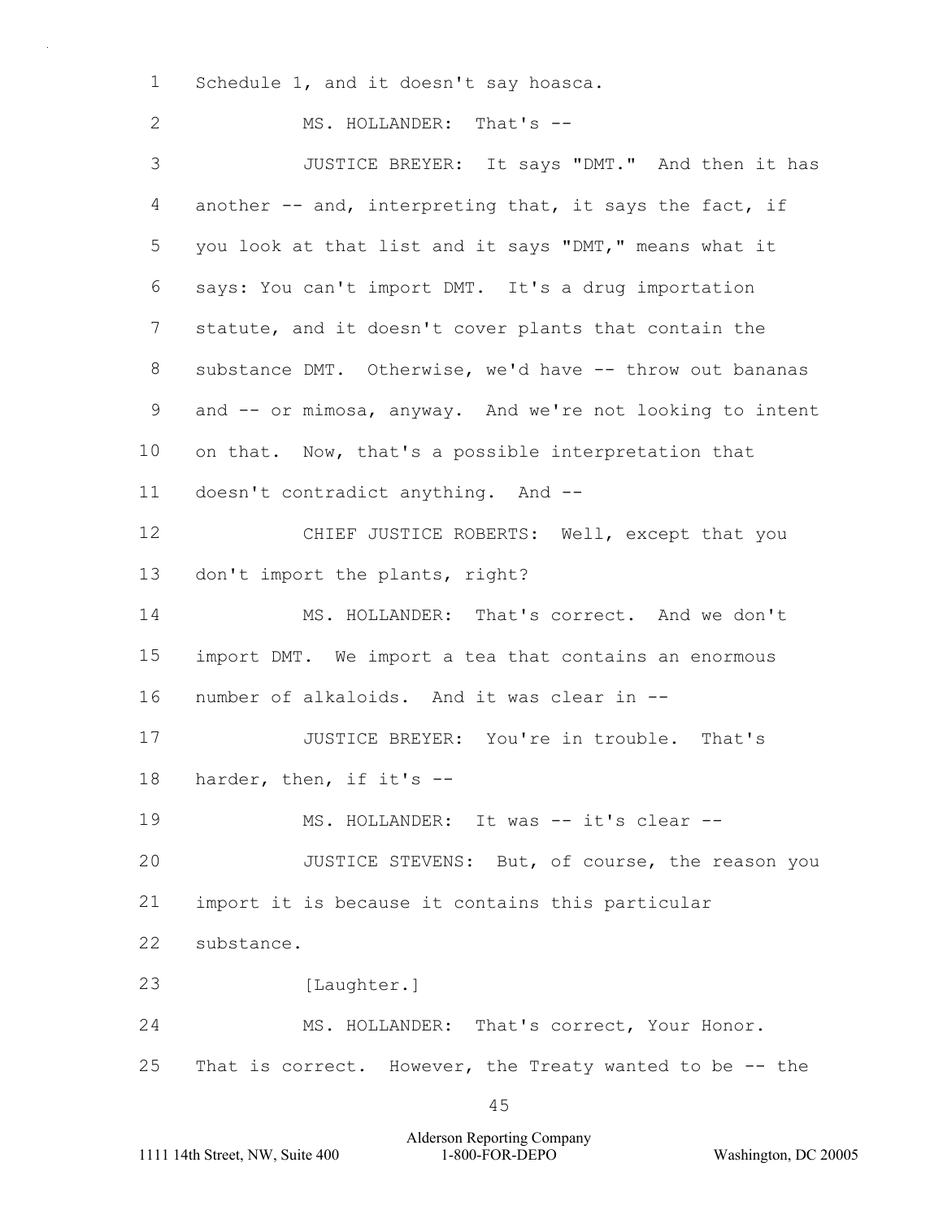1 Schedule 1, and it doesn't say hoasca.

2 MS. HOLLANDER: That's --

3 JUSTICE BREYER: It says "DMT." And then it has

4 another -- and, interpreting that, it says the fact, if

5 you look at that list and it says "DMT," means what it

6 says: You can't import DMT. It's a drug importation

7 statute, and it doesn't cover plants that contain the

8 substance DMT. Otherwise, we'd have -- throw out bananas

9 and -- or mimosa, anyway. And we're not looking to intent

10 on that. Now, that's a possible interpretation that

11 doesn't contradict anything. And --

12 CHIEF JUSTICE ROBERTS: Well, except that you

13 don't import the plants, right?

14 MS. HOLLANDER: That's correct. And we don't

15 import DMT. We import a tea that contains an enormous

16 number of alkaloids. And it was clear in --

17 JUSTICE BREYER: You're in trouble. That's

18 harder, then, if it's --

19 MS. HOLLANDER: It was -- it's clear --

20 JUSTICE STEVENS: But, of course, the reason you

21 import it is because it contains this particular

22 substance.

23 [Laughter.]

24 MS. HOLLANDER: That's correct, Your Honor.

25 That is correct. However, the Treaty wanted to be -- the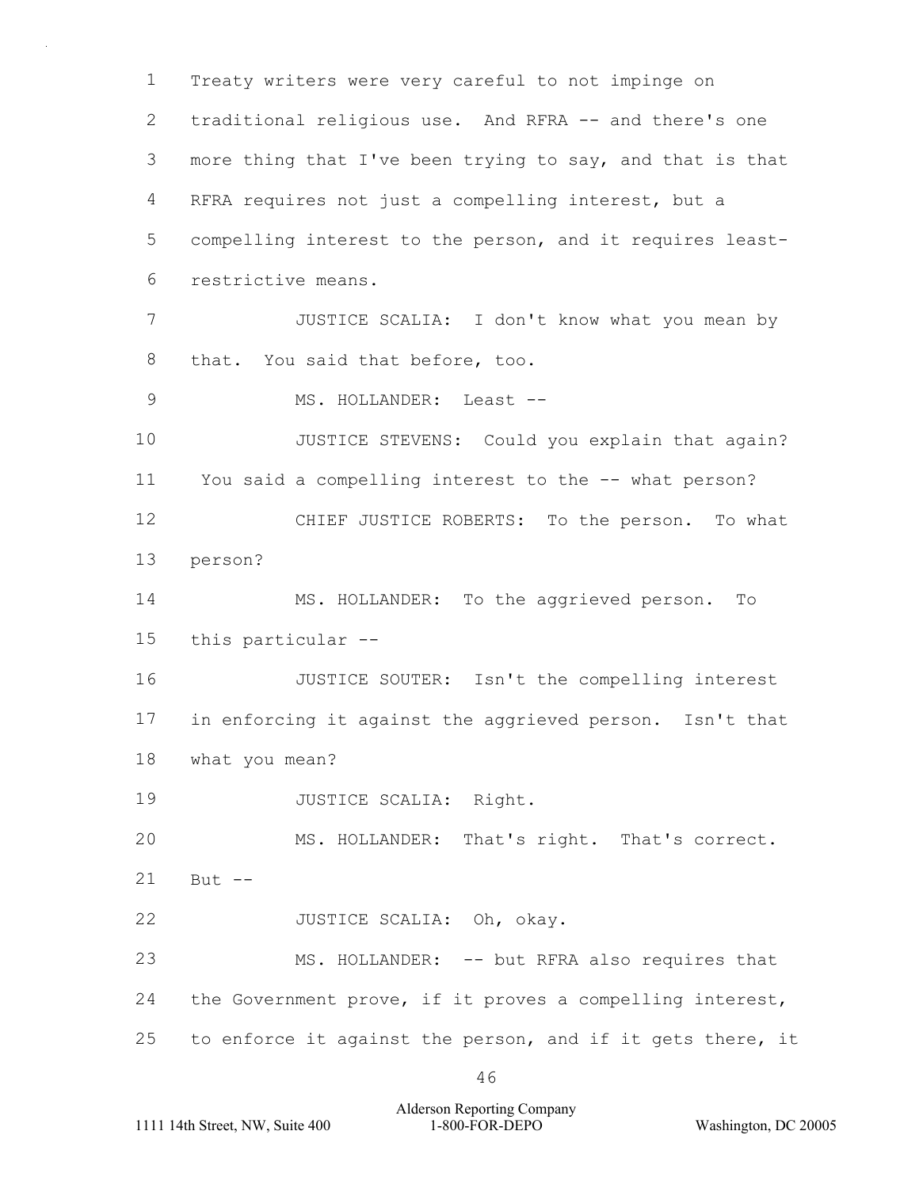1 Treaty writers were very careful to not impinge on
2 traditional religious use. And RFRA -- and there's one
3 more thing that I've been trying to say, and that is that
4 RFRA requires not just a compelling interest, but a
5 compelling interest to the person, and it requires least-
6 restrictive means.

7 JUSTICE SCALIA: I don't know what you mean by
8 that. You said that before, too.

9 MS. HOLLANDER: Least --

10 JUSTICE STEVENS: Could you explain that again?
11 You said a compelling interest to the -- what person?

12 CHIEF JUSTICE ROBERTS: To the person. To what
13 person?

14 MS. HOLLANDER: To the aggrieved person. To
15 this particular --

16 JUSTICE SOUTER: Isn't the compelling interest
17 in enforcing it against the aggrieved person. Isn't that
18 what you mean?

19 JUSTICE SCALIA: Right.

20 MS. HOLLANDER: That's right. That's correct.
21 But --

22 JUSTICE SCALIA: Oh, okay.

23 MS. HOLLANDER: -- but RFRA also requires that
24 the Government prove, if it proves a compelling interest,
25 to enforce it against the person, and if it gets there, it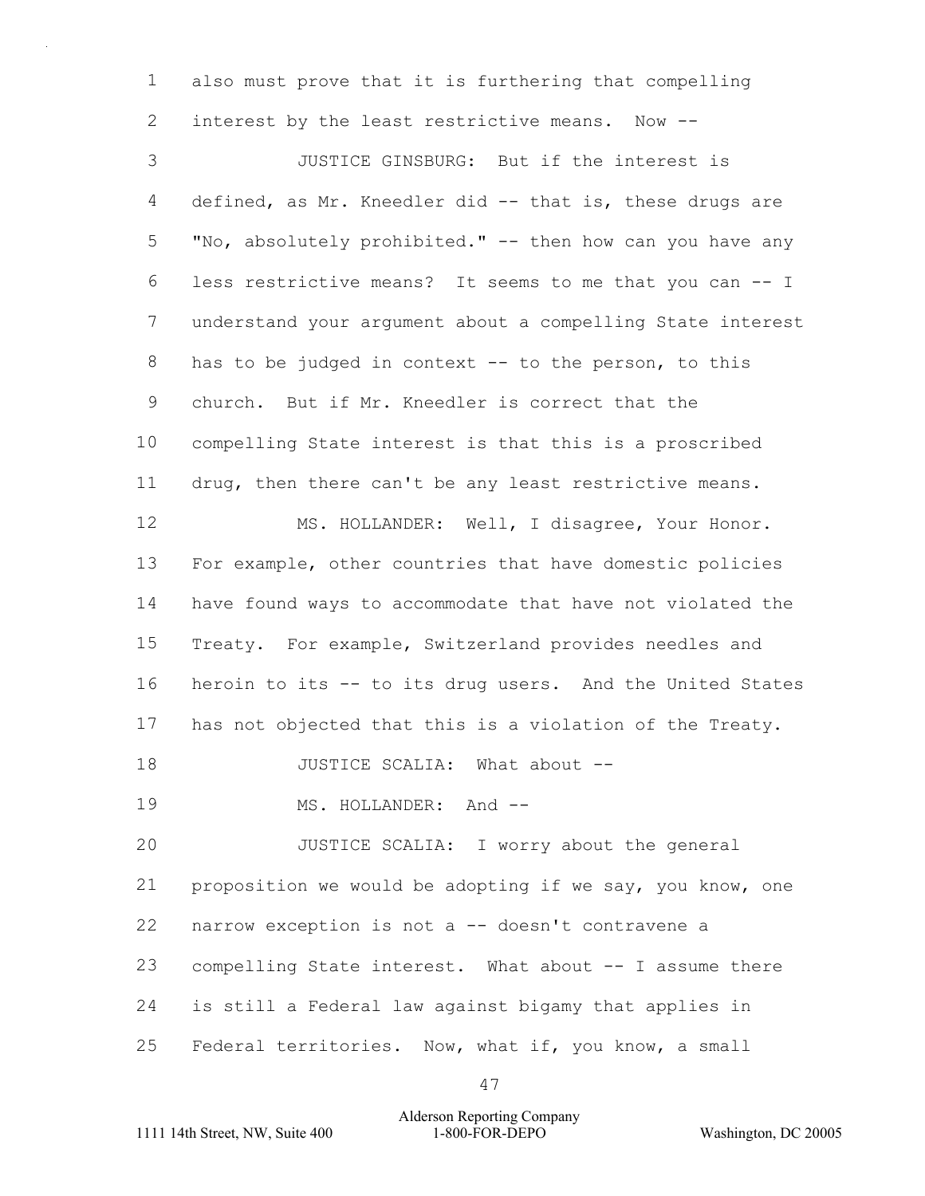also must prove that it is furthering that compelling interest by the least restrictive means. Now --

JUSTICE GINSBURG: But if the interest is defined, as Mr. Kneedler did -- that is, these drugs are "No, absolutely prohibited." -- then how can you have any less restrictive means? It seems to me that you can -- I understand your argument about a compelling State interest has to be judged in context -- to the person, to this church. But if Mr. Kneedler is correct that the compelling State interest is that this is a proscribed drug, then there can't be any least restrictive means.

MS. HOLLANDER: Well, I disagree, Your Honor. For example, other countries that have domestic policies have found ways to accommodate that have not violated the Treaty. For example, Switzerland provides needles and heroin to its -- to its drug users. And the United States has not objected that this is a violation of the Treaty.

JUSTICE SCALIA: What about --

MS. HOLLANDER: And --

JUSTICE SCALIA: I worry about the general proposition we would be adopting if we say, you know, one narrow exception is not a -- doesn't contravene a compelling State interest. What about -- I assume there is still a Federal law against bigamy that applies in Federal territories. Now, what if, you know, a small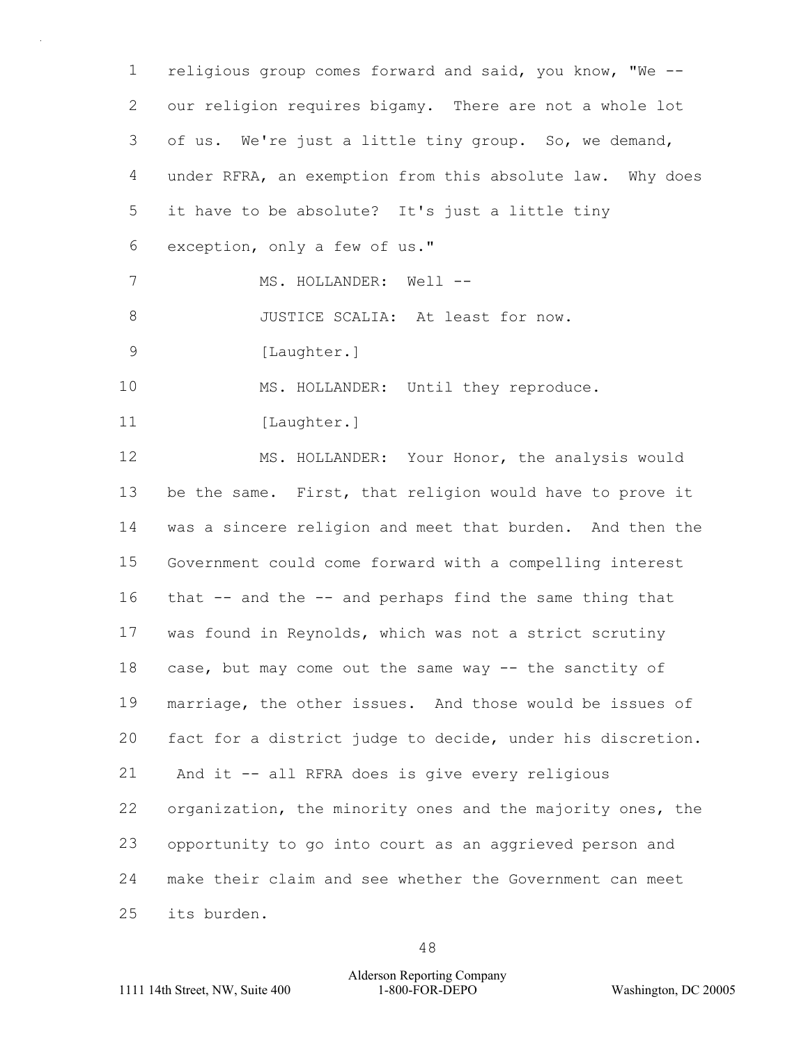religious group comes forward and said, you know, "We -- our religion requires bigamy. There are not a whole lot of us. We're just a little tiny group. So, we demand, under RFRA, an exemption from this absolute law. Why does it have to be absolute? It's just a little tiny exception, only a few of us."

MS. HOLLANDER: Well --

JUSTICE SCALIA: At least for now.

[Laughter.]

MS. HOLLANDER: Until they reproduce.

[Laughter.]

MS. HOLLANDER: Your Honor, the analysis would be the same. First, that religion would have to prove it was a sincere religion and meet that burden. And then the Government could come forward with a compelling interest that -- and the -- and perhaps find the same thing that was found in Reynolds, which was not a strict scrutiny case, but may come out the same way -- the sanctity of marriage, the other issues. And those would be issues of fact for a district judge to decide, under his discretion. And it -- all RFRA does is give every religious organization, the minority ones and the majority ones, the opportunity to go into court as an aggrieved person and make their claim and see whether the Government can meet its burden.

Alderson Reporting Company
1111 14th Street, NW, Suite 400 1-800-FOR-DEPO Washington, DC 20005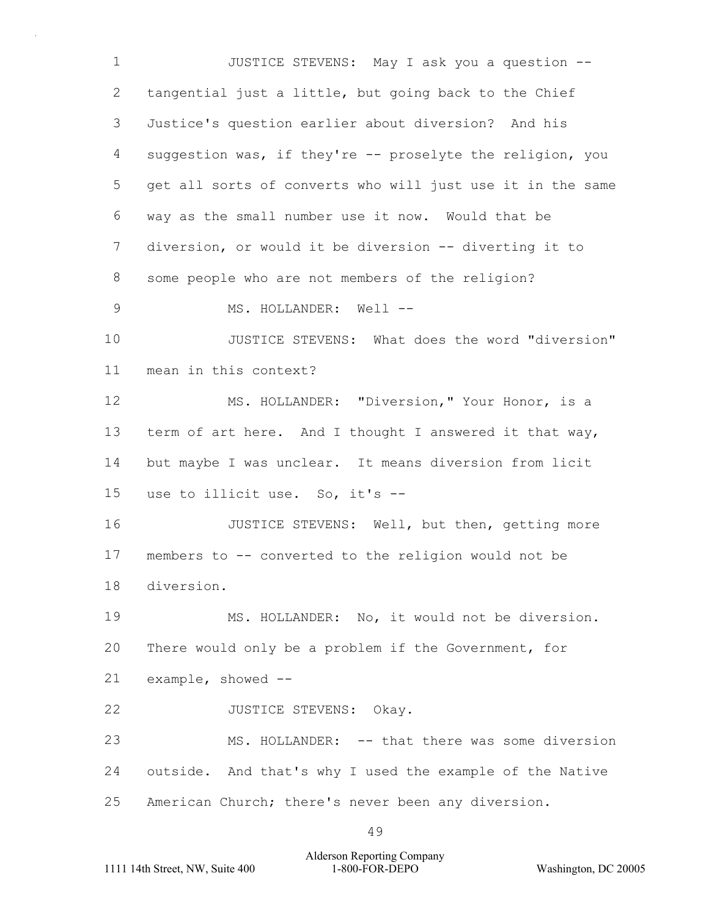JUSTICE STEVENS: May I ask you a question -- tangential just a little, but going back to the Chief Justice's question earlier about diversion? And his suggestion was, if they're -- proselyte the religion, you get all sorts of converts who will just use it in the same way as the small number use it now. Would that be diversion, or would it be diversion -- diverting it to some people who are not members of the religion?

MS. HOLLANDER: Well --

JUSTICE STEVENS: What does the word "diversion" mean in this context?

MS. HOLLANDER: "Diversion," Your Honor, is a term of art here. And I thought I answered it that way, but maybe I was unclear. It means diversion from licit use to illicit use. So, it's --

JUSTICE STEVENS: Well, but then, getting more members to -- converted to the religion would not be diversion.

MS. HOLLANDER: No, it would not be diversion. There would only be a problem if the Government, for example, showed --

JUSTICE STEVENS: Okay.

MS. HOLLANDER: -- that there was some diversion outside. And that's why I used the example of the Native American Church; there's never been any diversion.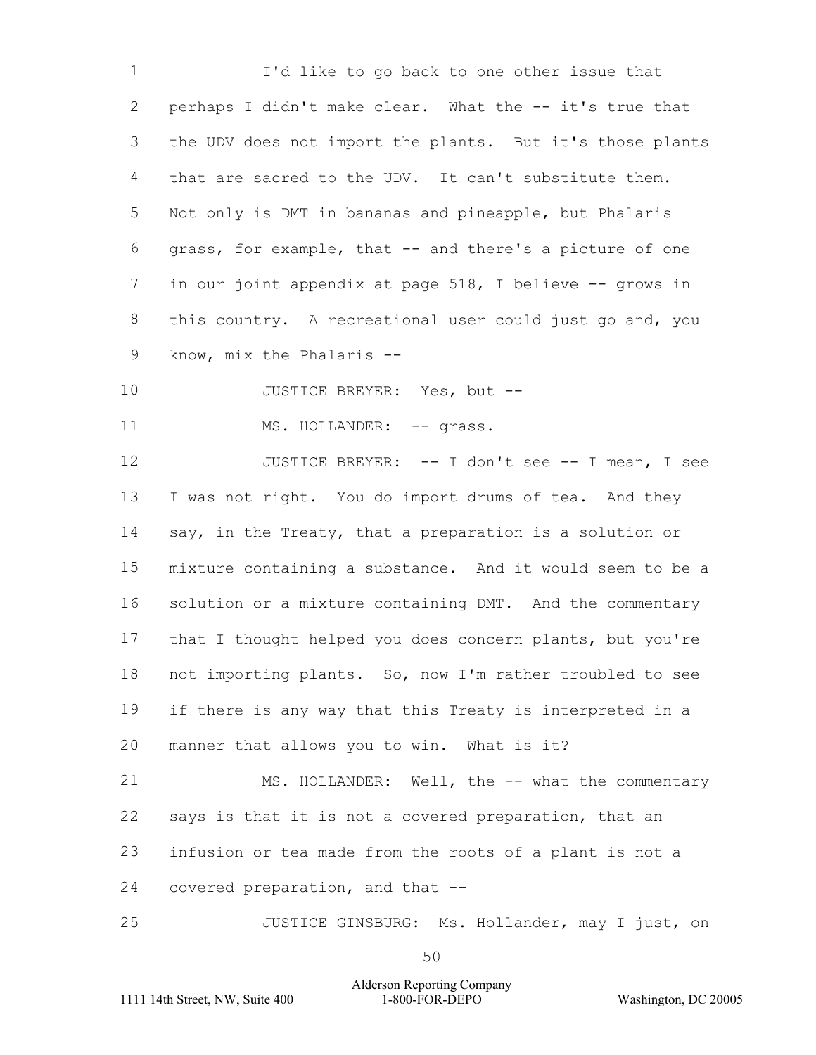I'd like to go back to one other issue that perhaps I didn't make clear. What the -- it's true that the UDV does not import the plants. But it's those plants that are sacred to the UDV. It can't substitute them. Not only is DMT in bananas and pineapple, but Phalaris grass, for example, that -- and there's a picture of one in our joint appendix at page 518, I believe -- grows in this country. A recreational user could just go and, you know, mix the Phalaris --

JUSTICE BREYER: Yes, but --

MS. HOLLANDER: -- grass.

JUSTICE BREYER: -- I don't see -- I mean, I see I was not right. You do import drums of tea. And they say, in the Treaty, that a preparation is a solution or mixture containing a substance. And it would seem to be a solution or a mixture containing DMT. And the commentary that I thought helped you does concern plants, but you're not importing plants. So, now I'm rather troubled to see if there is any way that this Treaty is interpreted in a manner that allows you to win. What is it?

MS. HOLLANDER: Well, the -- what the commentary says is that it is not a covered preparation, that an infusion or tea made from the roots of a plant is not a covered preparation, and that --

JUSTICE GINSBURG: Ms. Hollander, may I just, on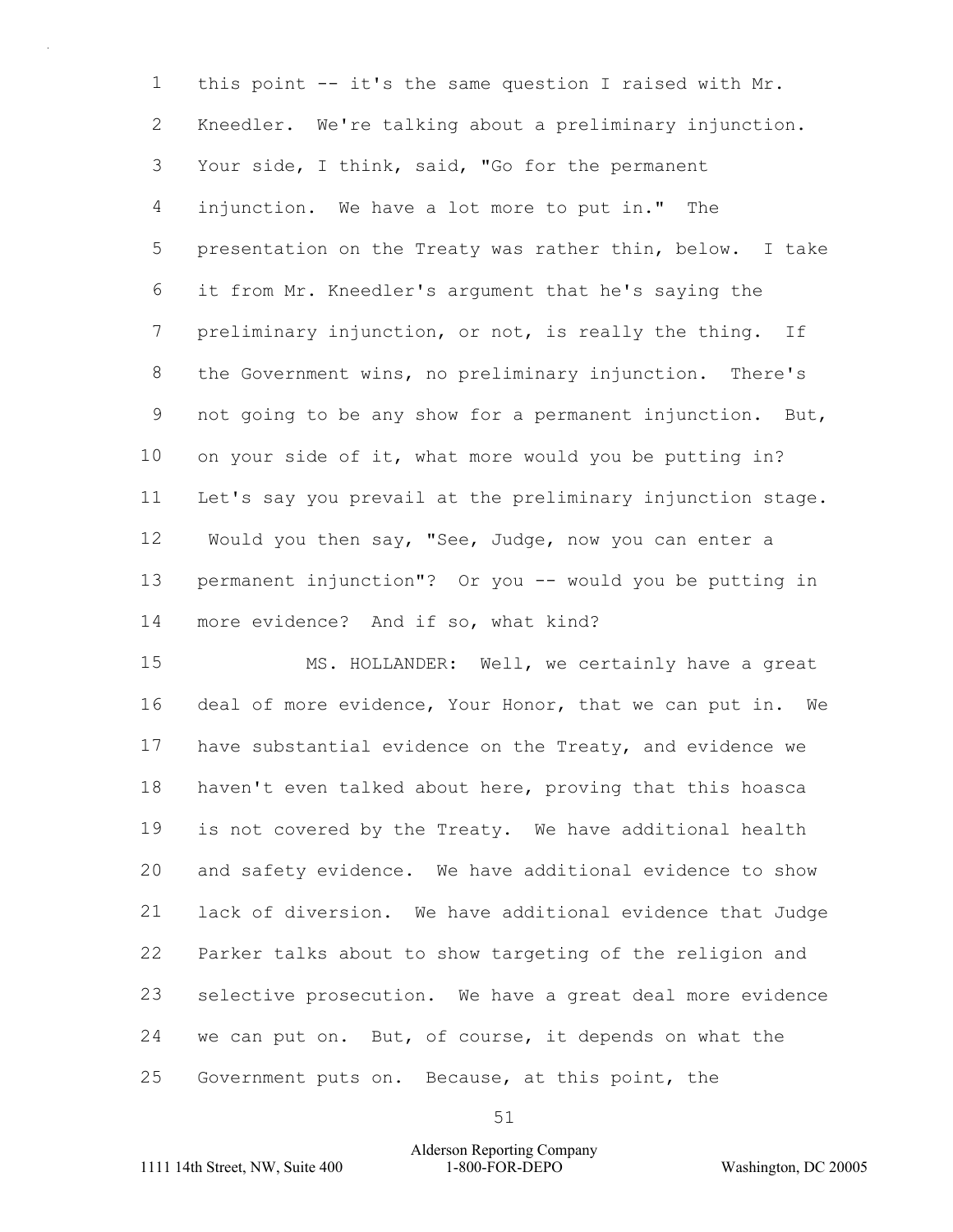this point -- it's the same question I raised with Mr. Kneedler. We're talking about a preliminary injunction. Your side, I think, said, "Go for the permanent injunction. We have a lot more to put in." The presentation on the Treaty was rather thin, below. I take it from Mr. Kneedler's argument that he's saying the preliminary injunction, or not, is really the thing. If the Government wins, no preliminary injunction. There's not going to be any show for a permanent injunction. But, on your side of it, what more would you be putting in? Let's say you prevail at the preliminary injunction stage. Would you then say, "See, Judge, now you can enter a permanent injunction"? Or you -- would you be putting in more evidence? And if so, what kind?

MS. HOLLANDER: Well, we certainly have a great deal of more evidence, Your Honor, that we can put in. We have substantial evidence on the Treaty, and evidence we haven't even talked about here, proving that this hoasca is not covered by the Treaty. We have additional health and safety evidence. We have additional evidence to show lack of diversion. We have additional evidence that Judge Parker talks about to show targeting of the religion and selective prosecution. We have a great deal more evidence we can put on. But, of course, it depends on what the Government puts on. Because, at this point, the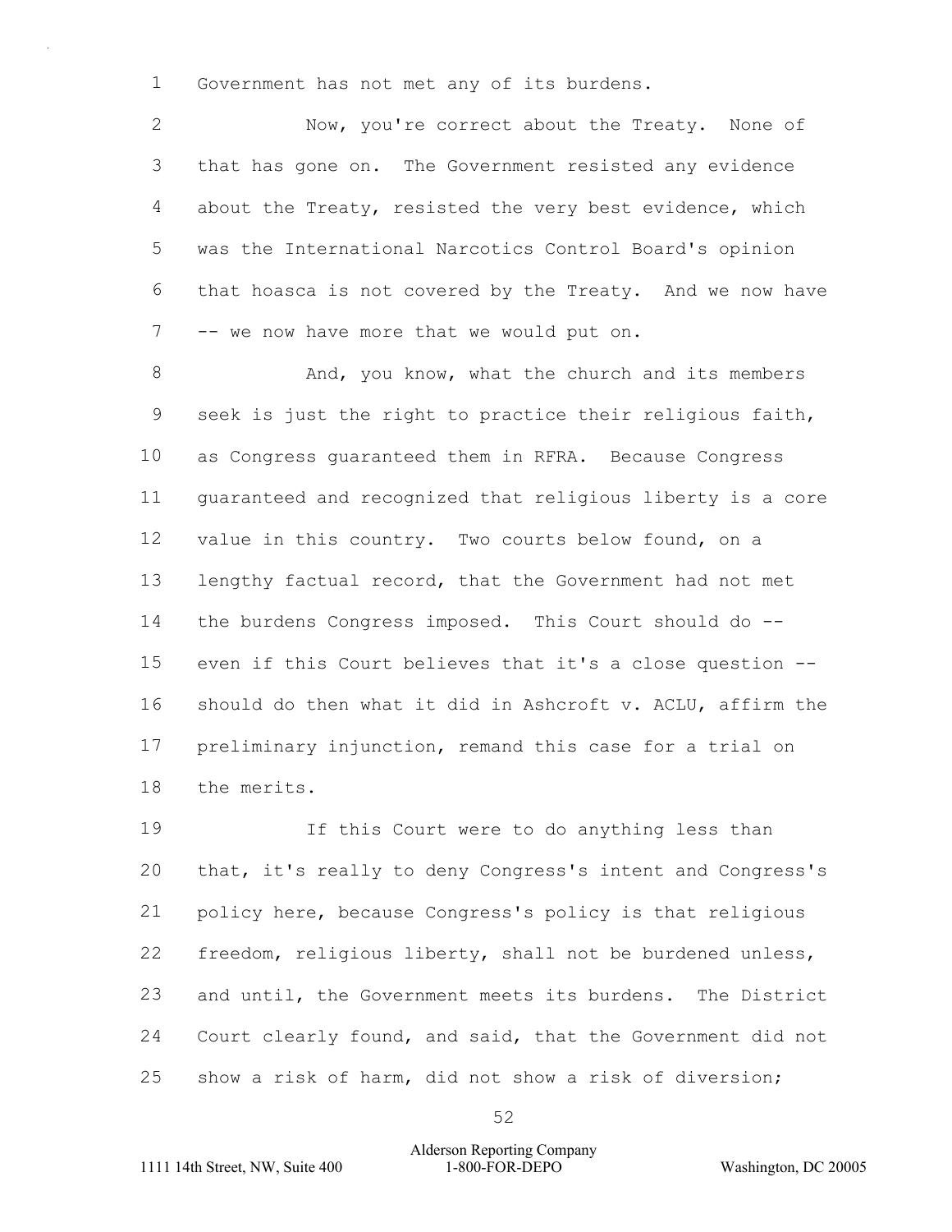Government has not met any of its burdens.

Now, you're correct about the Treaty. None of that has gone on. The Government resisted any evidence about the Treaty, resisted the very best evidence, which was the International Narcotics Control Board's opinion that hoasca is not covered by the Treaty. And we now have -- we now have more that we would put on.

And, you know, what the church and its members seek is just the right to practice their religious faith, as Congress guaranteed them in RFRA. Because Congress guaranteed and recognized that religious liberty is a core value in this country. Two courts below found, on a lengthy factual record, that the Government had not met the burdens Congress imposed. This Court should do -- even if this Court believes that it's a close question -- should do then what it did in Ashcroft v. ACLU, affirm the preliminary injunction, remand this case for a trial on the merits.

If this Court were to do anything less than that, it's really to deny Congress's intent and Congress's policy here, because Congress's policy is that religious freedom, religious liberty, shall not be burdened unless, and until, the Government meets its burdens. The District Court clearly found, and said, that the Government did not show a risk of harm, did not show a risk of diversion;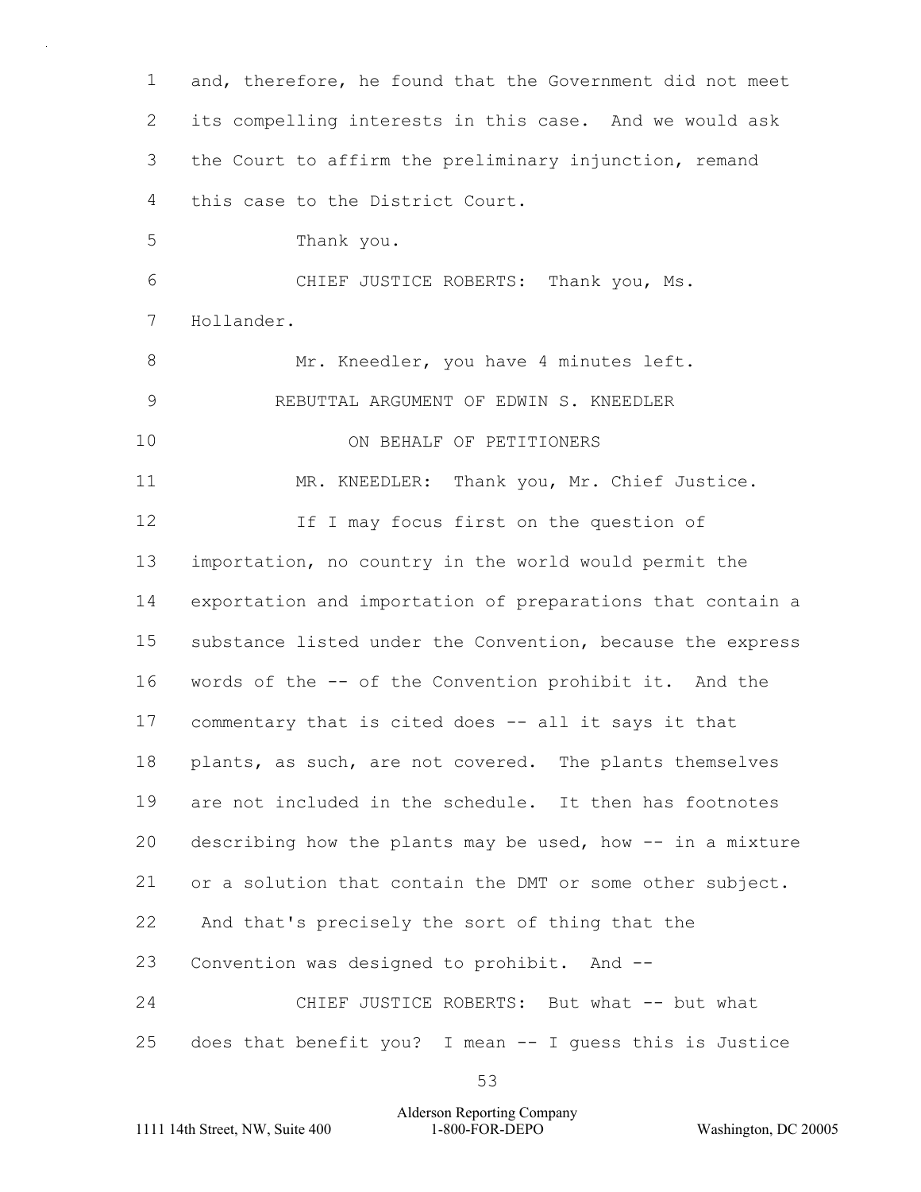and, therefore, he found that the Government did not meet its compelling interests in this case. And we would ask the Court to affirm the preliminary injunction, remand this case to the District Court.

Thank you.

CHIEF JUSTICE ROBERTS: Thank you, Ms. Hollander.

Mr. Kneedler, you have 4 minutes left.

REBUTTAL ARGUMENT OF EDWIN S. KNEEDLER

ON BEHALF OF PETITIONERS

MR. KNEEDLER: Thank you, Mr. Chief Justice.

If I may focus first on the question of importation, no country in the world would permit the exportation and importation of preparations that contain a substance listed under the Convention, because the express words of the -- of the Convention prohibit it. And the commentary that is cited does -- all it says it that plants, as such, are not covered. The plants themselves are not included in the schedule. It then has footnotes describing how the plants may be used, how -- in a mixture or a solution that contain the DMT or some other subject. And that's precisely the sort of thing that the Convention was designed to prohibit. And --

CHIEF JUSTICE ROBERTS: But what -- but what does that benefit you? I mean -- I guess this is Justice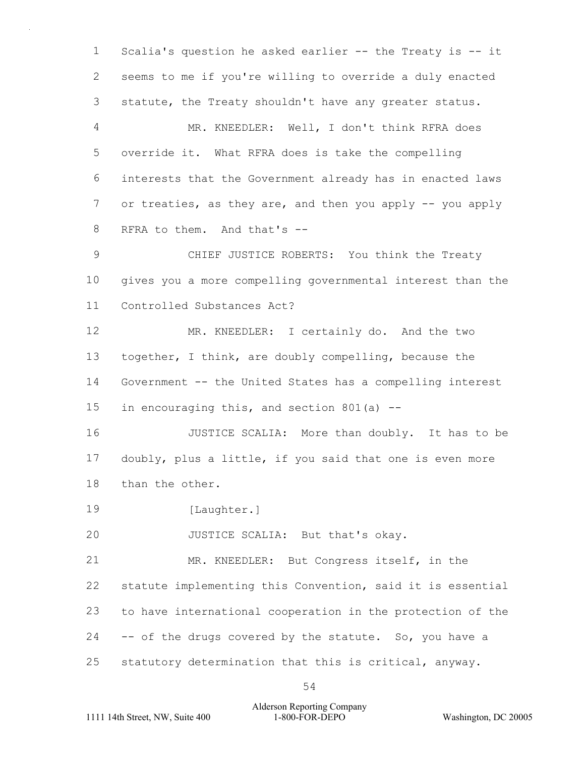1 Scalia's question he asked earlier -- the Treaty is -- it
2 seems to me if you're willing to override a duly enacted
3 statute, the Treaty shouldn't have any greater status.

4 MR. KNEEDLER: Well, I don't think RFRA does
5 override it. What RFRA does is take the compelling
6 interests that the Government already has in enacted laws
7 or treaties, as they are, and then you apply -- you apply
8 RFRA to them. And that's --

9 CHIEF JUSTICE ROBERTS: You think the Treaty
10 gives you a more compelling governmental interest than the
11 Controlled Substances Act?

12 MR. KNEEDLER: I certainly do. And the two
13 together, I think, are doubly compelling, because the
14 Government -- the United States has a compelling interest
15 in encouraging this, and section 801(a) --

16 JUSTICE SCALIA: More than doubly. It has to be
17 doubly, plus a little, if you said that one is even more
18 than the other.

19 [Laughter.]

20 JUSTICE SCALIA: But that's okay.

21 MR. KNEEDLER: But Congress itself, in the
22 statute implementing this Convention, said it is essential
23 to have international cooperation in the protection of the
24 -- of the drugs covered by the statute. So, you have a
25 statutory determination that this is critical, anyway.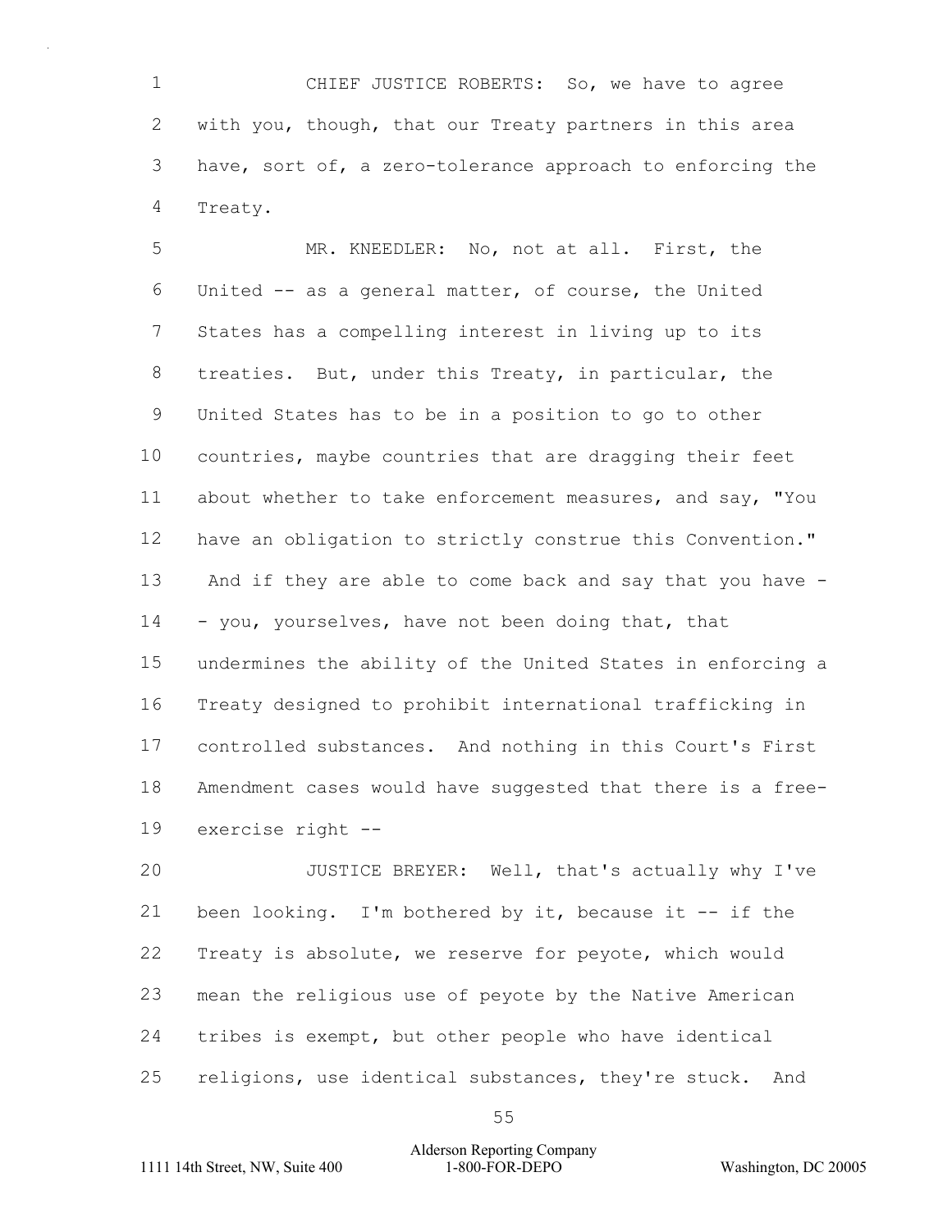CHIEF JUSTICE ROBERTS: So, we have to agree with you, though, that our Treaty partners in this area have, sort of, a zero-tolerance approach to enforcing the Treaty.

MR. KNEEDLER: No, not at all. First, the United -- as a general matter, of course, the United States has a compelling interest in living up to its treaties. But, under this Treaty, in particular, the United States has to be in a position to go to other countries, maybe countries that are dragging their feet about whether to take enforcement measures, and say, "You have an obligation to strictly construe this Convention." And if they are able to come back and say that you have -- you, yourselves, have not been doing that, that undermines the ability of the United States in enforcing a Treaty designed to prohibit international trafficking in controlled substances. And nothing in this Court's First Amendment cases would have suggested that there is a free-exercise right --

JUSTICE BREYER: Well, that's actually why I've been looking. I'm bothered by it, because it -- if the Treaty is absolute, we reserve for peyote, which would mean the religious use of peyote by the Native American tribes is exempt, but other people who have identical religions, use identical substances, they're stuck. And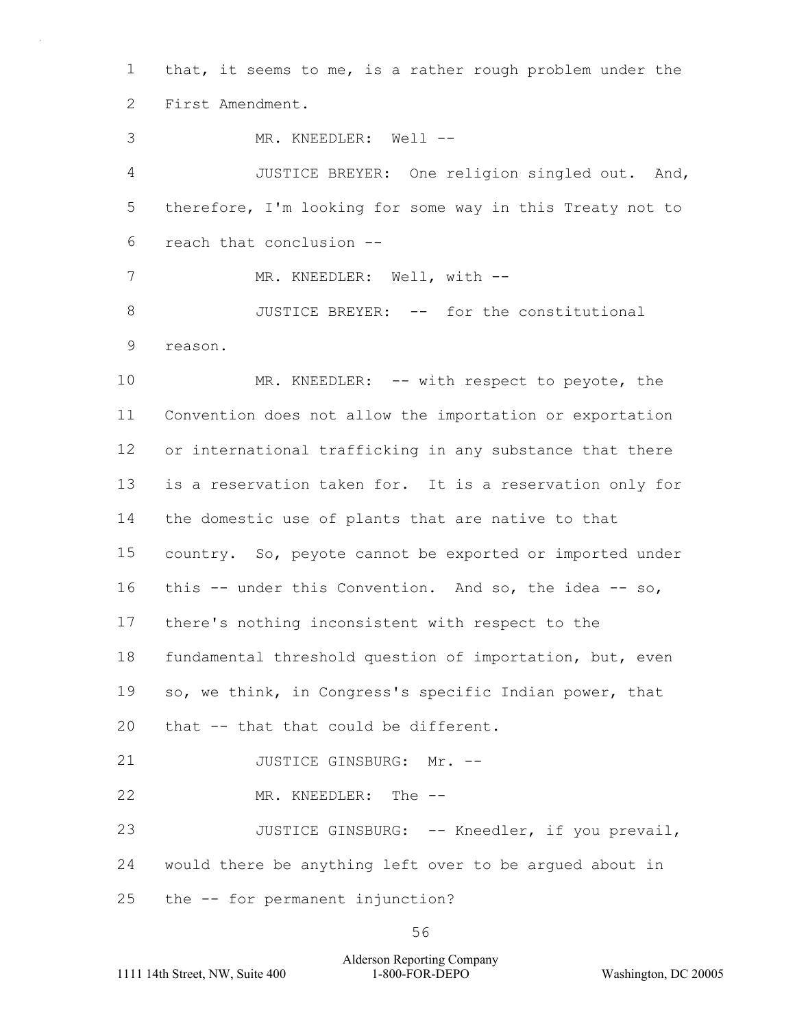1 that, it seems to me, is a rather rough problem under the

2 First Amendment.

3 MR. KNEEDLER: Well --

4 JUSTICE BREYER: One religion singled out. And,

5 therefore, I'm looking for some way in this Treaty not to

6 reach that conclusion --

7 MR. KNEEDLER: Well, with --

8 JUSTICE BREYER: -- for the constitutional

9 reason.

10 MR. KNEEDLER: -- with respect to peyote, the

11 Convention does not allow the importation or exportation

12 or international trafficking in any substance that there

13 is a reservation taken for. It is a reservation only for

14 the domestic use of plants that are native to that

15 country. So, peyote cannot be exported or imported under

16 this -- under this Convention. And so, the idea -- so,

17 there's nothing inconsistent with respect to the

18 fundamental threshold question of importation, but, even

19 so, we think, in Congress's specific Indian power, that

20 that -- that that could be different.

21 JUSTICE GINSBURG: Mr. --

22 MR. KNEEDLER: The --

23 JUSTICE GINSBURG: -- Kneedler, if you prevail,

24 would there be anything left over to be argued about in

25 the -- for permanent injunction?

Alderson Reporting Company

1111 14th Street, NW, Suite 400 1-800-FOR-DEPO Washington, DC 20005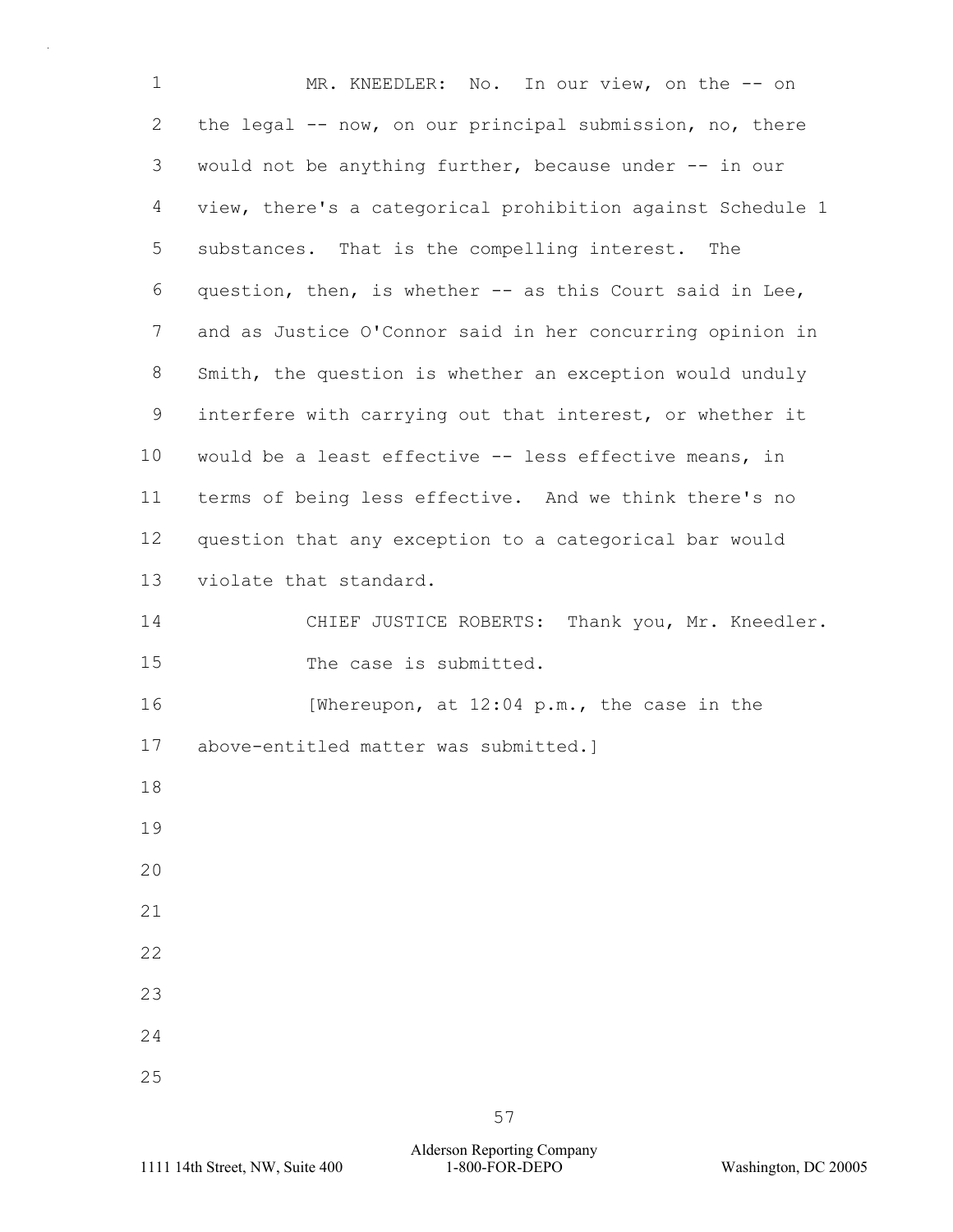MR. KNEEDLER: No. In our view, on the -- on the legal -- now, on our principal submission, no, there would not be anything further, because under -- in our view, there's a categorical prohibition against Schedule 1 substances. That is the compelling interest. The question, then, is whether -- as this Court said in Lee, and as Justice O'Connor said in her concurring opinion in Smith, the question is whether an exception would unduly interfere with carrying out that interest, or whether it would be a least effective -- less effective means, in terms of being less effective. And we think there's no question that any exception to a categorical bar would violate that standard.

CHIEF JUSTICE ROBERTS: Thank you, Mr. Kneedler.

The case is submitted.

[Whereupon, at 12:04 p.m., the case in the above-entitled matter was submitted.]